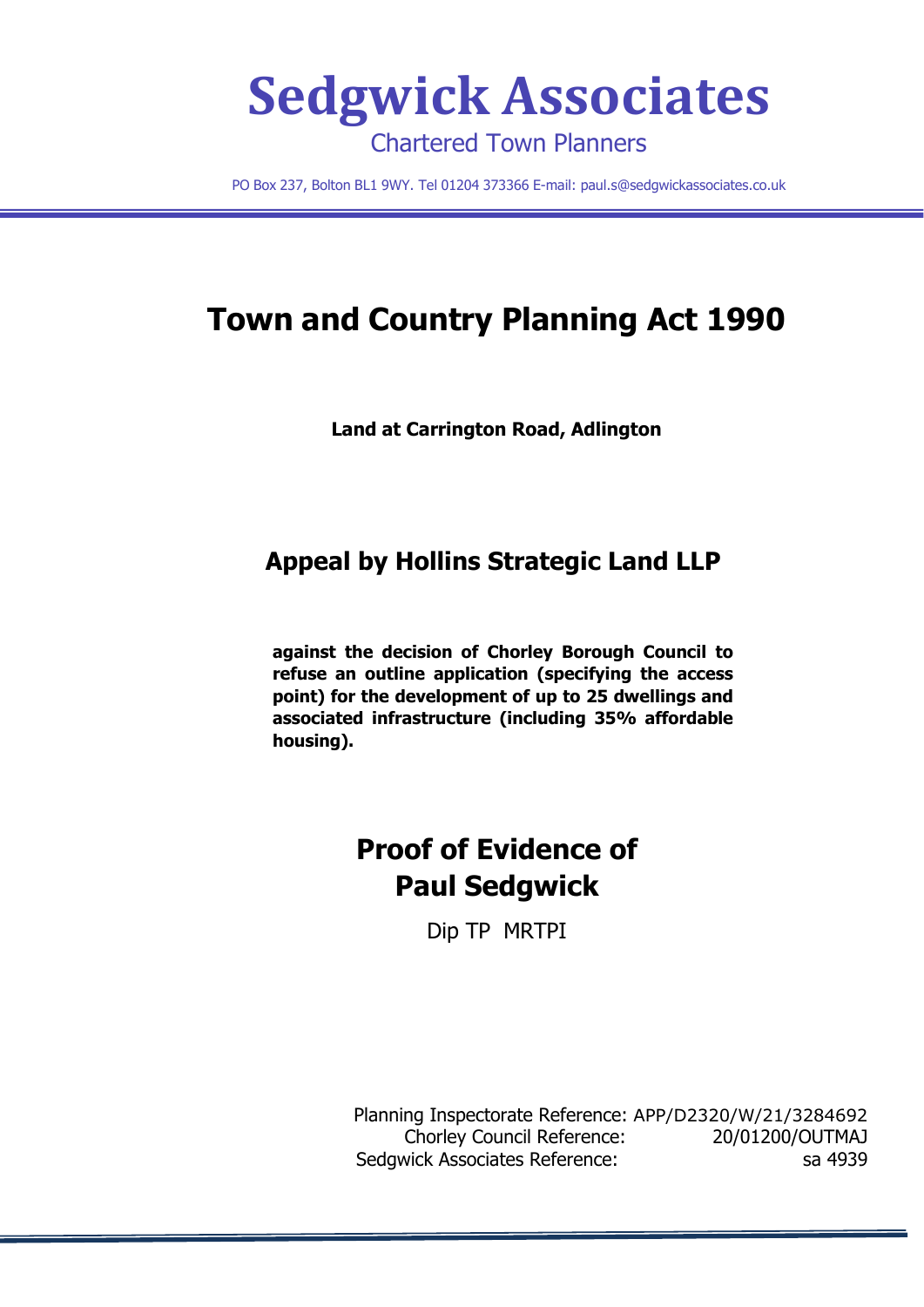# Sedgwick Associates

Chartered Town Planners

PO Box 237, Bolton BL1 9WY. Tel 01204 373366 E-mail: paul.s@sedgwickassociates.co.uk

## Town and Country Planning Act 1990

**Land at Carrington Road, Adlington**

## Appeal by Hollins Strategic Land LLP

**against the decision of Chorley Borough Council to refuse an outline application (specifying the access point) for the development of up to 25 dwellings and associated infrastructure (including 35% affordable housing).**

## Proof of Evidence of Paul Sedgwick

Dip TP MRTPI

Planning Inspectorate Reference: APP/D2320/W/21/3284692
Chorley Council Reference: 20/01200/OUTMAJ
Sedgwick Associates Reference: sa 4939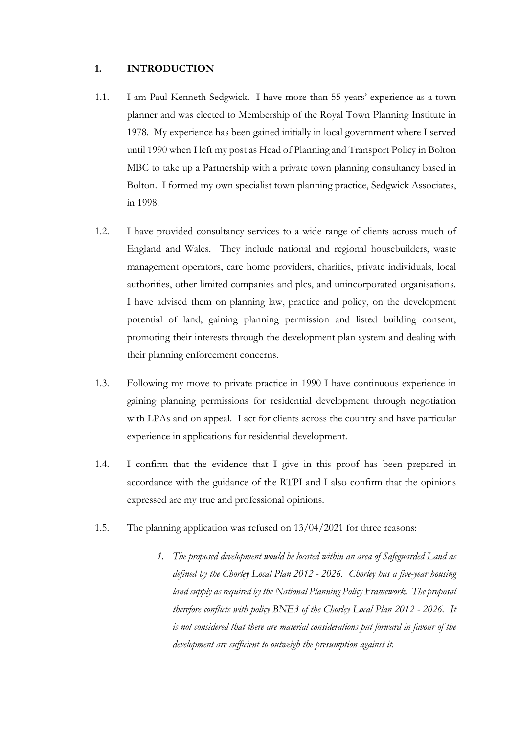## 1. INTRODUCTION

1.1. I am Paul Kenneth Sedgwick. I have more than 55 years' experience as a town planner and was elected to Membership of the Royal Town Planning Institute in 1978. My experience has been gained initially in local government where I served until 1990 when I left my post as Head of Planning and Transport Policy in Bolton MBC to take up a Partnership with a private town planning consultancy based in Bolton. I formed my own specialist town planning practice, Sedgwick Associates, in 1998.

1.2. I have provided consultancy services to a wide range of clients across much of England and Wales. They include national and regional housebuilders, waste management operators, care home providers, charities, private individuals, local authorities, other limited companies and plcs, and unincorporated organisations. I have advised them on planning law, practice and policy, on the development potential of land, gaining planning permission and listed building consent, promoting their interests through the development plan system and dealing with their planning enforcement concerns.

1.3. Following my move to private practice in 1990 I have continuous experience in gaining planning permissions for residential development through negotiation with LPAs and on appeal. I act for clients across the country and have particular experience in applications for residential development.

1.4. I confirm that the evidence that I give in this proof has been prepared in accordance with the guidance of the RTPI and I also confirm that the opinions expressed are my true and professional opinions.

1.5. The planning application was refused on 13/04/2021 for three reasons:

> 1. *The proposed development would be located within an area of Safeguarded Land as defined by the Chorley Local Plan 2012 - 2026. Chorley has a five-year housing land supply as required by the National Planning Policy Framework. The proposal therefore conflicts with policy BNE3 of the Chorley Local Plan 2012 - 2026. It is not considered that there are material considerations put forward in favour of the development are sufficient to outweigh the presumption against it.*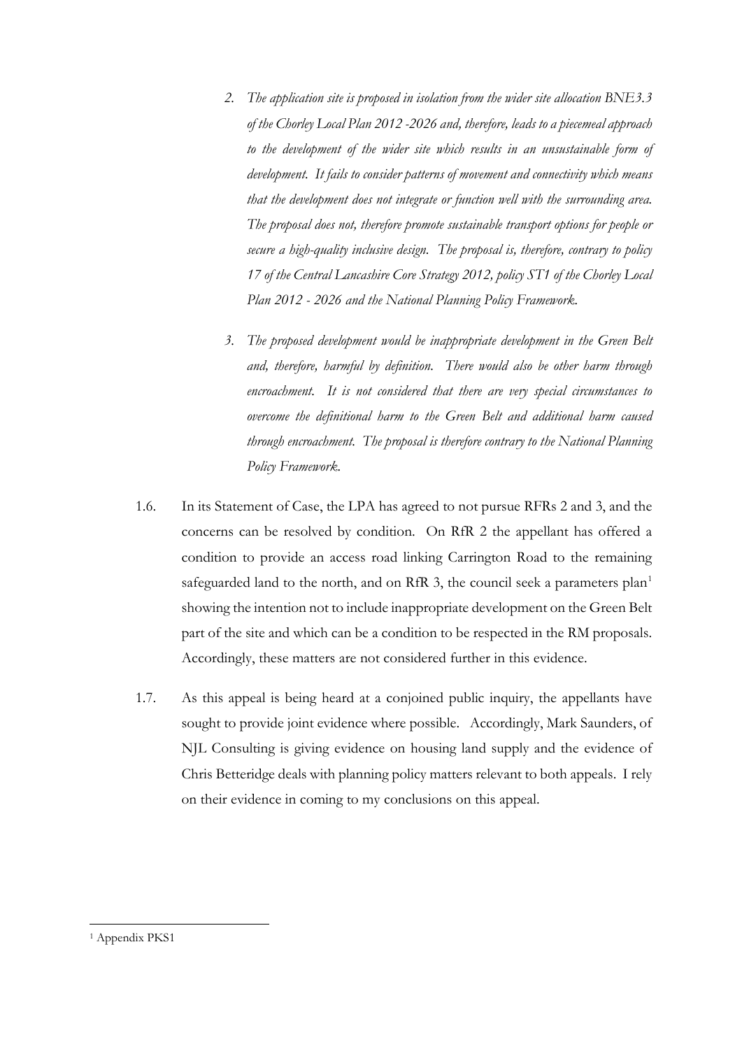2. *The application site is proposed in isolation from the wider site allocation BNE3.3 of the Chorley Local Plan 2012 -2026 and, therefore, leads to a piecemeal approach to the development of the wider site which results in an unsustainable form of development. It fails to consider patterns of movement and connectivity which means that the development does not integrate or function well with the surrounding area. The proposal does not, therefore promote sustainable transport options for people or secure a high-quality inclusive design. The proposal is, therefore, contrary to policy 17 of the Central Lancashire Core Strategy 2012, policy ST1 of the Chorley Local Plan 2012 - 2026 and the National Planning Policy Framework.*

3. *The proposed development would be inappropriate development in the Green Belt and, therefore, harmful by definition. There would also be other harm through encroachment. It is not considered that there are very special circumstances to overcome the definitional harm to the Green Belt and additional harm caused through encroachment. The proposal is therefore contrary to the National Planning Policy Framework.*

1.6. In its Statement of Case, the LPA has agreed to not pursue RFRs 2 and 3, and the concerns can be resolved by condition. On RfR 2 the appellant has offered a condition to provide an access road linking Carrington Road to the remaining safeguarded land to the north, and on RfR 3, the council seek a parameters plan[1] showing the intention not to include inappropriate development on the Green Belt part of the site and which can be a condition to be respected in the RM proposals. Accordingly, these matters are not considered further in this evidence.

1.7. As this appeal is being heard at a conjoined public inquiry, the appellants have sought to provide joint evidence where possible. Accordingly, Mark Saunders, of NJL Consulting is giving evidence on housing land supply and the evidence of Chris Betteridge deals with planning policy matters relevant to both appeals. I rely on their evidence in coming to my conclusions on this appeal.

---

[1] Appendix PKS1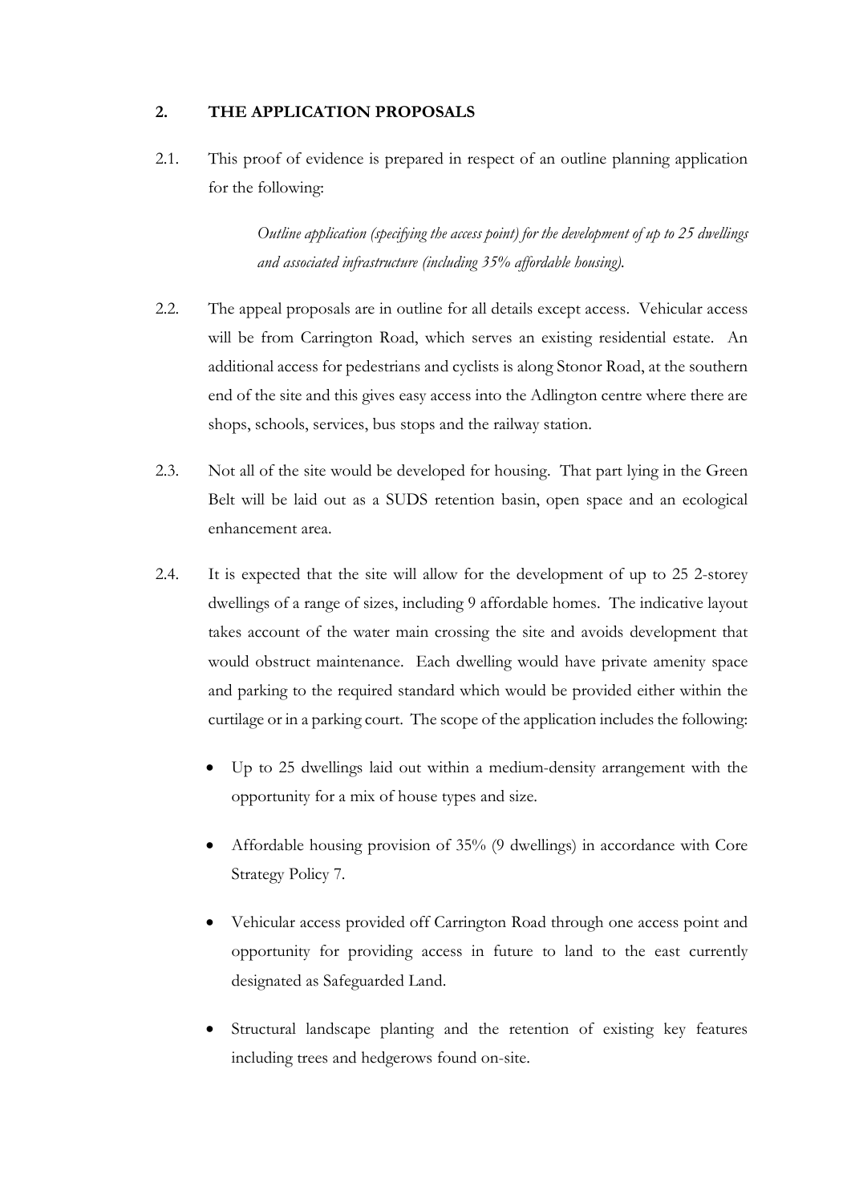## 2. THE APPLICATION PROPOSALS

2.1. This proof of evidence is prepared in respect of an outline planning application for the following:

> *Outline application (specifying the access point) for the development of up to 25 dwellings and associated infrastructure (including 35% affordable housing).*

2.2. The appeal proposals are in outline for all details except access. Vehicular access will be from Carrington Road, which serves an existing residential estate. An additional access for pedestrians and cyclists is along Stonor Road, at the southern end of the site and this gives easy access into the Adlington centre where there are shops, schools, services, bus stops and the railway station.

2.3. Not all of the site would be developed for housing. That part lying in the Green Belt will be laid out as a SUDS retention basin, open space and an ecological enhancement area.

2.4. It is expected that the site will allow for the development of up to 25 2-storey dwellings of a range of sizes, including 9 affordable homes. The indicative layout takes account of the water main crossing the site and avoids development that would obstruct maintenance. Each dwelling would have private amenity space and parking to the required standard which would be provided either within the curtilage or in a parking court. The scope of the application includes the following:

- Up to 25 dwellings laid out within a medium-density arrangement with the opportunity for a mix of house types and size.
- Affordable housing provision of 35% (9 dwellings) in accordance with Core Strategy Policy 7.
- Vehicular access provided off Carrington Road through one access point and opportunity for providing access in future to land to the east currently designated as Safeguarded Land.
- Structural landscape planting and the retention of existing key features including trees and hedgerows found on-site.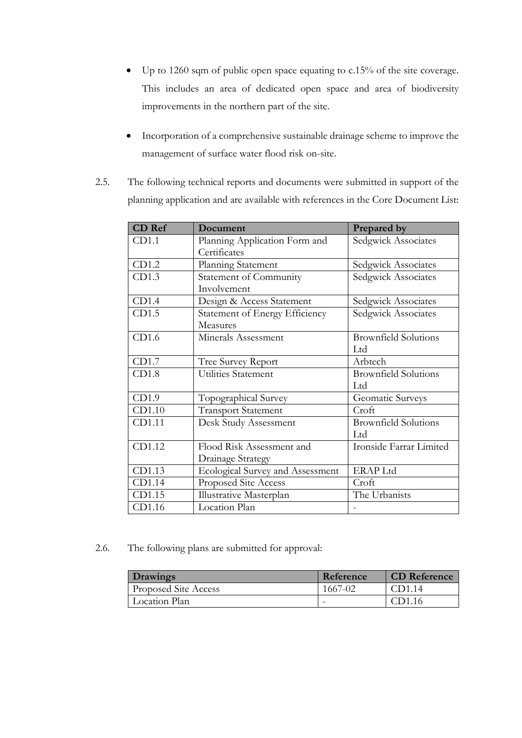- Up to 1260 sqm of public open space equating to c.15% of the site coverage. This includes an area of dedicated open space and area of biodiversity improvements in the northern part of the site.

- Incorporation of a comprehensive sustainable drainage scheme to improve the management of surface water flood risk on-site.

2.5. The following technical reports and documents were submitted in support of the planning application and are available with references in the Core Document List:

| CD Ref | Document | Prepared by |
|---|---|---|
| CD1.1 | Planning Application Form and Certificates | Sedgwick Associates |
| CD1.2 | Planning Statement | Sedgwick Associates |
| CD1.3 | Statement of Community Involvement | Sedgwick Associates |
| CD1.4 | Design & Access Statement | Sedgwick Associates |
| CD1.5 | Statement of Energy Efficiency Measures | Sedgwick Associates |
| CD1.6 | Minerals Assessment | Brownfield Solutions Ltd |
| CD1.7 | Tree Survey Report | Arbtech |
| CD1.8 | Utilities Statement | Brownfield Solutions Ltd |
| CD1.9 | Topographical Survey | Geomatic Surveys |
| CD1.10 | Transport Statement | Croft |
| CD1.11 | Desk Study Assessment | Brownfield Solutions Ltd |
| CD1.12 | Flood Risk Assessment and Drainage Strategy | Ironside Farrar Limited |
| CD1.13 | Ecological Survey and Assessment | ERAP Ltd |
| CD1.14 | Proposed Site Access | Croft |
| CD1.15 | Illustrative Masterplan | The Urbanists |
| CD1.16 | Location Plan | - |

2.6. The following plans are submitted for approval:

| Drawings | Reference | CD Reference |
|---|---|---|
| Proposed Site Access | 1667-02 | CD1.14 |
| Location Plan | - | CD1.16 |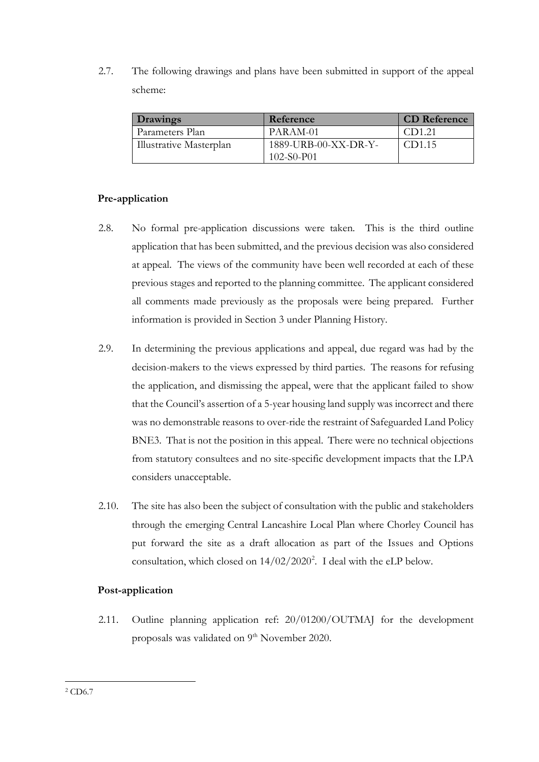2.7. The following drawings and plans have been submitted in support of the appeal scheme:

| Drawings | Reference | CD Reference |
|---|---|---|
| Parameters Plan | PARAM-01 | CD1.21 |
| Illustrative Masterplan | 1889-URB-00-XX-DR-Y-102-S0-P01 | CD1.15 |

**Pre-application**

2.8. No formal pre-application discussions were taken. This is the third outline application that has been submitted, and the previous decision was also considered at appeal. The views of the community have been well recorded at each of these previous stages and reported to the planning committee. The applicant considered all comments made previously as the proposals were being prepared. Further information is provided in Section 3 under Planning History.

2.9. In determining the previous applications and appeal, due regard was had by the decision-makers to the views expressed by third parties. The reasons for refusing the application, and dismissing the appeal, were that the applicant failed to show that the Council's assertion of a 5-year housing land supply was incorrect and there was no demonstrable reasons to over-ride the restraint of Safeguarded Land Policy BNE3. That is not the position in this appeal. There were no technical objections from statutory consultees and no site-specific development impacts that the LPA considers unacceptable.

2.10. The site has also been the subject of consultation with the public and stakeholders through the emerging Central Lancashire Local Plan where Chorley Council has put forward the site as a draft allocation as part of the Issues and Options consultation, which closed on 14/02/2020[2]. I deal with the eLP below.

**Post-application**

2.11. Outline planning application ref: 20/01200/OUTMAJ for the development proposals was validated on 9th November 2020.

[2] CD6.7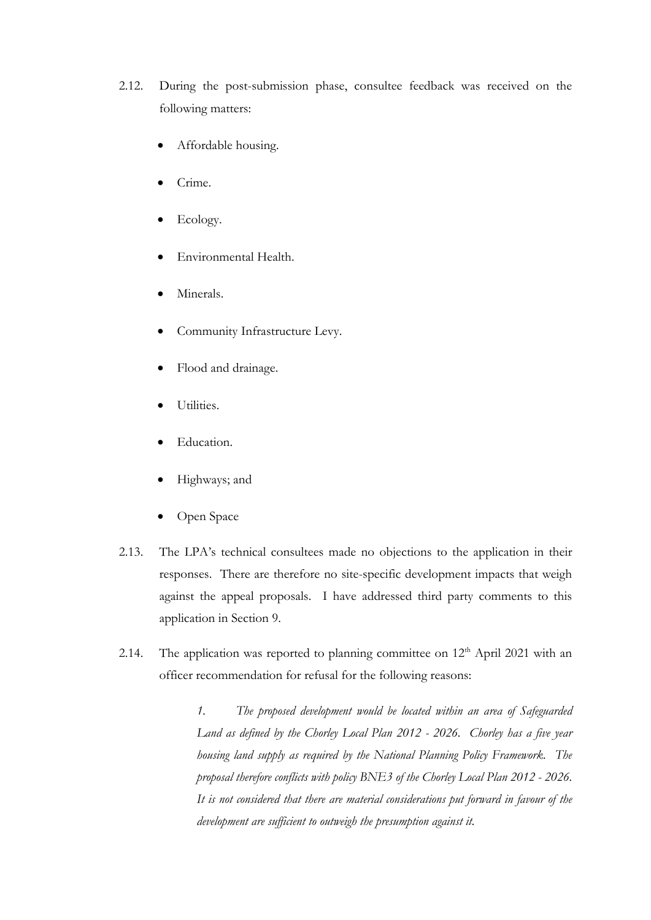2.12. During the post-submission phase, consultee feedback was received on the following matters:

- Affordable housing.
- Crime.
- Ecology.
- Environmental Health.
- Minerals.
- Community Infrastructure Levy.
- Flood and drainage.
- Utilities.
- Education.
- Highways; and
- Open Space

2.13. The LPA's technical consultees made no objections to the application in their responses. There are therefore no site-specific development impacts that weigh against the appeal proposals. I have addressed third party comments to this application in Section 9.

2.14. The application was reported to planning committee on 12th April 2021 with an officer recommendation for refusal for the following reasons:

> *1. The proposed development would be located within an area of Safeguarded Land as defined by the Chorley Local Plan 2012 - 2026. Chorley has a five year housing land supply as required by the National Planning Policy Framework. The proposal therefore conflicts with policy BNE3 of the Chorley Local Plan 2012 - 2026. It is not considered that there are material considerations put forward in favour of the development are sufficient to outweigh the presumption against it.*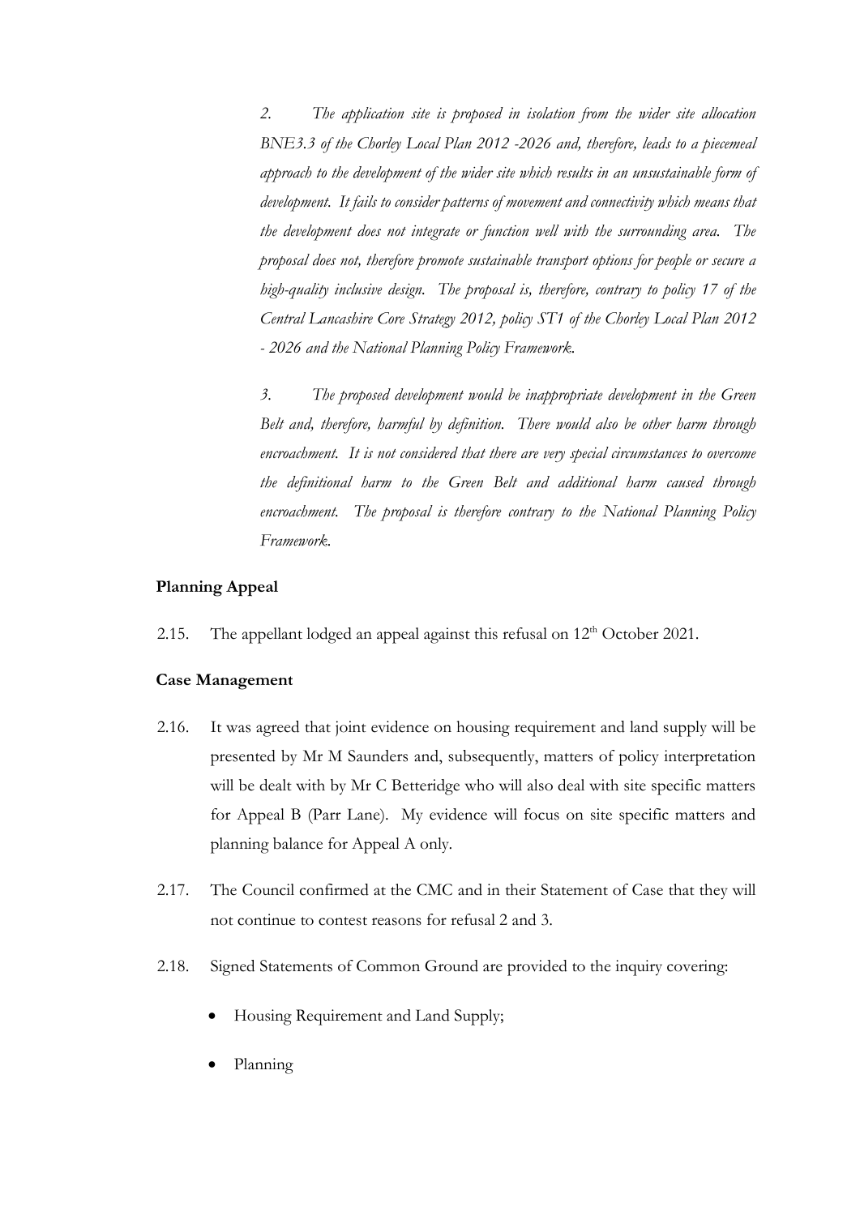*2. The application site is proposed in isolation from the wider site allocation BNE3.3 of the Chorley Local Plan 2012 -2026 and, therefore, leads to a piecemeal approach to the development of the wider site which results in an unsustainable form of development. It fails to consider patterns of movement and connectivity which means that the development does not integrate or function well with the surrounding area. The proposal does not, therefore promote sustainable transport options for people or secure a high-quality inclusive design. The proposal is, therefore, contrary to policy 17 of the Central Lancashire Core Strategy 2012, policy ST1 of the Chorley Local Plan 2012 - 2026 and the National Planning Policy Framework.*

*3. The proposed development would be inappropriate development in the Green Belt and, therefore, harmful by definition. There would also be other harm through encroachment. It is not considered that there are very special circumstances to overcome the definitional harm to the Green Belt and additional harm caused through encroachment. The proposal is therefore contrary to the National Planning Policy Framework.*

**Planning Appeal**

2.15. The appellant lodged an appeal against this refusal on 12th October 2021.

**Case Management**

2.16. It was agreed that joint evidence on housing requirement and land supply will be presented by Mr M Saunders and, subsequently, matters of policy interpretation will be dealt with by Mr C Betteridge who will also deal with site specific matters for Appeal B (Parr Lane). My evidence will focus on site specific matters and planning balance for Appeal A only.

2.17. The Council confirmed at the CMC and in their Statement of Case that they will not continue to contest reasons for refusal 2 and 3.

2.18. Signed Statements of Common Ground are provided to the inquiry covering:

- Housing Requirement and Land Supply;
- Planning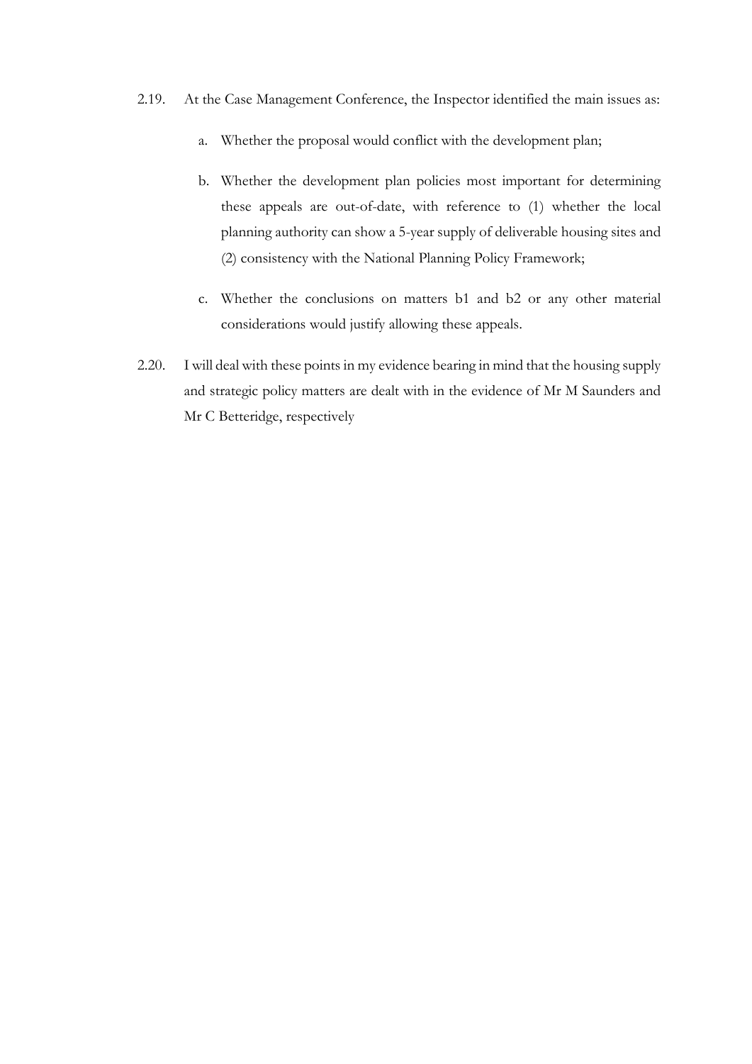2.19. At the Case Management Conference, the Inspector identified the main issues as:

a. Whether the proposal would conflict with the development plan;

b. Whether the development plan policies most important for determining these appeals are out-of-date, with reference to (1) whether the local planning authority can show a 5-year supply of deliverable housing sites and (2) consistency with the National Planning Policy Framework;

c. Whether the conclusions on matters b1 and b2 or any other material considerations would justify allowing these appeals.

2.20. I will deal with these points in my evidence bearing in mind that the housing supply and strategic policy matters are dealt with in the evidence of Mr M Saunders and Mr C Betteridge, respectively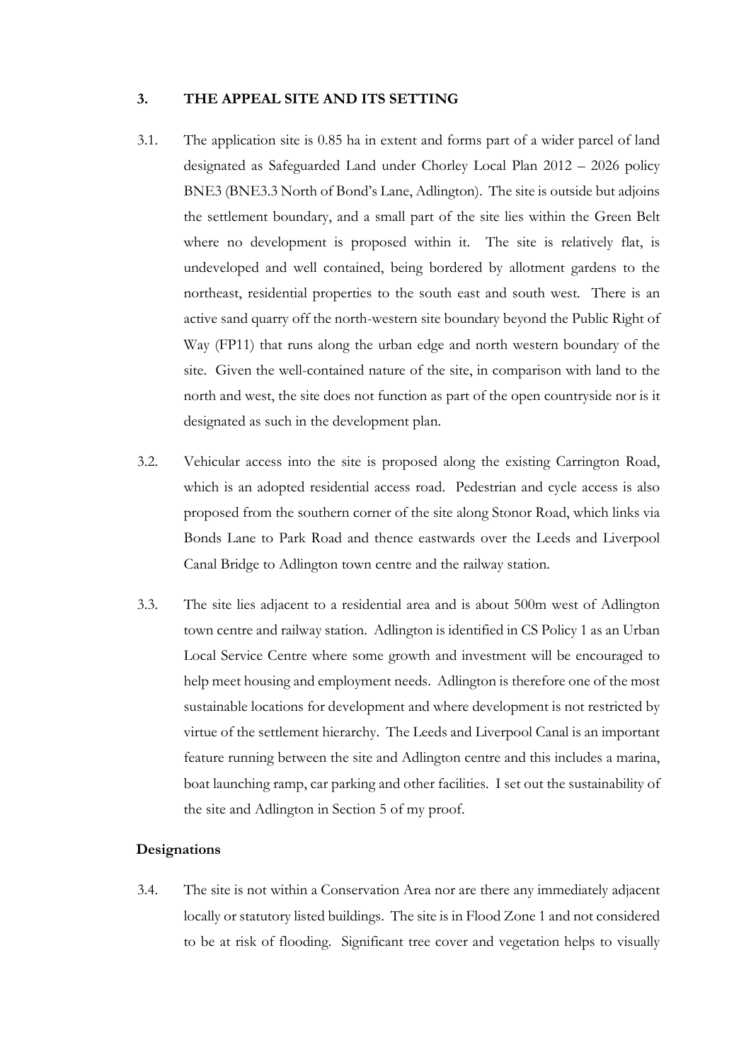## 3. THE APPEAL SITE AND ITS SETTING

3.1. The application site is 0.85 ha in extent and forms part of a wider parcel of land designated as Safeguarded Land under Chorley Local Plan 2012 – 2026 policy BNE3 (BNE3.3 North of Bond's Lane, Adlington). The site is outside but adjoins the settlement boundary, and a small part of the site lies within the Green Belt where no development is proposed within it. The site is relatively flat, is undeveloped and well contained, being bordered by allotment gardens to the northeast, residential properties to the south east and south west. There is an active sand quarry off the north-western site boundary beyond the Public Right of Way (FP11) that runs along the urban edge and north western boundary of the site. Given the well-contained nature of the site, in comparison with land to the north and west, the site does not function as part of the open countryside nor is it designated as such in the development plan.

3.2. Vehicular access into the site is proposed along the existing Carrington Road, which is an adopted residential access road. Pedestrian and cycle access is also proposed from the southern corner of the site along Stonor Road, which links via Bonds Lane to Park Road and thence eastwards over the Leeds and Liverpool Canal Bridge to Adlington town centre and the railway station.

3.3. The site lies adjacent to a residential area and is about 500m west of Adlington town centre and railway station. Adlington is identified in CS Policy 1 as an Urban Local Service Centre where some growth and investment will be encouraged to help meet housing and employment needs. Adlington is therefore one of the most sustainable locations for development and where development is not restricted by virtue of the settlement hierarchy. The Leeds and Liverpool Canal is an important feature running between the site and Adlington centre and this includes a marina, boat launching ramp, car parking and other facilities. I set out the sustainability of the site and Adlington in Section 5 of my proof.

### Designations

3.4. The site is not within a Conservation Area nor are there any immediately adjacent locally or statutory listed buildings. The site is in Flood Zone 1 and not considered to be at risk of flooding. Significant tree cover and vegetation helps to visually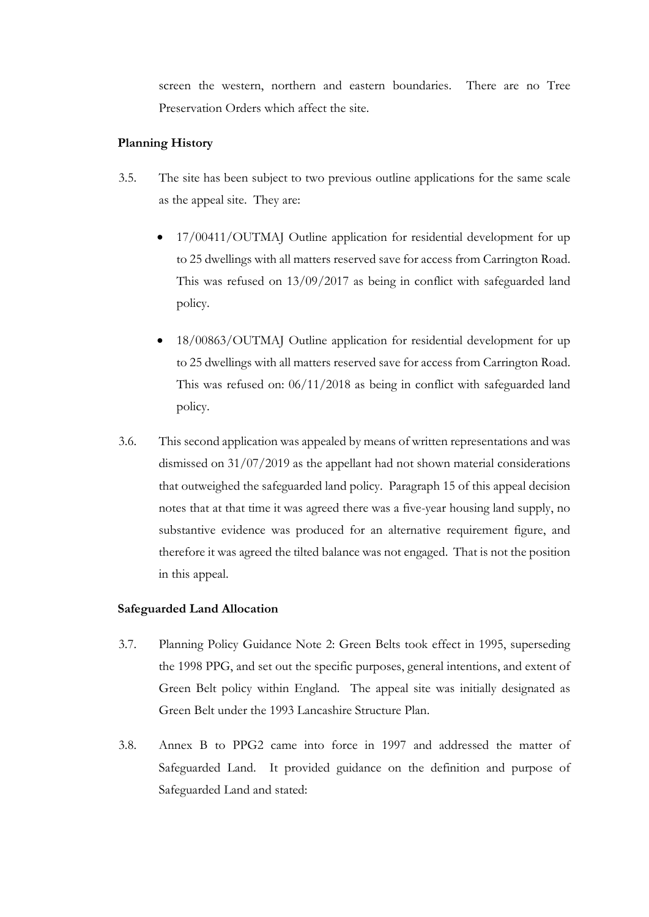screen the western, northern and eastern boundaries. There are no Tree Preservation Orders which affect the site.

**Planning History**

3.5. The site has been subject to two previous outline applications for the same scale as the appeal site. They are:

- 17/00411/OUTMAJ Outline application for residential development for up to 25 dwellings with all matters reserved save for access from Carrington Road. This was refused on 13/09/2017 as being in conflict with safeguarded land policy.

- 18/00863/OUTMAJ Outline application for residential development for up to 25 dwellings with all matters reserved save for access from Carrington Road. This was refused on: 06/11/2018 as being in conflict with safeguarded land policy.

3.6. This second application was appealed by means of written representations and was dismissed on 31/07/2019 as the appellant had not shown material considerations that outweighed the safeguarded land policy. Paragraph 15 of this appeal decision notes that at that time it was agreed there was a five-year housing land supply, no substantive evidence was produced for an alternative requirement figure, and therefore it was agreed the tilted balance was not engaged. That is not the position in this appeal.

**Safeguarded Land Allocation**

3.7. Planning Policy Guidance Note 2: Green Belts took effect in 1995, superseding the 1998 PPG, and set out the specific purposes, general intentions, and extent of Green Belt policy within England. The appeal site was initially designated as Green Belt under the 1993 Lancashire Structure Plan.

3.8. Annex B to PPG2 came into force in 1997 and addressed the matter of Safeguarded Land. It provided guidance on the definition and purpose of Safeguarded Land and stated: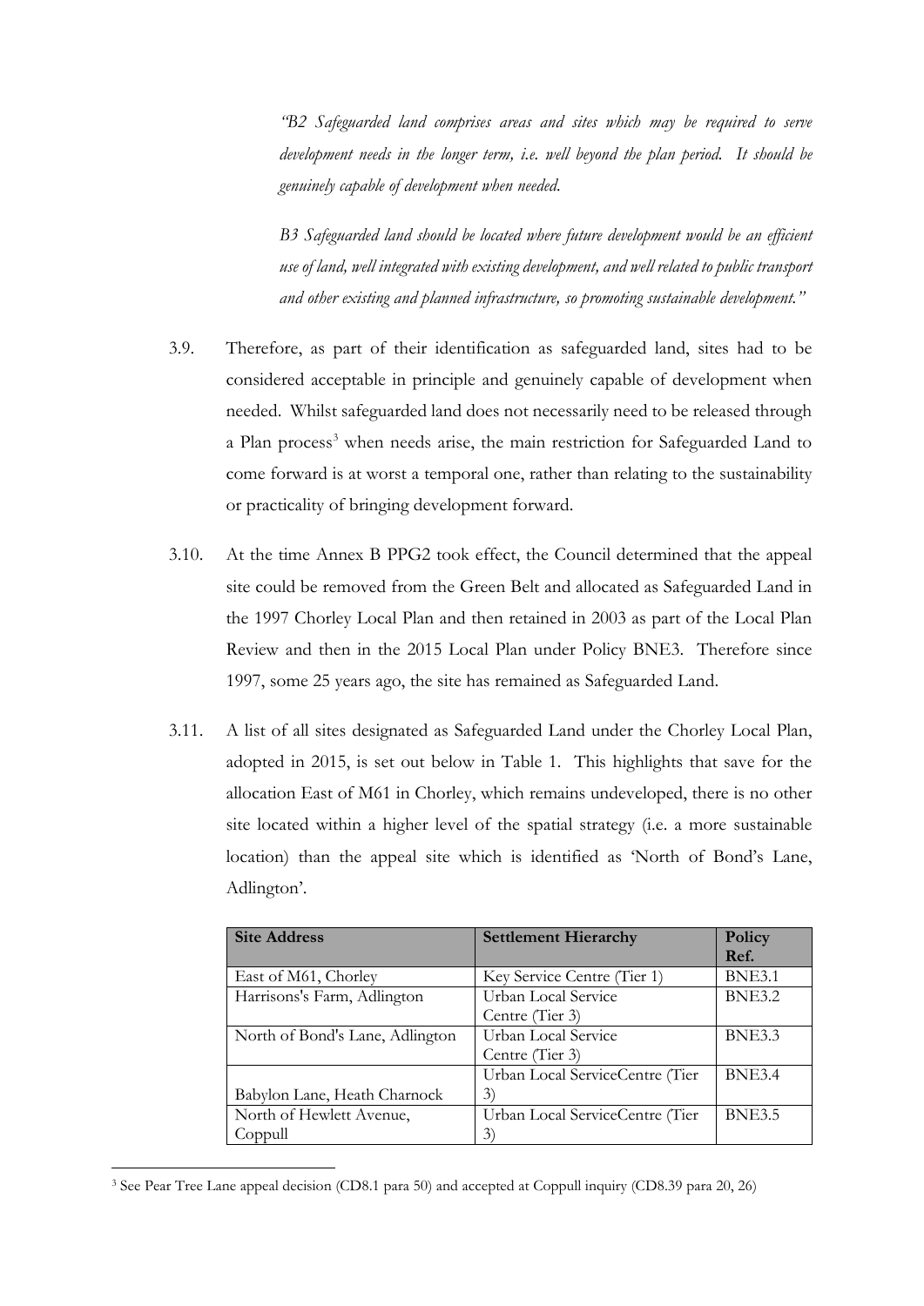*"B2 Safeguarded land comprises areas and sites which may be required to serve development needs in the longer term, i.e. well beyond the plan period. It should be genuinely capable of development when needed.*

*B3 Safeguarded land should be located where future development would be an efficient use of land, well integrated with existing development, and well related to public transport and other existing and planned infrastructure, so promoting sustainable development."*

3.9. Therefore, as part of their identification as safeguarded land, sites had to be considered acceptable in principle and genuinely capable of development when needed. Whilst safeguarded land does not necessarily need to be released through a Plan process[3] when needs arise, the main restriction for Safeguarded Land to come forward is at worst a temporal one, rather than relating to the sustainability or practicality of bringing development forward.

3.10. At the time Annex B PPG2 took effect, the Council determined that the appeal site could be removed from the Green Belt and allocated as Safeguarded Land in the 1997 Chorley Local Plan and then retained in 2003 as part of the Local Plan Review and then in the 2015 Local Plan under Policy BNE3. Therefore since 1997, some 25 years ago, the site has remained as Safeguarded Land.

3.11. A list of all sites designated as Safeguarded Land under the Chorley Local Plan, adopted in 2015, is set out below in Table 1. This highlights that save for the allocation East of M61 in Chorley, which remains undeveloped, there is no other site located within a higher level of the spatial strategy (i.e. a more sustainable location) than the appeal site which is identified as 'North of Bond's Lane, Adlington'.

| Site Address | Settlement Hierarchy | Policy Ref. |
|---|---|---|
| East of M61, Chorley | Key Service Centre (Tier 1) | BNE3.1 |
| Harrisons's Farm, Adlington | Urban Local Service Centre (Tier 3) | BNE3.2 |
| North of Bond's Lane, Adlington | Urban Local Service Centre (Tier 3) | BNE3.3 |
| Babylon Lane, Heath Charnock | Urban Local ServiceCentre (Tier 3) | BNE3.4 |
| North of Hewlett Avenue, Coppull | Urban Local ServiceCentre (Tier 3) | BNE3.5 |

[3] See Pear Tree Lane appeal decision (CD8.1 para 50) and accepted at Coppull inquiry (CD8.39 para 20, 26)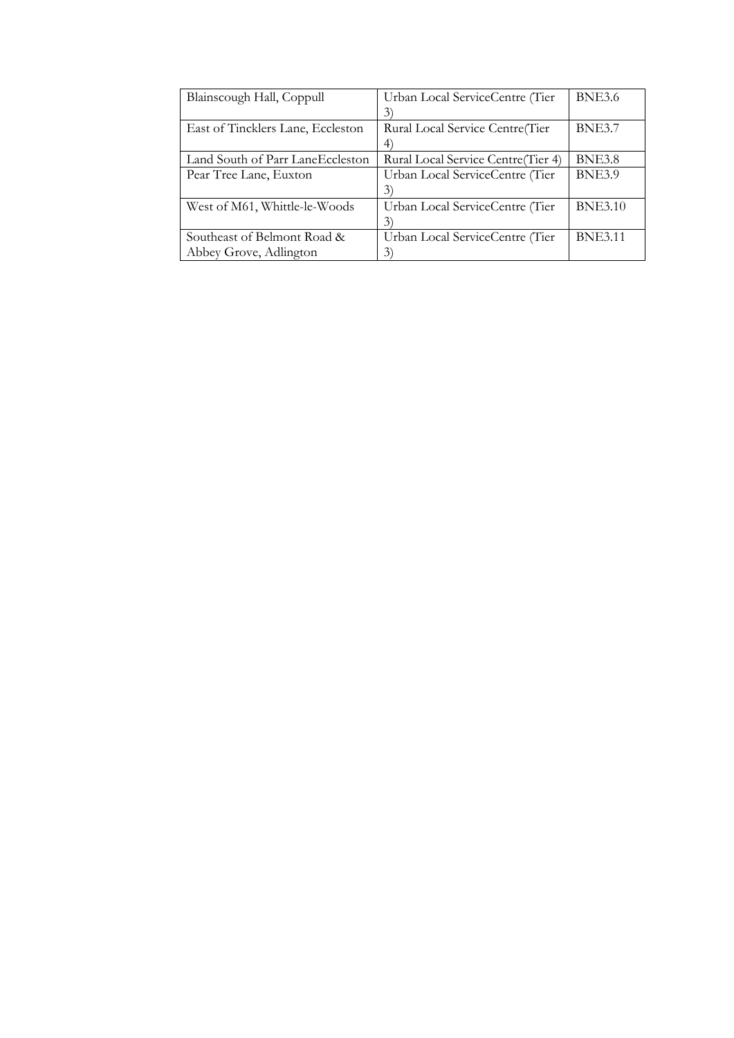| Blainscough Hall, Coppull | Urban Local ServiceCentre (Tier 3) | BNE3.6 |
| --- | --- | --- |
| East of Tincklers Lane, Eccleston | Rural Local Service Centre(Tier 4) | BNE3.7 |
| Land South of Parr LaneEccleston | Rural Local Service Centre(Tier 4) | BNE3.8 |
| Pear Tree Lane, Euxton | Urban Local ServiceCentre (Tier 3) | BNE3.9 |
| West of M61, Whittle-le-Woods | Urban Local ServiceCentre (Tier 3) | BNE3.10 |
| Southeast of Belmont Road & Abbey Grove, Adlington | Urban Local ServiceCentre (Tier 3) | BNE3.11 |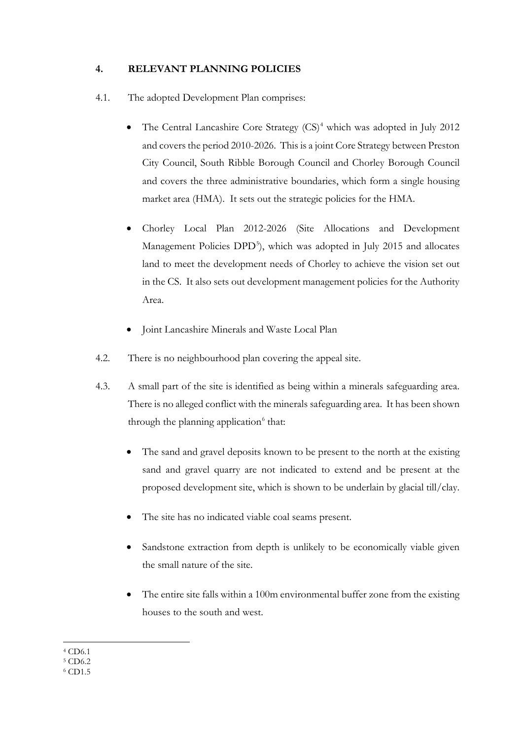## 4. RELEVANT PLANNING POLICIES

4.1. The adopted Development Plan comprises:

- The Central Lancashire Core Strategy (CS)[4] which was adopted in July 2012 and covers the period 2010-2026. This is a joint Core Strategy between Preston City Council, South Ribble Borough Council and Chorley Borough Council and covers the three administrative boundaries, which form a single housing market area (HMA). It sets out the strategic policies for the HMA.

- Chorley Local Plan 2012-2026 (Site Allocations and Development Management Policies DPD[5]), which was adopted in July 2015 and allocates land to meet the development needs of Chorley to achieve the vision set out in the CS. It also sets out development management policies for the Authority Area.

- Joint Lancashire Minerals and Waste Local Plan

4.2. There is no neighbourhood plan covering the appeal site.

4.3. A small part of the site is identified as being within a minerals safeguarding area. There is no alleged conflict with the minerals safeguarding area. It has been shown through the planning application[6] that:

- The sand and gravel deposits known to be present to the north at the existing sand and gravel quarry are not indicated to extend and be present at the proposed development site, which is shown to be underlain by glacial till/clay.

- The site has no indicated viable coal seams present.

- Sandstone extraction from depth is unlikely to be economically viable given the small nature of the site.

- The entire site falls within a 100m environmental buffer zone from the existing houses to the south and west.

---

[4] CD6.1
[5] CD6.2
[6] CD1.5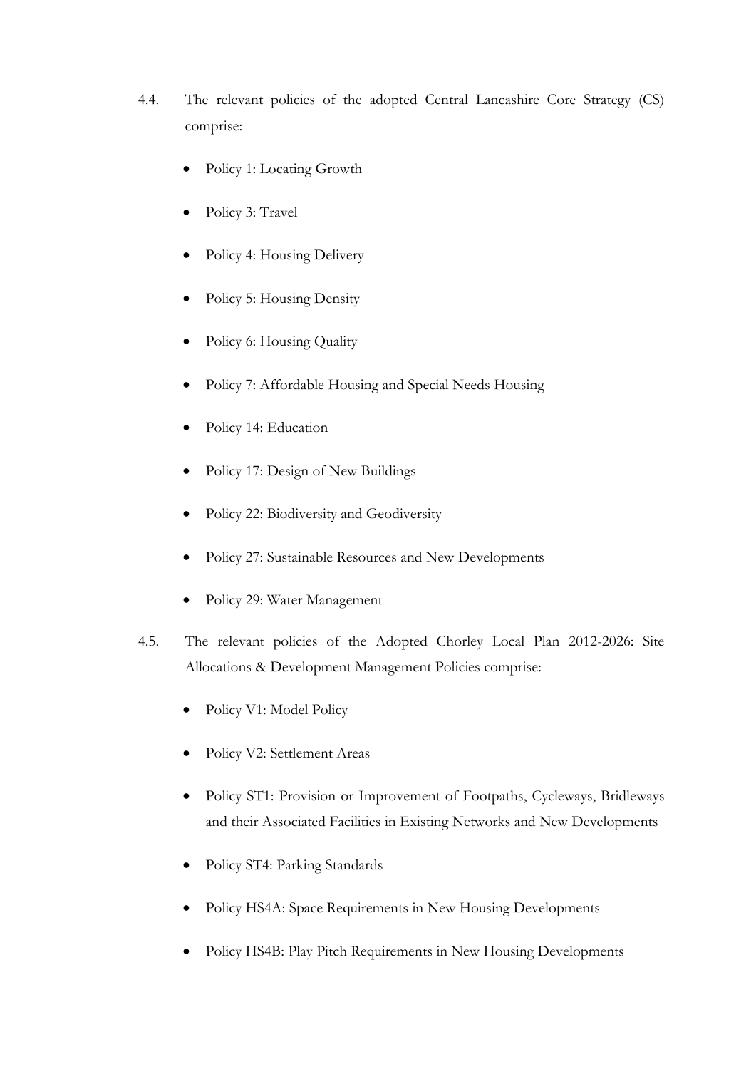4.4. The relevant policies of the adopted Central Lancashire Core Strategy (CS) comprise:

- Policy 1: Locating Growth
- Policy 3: Travel
- Policy 4: Housing Delivery
- Policy 5: Housing Density
- Policy 6: Housing Quality
- Policy 7: Affordable Housing and Special Needs Housing
- Policy 14: Education
- Policy 17: Design of New Buildings
- Policy 22: Biodiversity and Geodiversity
- Policy 27: Sustainable Resources and New Developments
- Policy 29: Water Management

4.5. The relevant policies of the Adopted Chorley Local Plan 2012-2026: Site Allocations & Development Management Policies comprise:

- Policy V1: Model Policy
- Policy V2: Settlement Areas
- Policy ST1: Provision or Improvement of Footpaths, Cycleways, Bridleways and their Associated Facilities in Existing Networks and New Developments
- Policy ST4: Parking Standards
- Policy HS4A: Space Requirements in New Housing Developments
- Policy HS4B: Play Pitch Requirements in New Housing Developments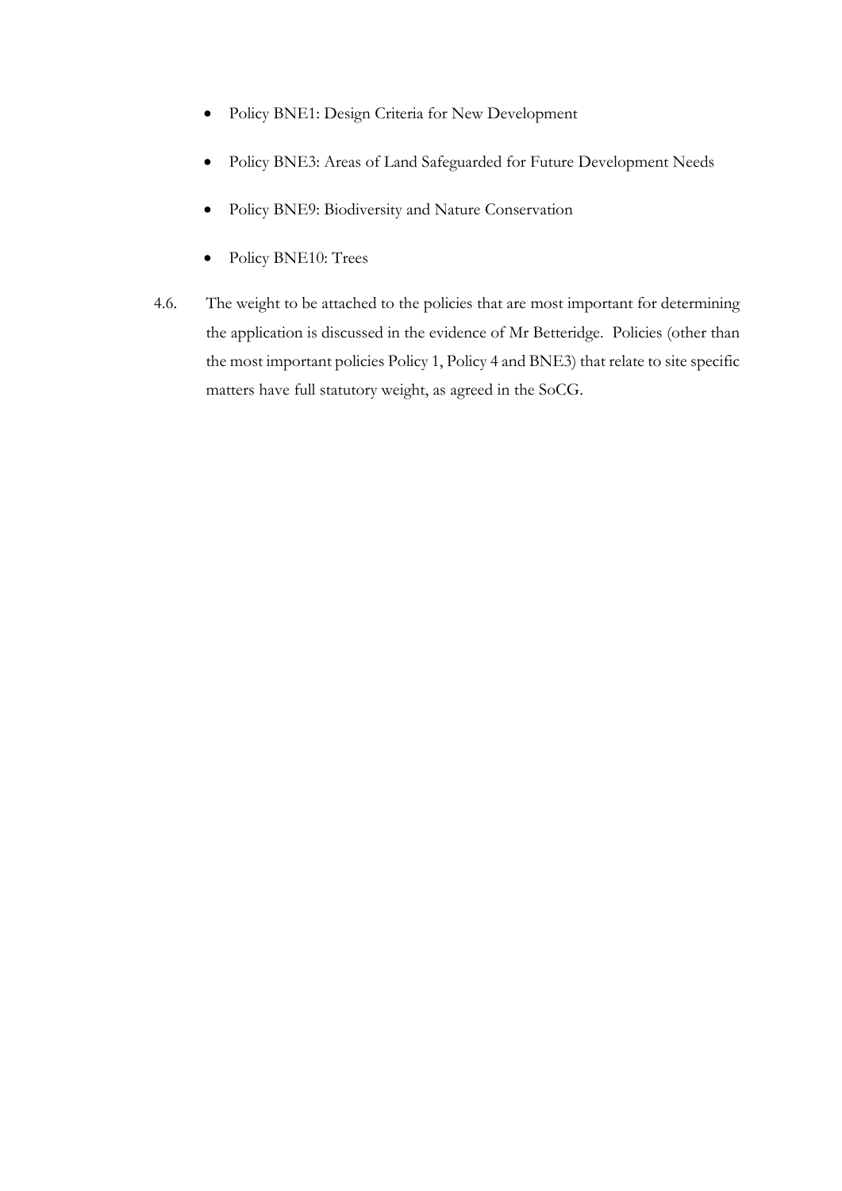- Policy BNE1: Design Criteria for New Development
- Policy BNE3: Areas of Land Safeguarded for Future Development Needs
- Policy BNE9: Biodiversity and Nature Conservation
- Policy BNE10: Trees

4.6. The weight to be attached to the policies that are most important for determining the application is discussed in the evidence of Mr Betteridge. Policies (other than the most important policies Policy 1, Policy 4 and BNE3) that relate to site specific matters have full statutory weight, as agreed in the SoCG.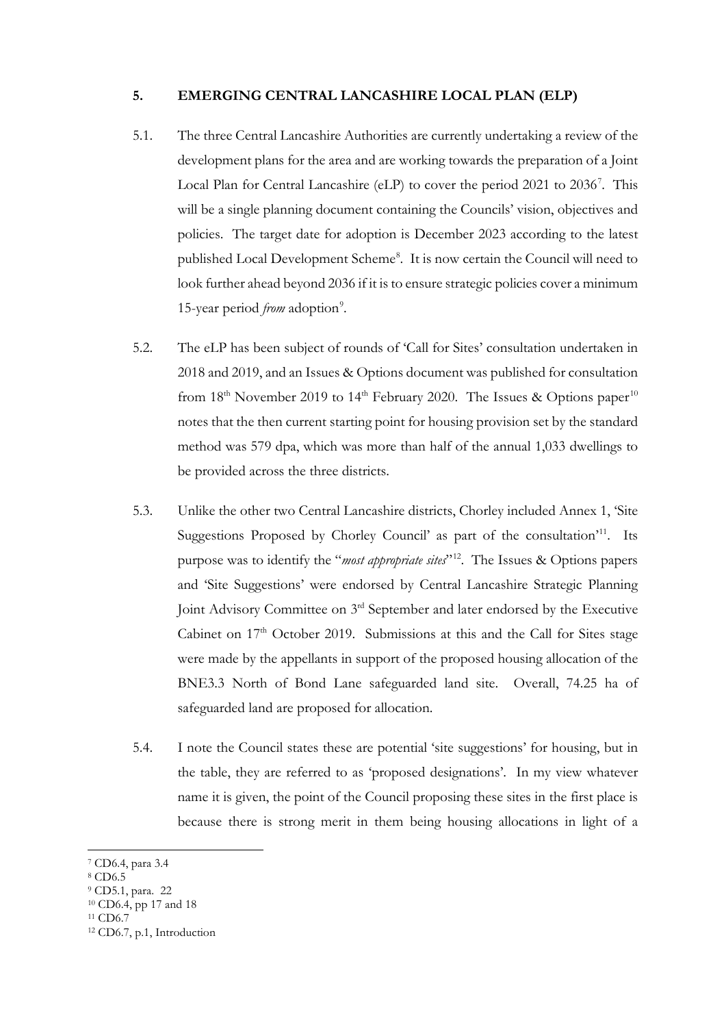## 5. EMERGING CENTRAL LANCASHIRE LOCAL PLAN (ELP)

5.1. The three Central Lancashire Authorities are currently undertaking a review of the development plans for the area and are working towards the preparation of a Joint Local Plan for Central Lancashire (eLP) to cover the period 2021 to 2036[7]. This will be a single planning document containing the Councils' vision, objectives and policies. The target date for adoption is December 2023 according to the latest published Local Development Scheme[8]. It is now certain the Council will need to look further ahead beyond 2036 if it is to ensure strategic policies cover a minimum 15-year period *from* adoption[9].

5.2. The eLP has been subject of rounds of 'Call for Sites' consultation undertaken in 2018 and 2019, and an Issues & Options document was published for consultation from 18th November 2019 to 14th February 2020. The Issues & Options paper[10] notes that the then current starting point for housing provision set by the standard method was 579 dpa, which was more than half of the annual 1,033 dwellings to be provided across the three districts.

5.3. Unlike the other two Central Lancashire districts, Chorley included Annex 1, 'Site Suggestions Proposed by Chorley Council' as part of the consultation'[11]. Its purpose was to identify the "*most appropriate sites*"[12]. The Issues & Options papers and 'Site Suggestions' were endorsed by Central Lancashire Strategic Planning Joint Advisory Committee on 3rd September and later endorsed by the Executive Cabinet on 17th October 2019. Submissions at this and the Call for Sites stage were made by the appellants in support of the proposed housing allocation of the BNE3.3 North of Bond Lane safeguarded land site. Overall, 74.25 ha of safeguarded land are proposed for allocation.

5.4. I note the Council states these are potential 'site suggestions' for housing, but in the table, they are referred to as 'proposed designations'. In my view whatever name it is given, the point of the Council proposing these sites in the first place is because there is strong merit in them being housing allocations in light of a

---

[7] CD6.4, para 3.4

[8] CD6.5

[9] CD5.1, para. 22

[10] CD6.4, pp 17 and 18

[11] CD6.7

[12] CD6.7, p.1, Introduction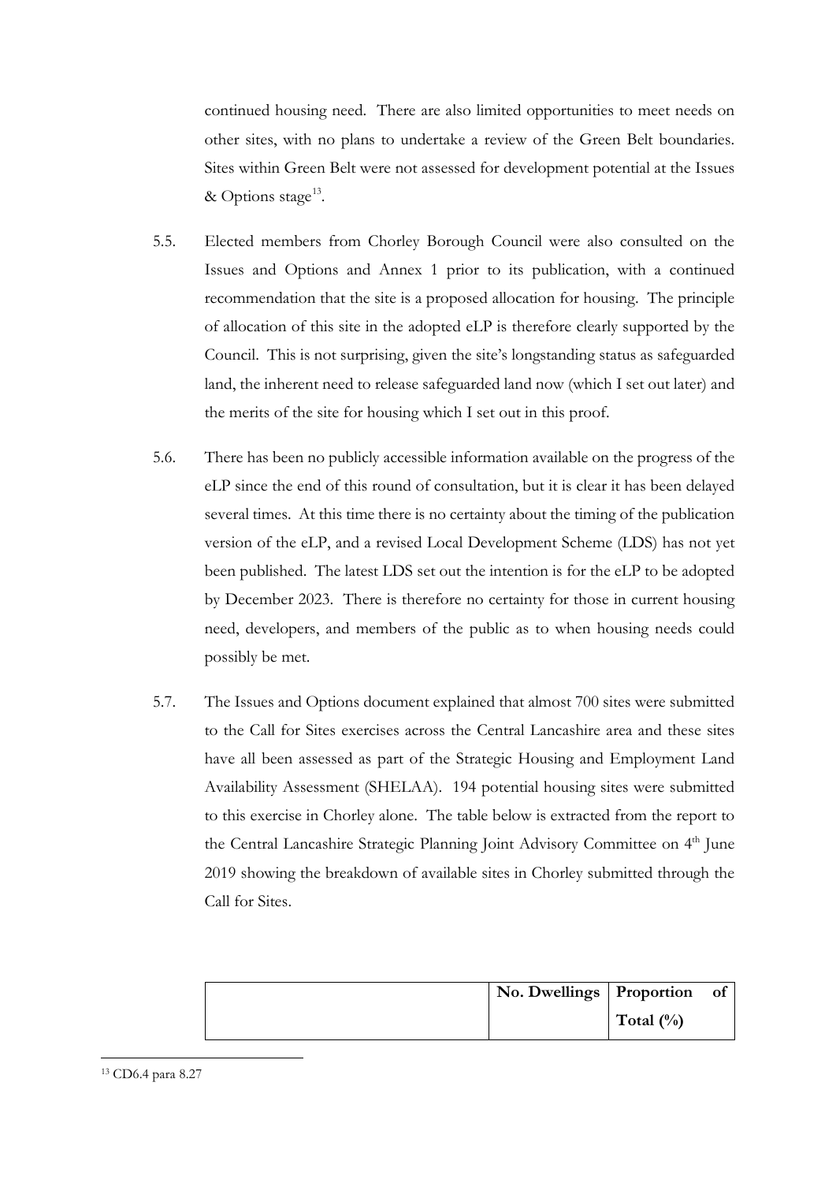continued housing need. There are also limited opportunities to meet needs on other sites, with no plans to undertake a review of the Green Belt boundaries. Sites within Green Belt were not assessed for development potential at the Issues & Options stage[13].

5.5. Elected members from Chorley Borough Council were also consulted on the Issues and Options and Annex 1 prior to its publication, with a continued recommendation that the site is a proposed allocation for housing. The principle of allocation of this site in the adopted eLP is therefore clearly supported by the Council. This is not surprising, given the site's longstanding status as safeguarded land, the inherent need to release safeguarded land now (which I set out later) and the merits of the site for housing which I set out in this proof.

5.6. There has been no publicly accessible information available on the progress of the eLP since the end of this round of consultation, but it is clear it has been delayed several times. At this time there is no certainty about the timing of the publication version of the eLP, and a revised Local Development Scheme (LDS) has not yet been published. The latest LDS set out the intention is for the eLP to be adopted by December 2023. There is therefore no certainty for those in current housing need, developers, and members of the public as to when housing needs could possibly be met.

5.7. The Issues and Options document explained that almost 700 sites were submitted to the Call for Sites exercises across the Central Lancashire area and these sites have all been assessed as part of the Strategic Housing and Employment Land Availability Assessment (SHELAA). 194 potential housing sites were submitted to this exercise in Chorley alone. The table below is extracted from the report to the Central Lancashire Strategic Planning Joint Advisory Committee on 4th June 2019 showing the breakdown of available sites in Chorley submitted through the Call for Sites.

| | **No. Dwellings** | **Proportion of Total (%)** |
|---|---|---|

[13] CD6.4 para 8.27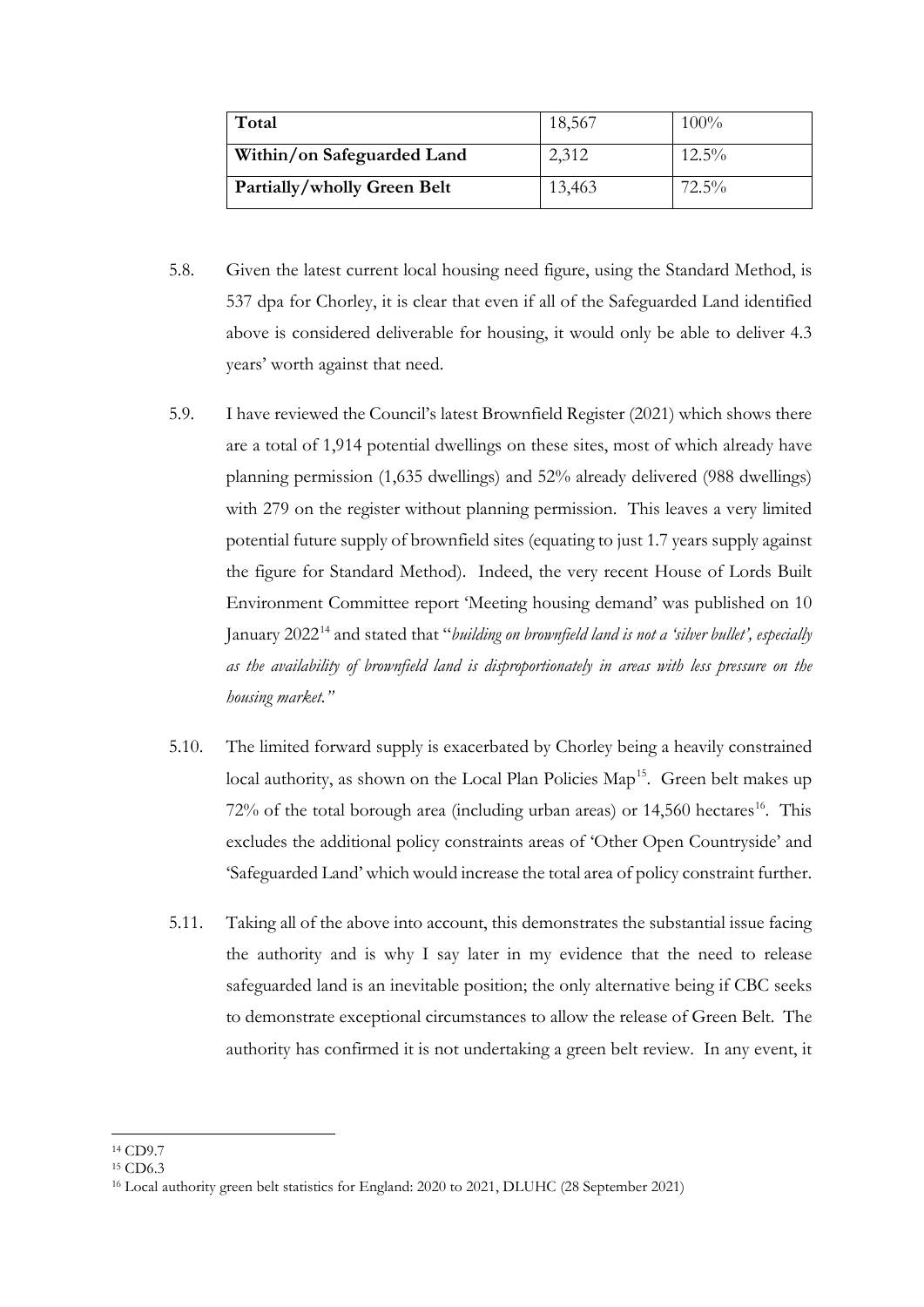| Total | 18,567 | 100% |
|---|---|---|
| Within/on Safeguarded Land | 2,312 | 12.5% |
| Partially/wholly Green Belt | 13,463 | 72.5% |

5.8. Given the latest current local housing need figure, using the Standard Method, is 537 dpa for Chorley, it is clear that even if all of the Safeguarded Land identified above is considered deliverable for housing, it would only be able to deliver 4.3 years' worth against that need.

5.9. I have reviewed the Council's latest Brownfield Register (2021) which shows there are a total of 1,914 potential dwellings on these sites, most of which already have planning permission (1,635 dwellings) and 52% already delivered (988 dwellings) with 279 on the register without planning permission. This leaves a very limited potential future supply of brownfield sites (equating to just 1.7 years supply against the figure for Standard Method). Indeed, the very recent House of Lords Built Environment Committee report 'Meeting housing demand' was published on 10 January 2022[14] and stated that "*building on brownfield land is not a 'silver bullet', especially as the availability of brownfield land is disproportionately in areas with less pressure on the housing market.*"

5.10. The limited forward supply is exacerbated by Chorley being a heavily constrained local authority, as shown on the Local Plan Policies Map[15]. Green belt makes up 72% of the total borough area (including urban areas) or 14,560 hectares[16]. This excludes the additional policy constraints areas of 'Other Open Countryside' and 'Safeguarded Land' which would increase the total area of policy constraint further.

5.11. Taking all of the above into account, this demonstrates the substantial issue facing the authority and is why I say later in my evidence that the need to release safeguarded land is an inevitable position; the only alternative being if CBC seeks to demonstrate exceptional circumstances to allow the release of Green Belt. The authority has confirmed it is not undertaking a green belt review. In any event, it

---

[14] CD9.7

[15] CD6.3

[16] Local authority green belt statistics for England: 2020 to 2021, DLUHC (28 September 2021)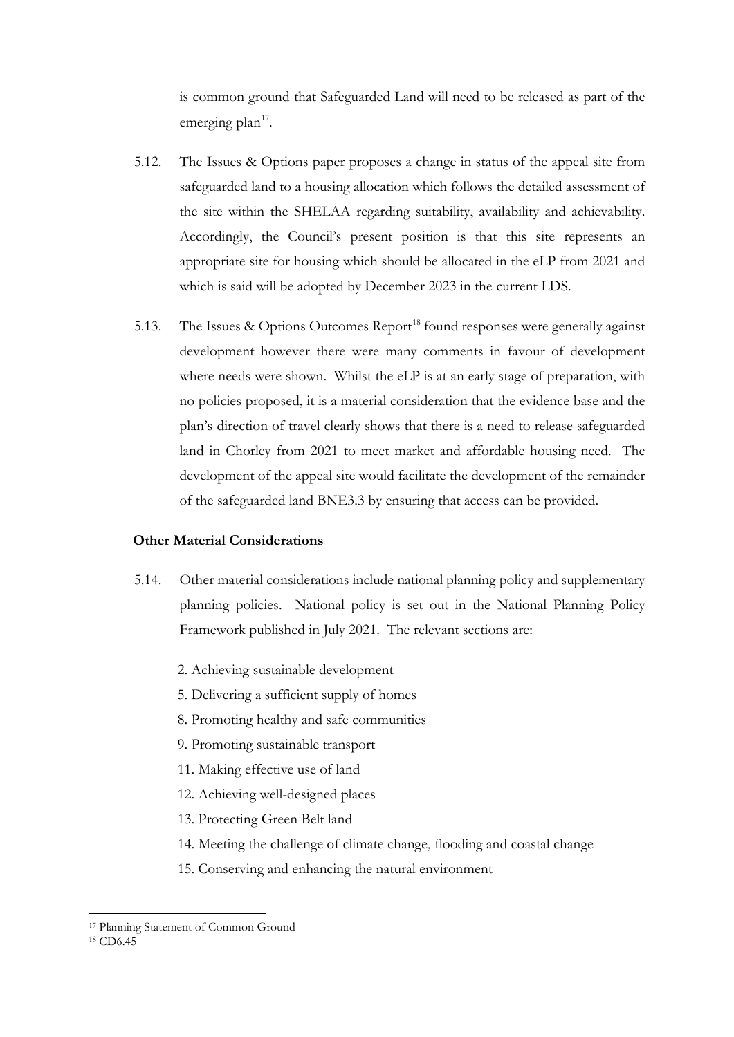is common ground that Safeguarded Land will need to be released as part of the emerging plan[17].

5.12. The Issues & Options paper proposes a change in status of the appeal site from safeguarded land to a housing allocation which follows the detailed assessment of the site within the SHELAA regarding suitability, availability and achievability. Accordingly, the Council's present position is that this site represents an appropriate site for housing which should be allocated in the eLP from 2021 and which is said will be adopted by December 2023 in the current LDS.

5.13. The Issues & Options Outcomes Report[18] found responses were generally against development however there were many comments in favour of development where needs were shown. Whilst the eLP is at an early stage of preparation, with no policies proposed, it is a material consideration that the evidence base and the plan's direction of travel clearly shows that there is a need to release safeguarded land in Chorley from 2021 to meet market and affordable housing need. The development of the appeal site would facilitate the development of the remainder of the safeguarded land BNE3.3 by ensuring that access can be provided.

**Other Material Considerations**

5.14. Other material considerations include national planning policy and supplementary planning policies. National policy is set out in the National Planning Policy Framework published in July 2021. The relevant sections are:

2. Achieving sustainable development
5. Delivering a sufficient supply of homes
8. Promoting healthy and safe communities
9. Promoting sustainable transport
11. Making effective use of land
12. Achieving well-designed places
13. Protecting Green Belt land
14. Meeting the challenge of climate change, flooding and coastal change
15. Conserving and enhancing the natural environment

---

[17] Planning Statement of Common Ground

[18] CD6.45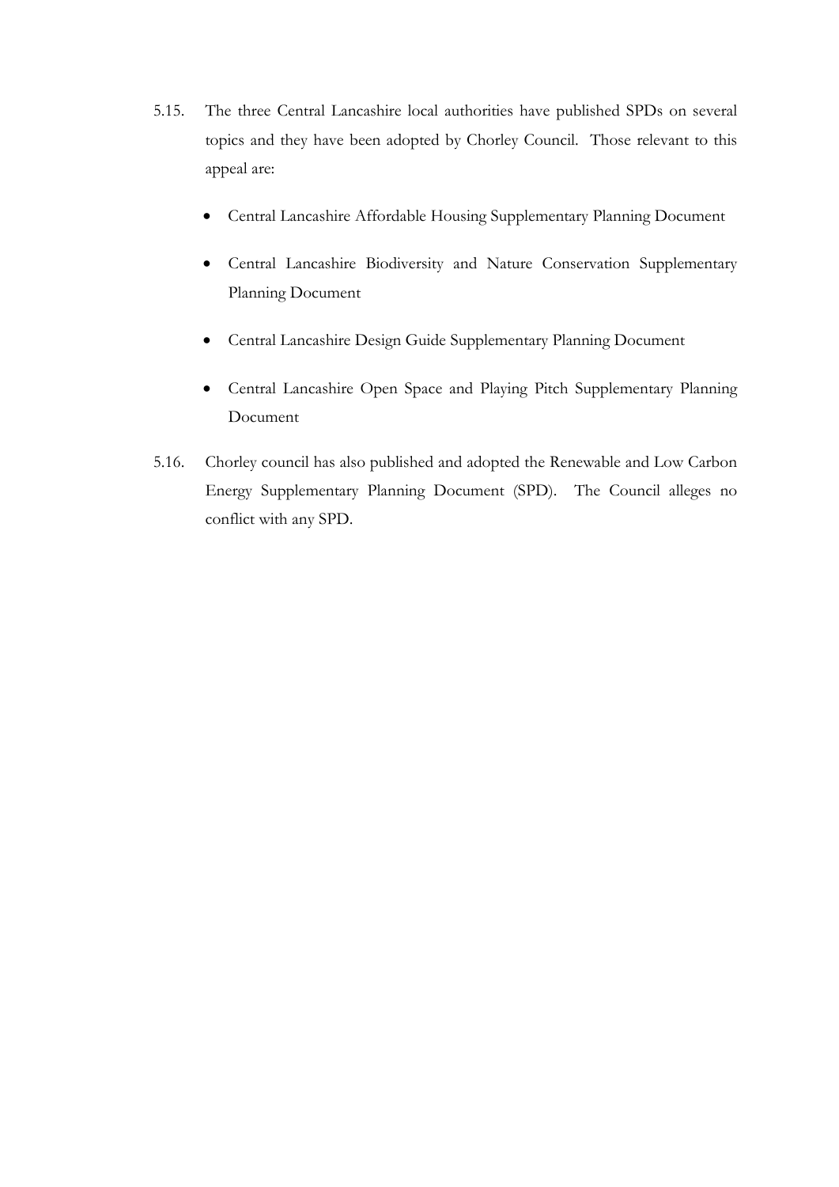5.15. The three Central Lancashire local authorities have published SPDs on several topics and they have been adopted by Chorley Council. Those relevant to this appeal are:

- Central Lancashire Affordable Housing Supplementary Planning Document
- Central Lancashire Biodiversity and Nature Conservation Supplementary Planning Document
- Central Lancashire Design Guide Supplementary Planning Document
- Central Lancashire Open Space and Playing Pitch Supplementary Planning Document

5.16. Chorley council has also published and adopted the Renewable and Low Carbon Energy Supplementary Planning Document (SPD). The Council alleges no conflict with any SPD.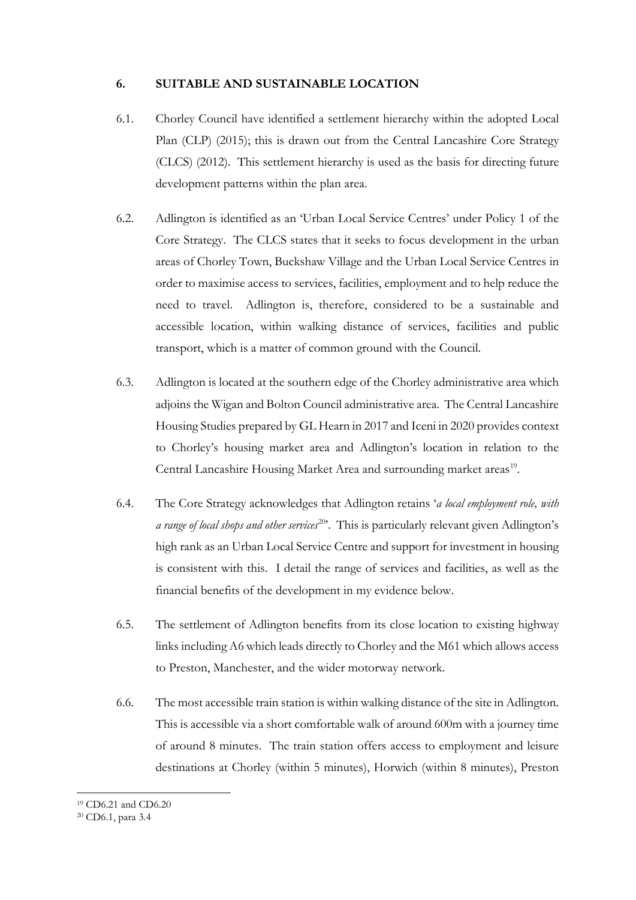## 6. SUITABLE AND SUSTAINABLE LOCATION

6.1. Chorley Council have identified a settlement hierarchy within the adopted Local Plan (CLP) (2015); this is drawn out from the Central Lancashire Core Strategy (CLCS) (2012). This settlement hierarchy is used as the basis for directing future development patterns within the plan area.

6.2. Adlington is identified as an 'Urban Local Service Centres' under Policy 1 of the Core Strategy. The CLCS states that it seeks to focus development in the urban areas of Chorley Town, Buckshaw Village and the Urban Local Service Centres in order to maximise access to services, facilities, employment and to help reduce the need to travel. Adlington is, therefore, considered to be a sustainable and accessible location, within walking distance of services, facilities and public transport, which is a matter of common ground with the Council.

6.3. Adlington is located at the southern edge of the Chorley administrative area which adjoins the Wigan and Bolton Council administrative area. The Central Lancashire Housing Studies prepared by GL Hearn in 2017 and Iceni in 2020 provides context to Chorley's housing market area and Adlington's location in relation to the Central Lancashire Housing Market Area and surrounding market areas[19].

6.4. The Core Strategy acknowledges that Adlington retains '*a local employment role, with a range of local shops and other services*[20]'. This is particularly relevant given Adlington's high rank as an Urban Local Service Centre and support for investment in housing is consistent with this. I detail the range of services and facilities, as well as the financial benefits of the development in my evidence below.

6.5. The settlement of Adlington benefits from its close location to existing highway links including A6 which leads directly to Chorley and the M61 which allows access to Preston, Manchester, and the wider motorway network.

6.6. The most accessible train station is within walking distance of the site in Adlington. This is accessible via a short comfortable walk of around 600m with a journey time of around 8 minutes. The train station offers access to employment and leisure destinations at Chorley (within 5 minutes), Horwich (within 8 minutes), Preston

[19] CD6.21 and CD6.20

[20] CD6.1, para 3.4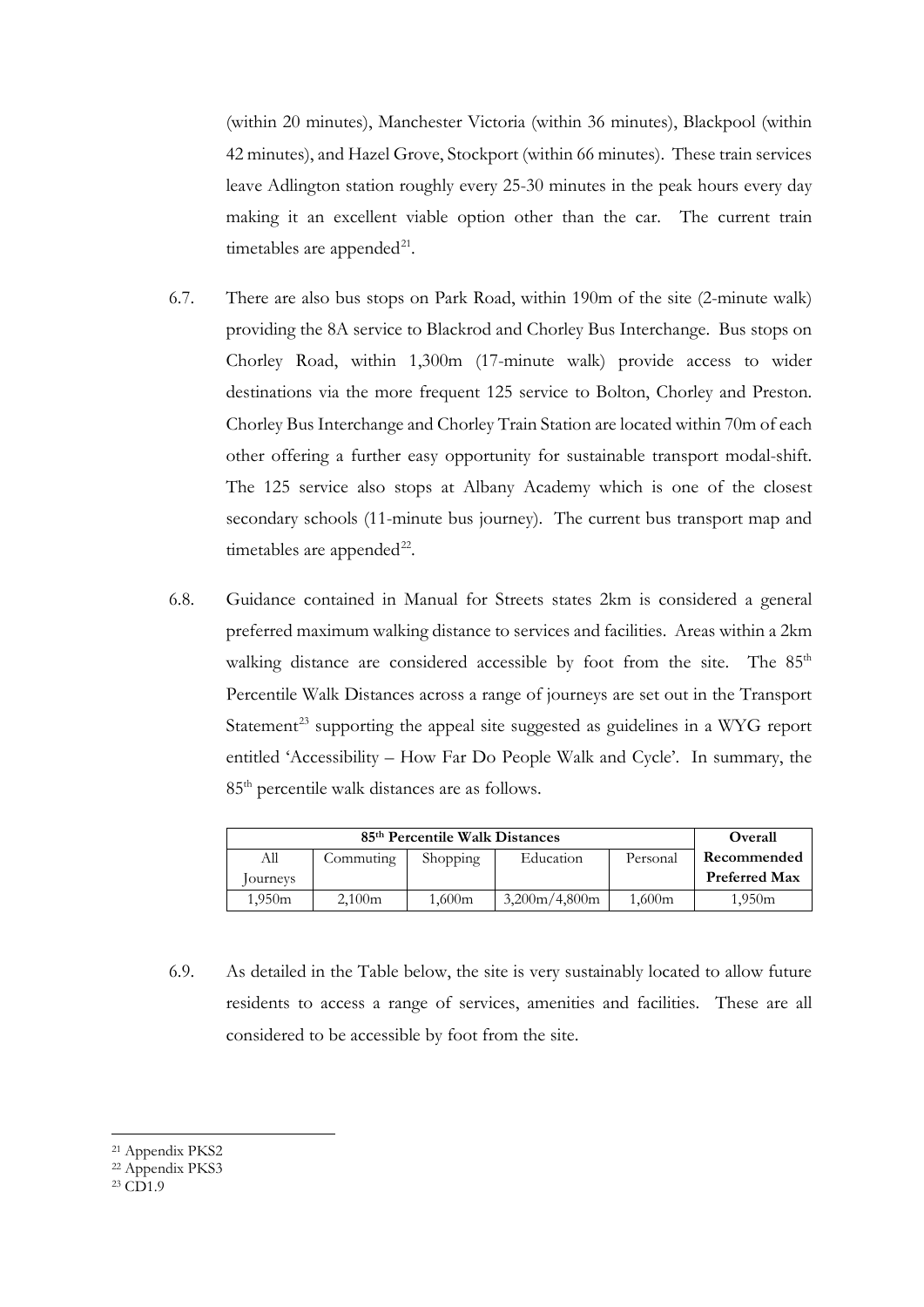(within 20 minutes), Manchester Victoria (within 36 minutes), Blackpool (within 42 minutes), and Hazel Grove, Stockport (within 66 minutes). These train services leave Adlington station roughly every 25-30 minutes in the peak hours every day making it an excellent viable option other than the car. The current train timetables are appended[21].

6.7. There are also bus stops on Park Road, within 190m of the site (2-minute walk) providing the 8A service to Blackrod and Chorley Bus Interchange. Bus stops on Chorley Road, within 1,300m (17-minute walk) provide access to wider destinations via the more frequent 125 service to Bolton, Chorley and Preston. Chorley Bus Interchange and Chorley Train Station are located within 70m of each other offering a further easy opportunity for sustainable transport modal-shift. The 125 service also stops at Albany Academy which is one of the closest secondary schools (11-minute bus journey). The current bus transport map and timetables are appended[22].

6.8. Guidance contained in Manual for Streets states 2km is considered a general preferred maximum walking distance to services and facilities. Areas within a 2km walking distance are considered accessible by foot from the site. The 85th Percentile Walk Distances across a range of journeys are set out in the Transport Statement[23] supporting the appeal site suggested as guidelines in a WYG report entitled 'Accessibility – How Far Do People Walk and Cycle'. In summary, the 85th percentile walk distances are as follows.

| **85th Percentile Walk Distances** | | | | | **Overall Recommended Preferred Max** |
|---|---|---|---|---|---|
| All Journeys | Commuting | Shopping | Education | Personal | |
| 1,950m | 2,100m | 1,600m | 3,200m/4,800m | 1,600m | 1,950m |

6.9. As detailed in the Table below, the site is very sustainably located to allow future residents to access a range of services, amenities and facilities. These are all considered to be accessible by foot from the site.

[21] Appendix PKS2

[22] Appendix PKS3

[23] CD1.9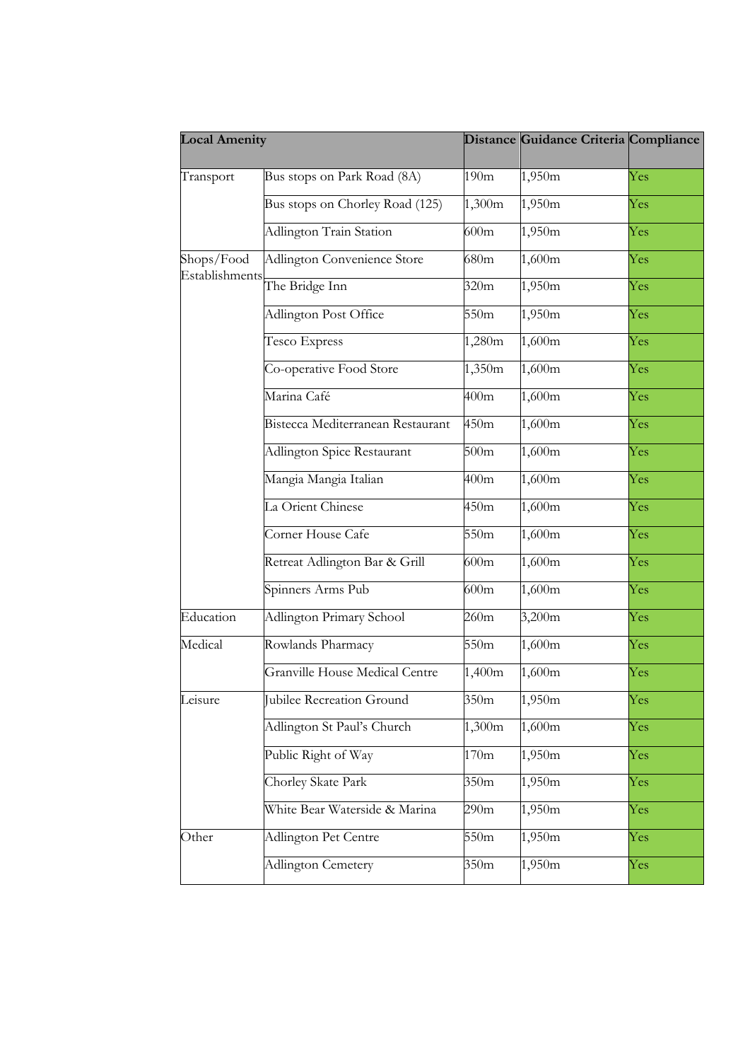| Local Amenity | | Distance | Guidance Criteria | Compliance |
|---|---|---|---|---|
| Transport | Bus stops on Park Road (8A) | 190m | 1,950m | Yes |
| | Bus stops on Chorley Road (125) | 1,300m | 1,950m | Yes |
| | Adlington Train Station | 600m | 1,950m | Yes |
| Shops/Food Establishments | Adlington Convenience Store | 680m | 1,600m | Yes |
| | The Bridge Inn | 320m | 1,950m | Yes |
| | Adlington Post Office | 550m | 1,950m | Yes |
| | Tesco Express | 1,280m | 1,600m | Yes |
| | Co-operative Food Store | 1,350m | 1,600m | Yes |
| | Marina Café | 400m | 1,600m | Yes |
| | Bistecca Mediterranean Restaurant | 450m | 1,600m | Yes |
| | Adlington Spice Restaurant | 500m | 1,600m | Yes |
| | Mangia Mangia Italian | 400m | 1,600m | Yes |
| | La Orient Chinese | 450m | 1,600m | Yes |
| | Corner House Cafe | 550m | 1,600m | Yes |
| | Retreat Adlington Bar & Grill | 600m | 1,600m | Yes |
| | Spinners Arms Pub | 600m | 1,600m | Yes |
| Education | Adlington Primary School | 260m | 3,200m | Yes |
| Medical | Rowlands Pharmacy | 550m | 1,600m | Yes |
| | Granville House Medical Centre | 1,400m | 1,600m | Yes |
| Leisure | Jubilee Recreation Ground | 350m | 1,950m | Yes |
| | Adlington St Paul's Church | 1,300m | 1,600m | Yes |
| | Public Right of Way | 170m | 1,950m | Yes |
| | Chorley Skate Park | 350m | 1,950m | Yes |
| | White Bear Waterside & Marina | 290m | 1,950m | Yes |
| Other | Adlington Pet Centre | 550m | 1,950m | Yes |
| | Adlington Cemetery | 350m | 1,950m | Yes |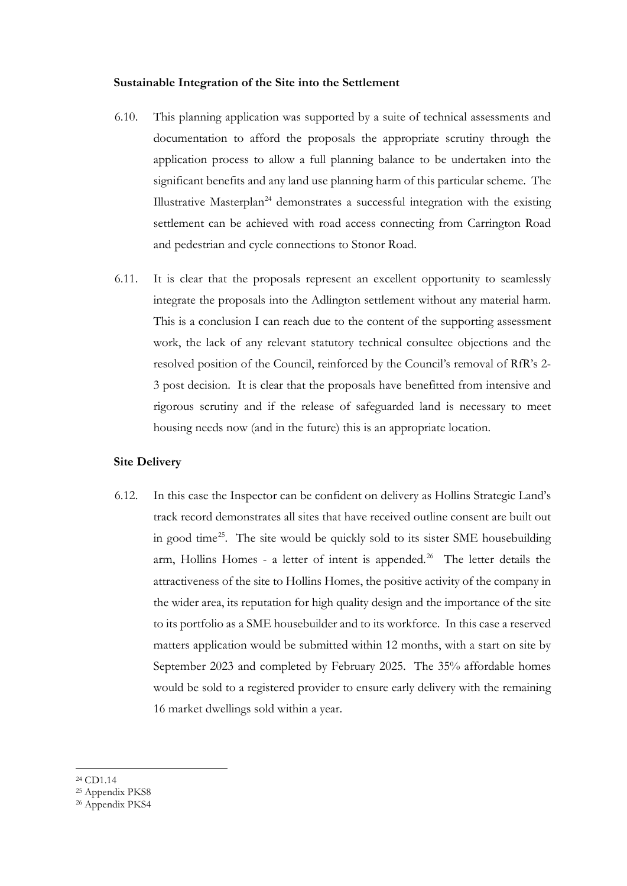**Sustainable Integration of the Site into the Settlement**

6.10. This planning application was supported by a suite of technical assessments and documentation to afford the proposals the appropriate scrutiny through the application process to allow a full planning balance to be undertaken into the significant benefits and any land use planning harm of this particular scheme. The Illustrative Masterplan[24] demonstrates a successful integration with the existing settlement can be achieved with road access connecting from Carrington Road and pedestrian and cycle connections to Stonor Road.

6.11. It is clear that the proposals represent an excellent opportunity to seamlessly integrate the proposals into the Adlington settlement without any material harm. This is a conclusion I can reach due to the content of the supporting assessment work, the lack of any relevant statutory technical consultee objections and the resolved position of the Council, reinforced by the Council's removal of RfR's 2-3 post decision. It is clear that the proposals have benefitted from intensive and rigorous scrutiny and if the release of safeguarded land is necessary to meet housing needs now (and in the future) this is an appropriate location.

**Site Delivery**

6.12. In this case the Inspector can be confident on delivery as Hollins Strategic Land's track record demonstrates all sites that have received outline consent are built out in good time[25]. The site would be quickly sold to its sister SME housebuilding arm, Hollins Homes - a letter of intent is appended.[26] The letter details the attractiveness of the site to Hollins Homes, the positive activity of the company in the wider area, its reputation for high quality design and the importance of the site to its portfolio as a SME housebuilder and to its workforce. In this case a reserved matters application would be submitted within 12 months, with a start on site by September 2023 and completed by February 2025. The 35% affordable homes would be sold to a registered provider to ensure early delivery with the remaining 16 market dwellings sold within a year.

---

[24] CD1.14

[25] Appendix PKS8

[26] Appendix PKS4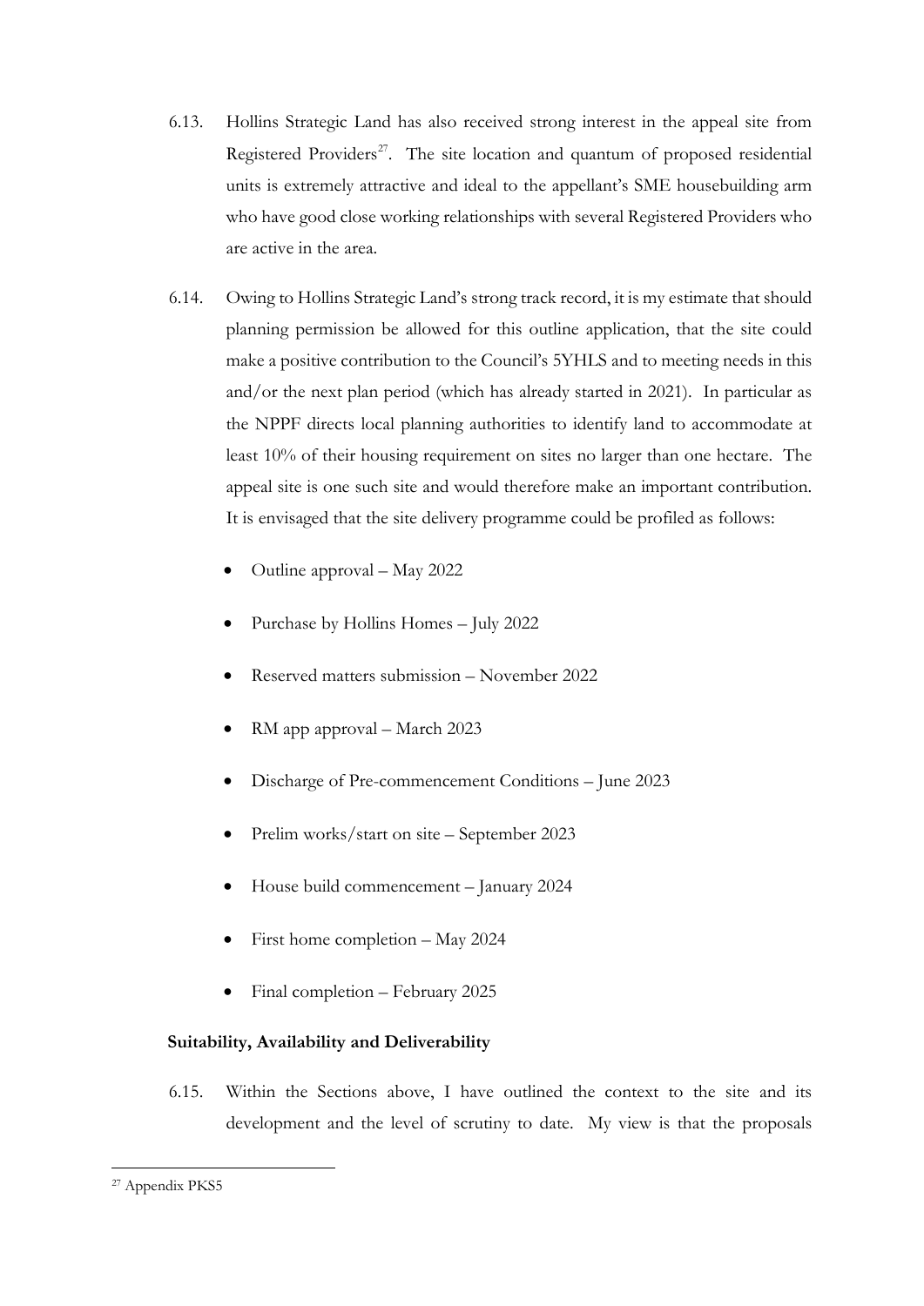6.13. Hollins Strategic Land has also received strong interest in the appeal site from Registered Providers[27]. The site location and quantum of proposed residential units is extremely attractive and ideal to the appellant's SME housebuilding arm who have good close working relationships with several Registered Providers who are active in the area.

6.14. Owing to Hollins Strategic Land's strong track record, it is my estimate that should planning permission be allowed for this outline application, that the site could make a positive contribution to the Council's 5YHLS and to meeting needs in this and/or the next plan period (which has already started in 2021). In particular as the NPPF directs local planning authorities to identify land to accommodate at least 10% of their housing requirement on sites no larger than one hectare. The appeal site is one such site and would therefore make an important contribution. It is envisaged that the site delivery programme could be profiled as follows:

- Outline approval – May 2022
- Purchase by Hollins Homes – July 2022
- Reserved matters submission – November 2022
- RM app approval – March 2023
- Discharge of Pre-commencement Conditions – June 2023
- Prelim works/start on site – September 2023
- House build commencement – January 2024
- First home completion – May 2024
- Final completion – February 2025

**Suitability, Availability and Deliverability**

6.15. Within the Sections above, I have outlined the context to the site and its development and the level of scrutiny to date. My view is that the proposals

[27] Appendix PKS5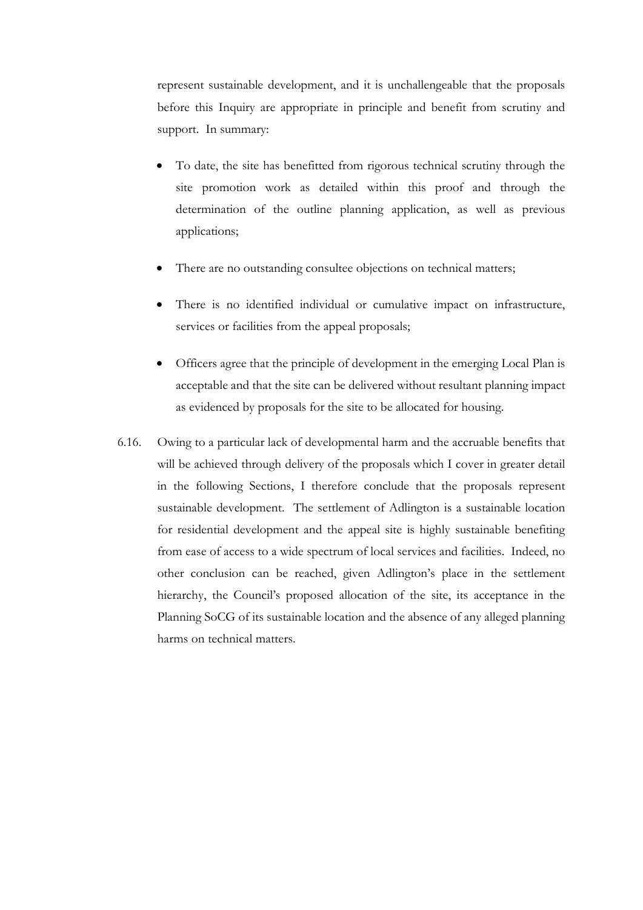represent sustainable development, and it is unchallengeable that the proposals before this Inquiry are appropriate in principle and benefit from scrutiny and support. In summary:

- To date, the site has benefitted from rigorous technical scrutiny through the site promotion work as detailed within this proof and through the determination of the outline planning application, as well as previous applications;
- There are no outstanding consultee objections on technical matters;
- There is no identified individual or cumulative impact on infrastructure, services or facilities from the appeal proposals;
- Officers agree that the principle of development in the emerging Local Plan is acceptable and that the site can be delivered without resultant planning impact as evidenced by proposals for the site to be allocated for housing.

6.16. Owing to a particular lack of developmental harm and the accruable benefits that will be achieved through delivery of the proposals which I cover in greater detail in the following Sections, I therefore conclude that the proposals represent sustainable development. The settlement of Adlington is a sustainable location for residential development and the appeal site is highly sustainable benefiting from ease of access to a wide spectrum of local services and facilities. Indeed, no other conclusion can be reached, given Adlington's place in the settlement hierarchy, the Council's proposed allocation of the site, its acceptance in the Planning SoCG of its sustainable location and the absence of any alleged planning harms on technical matters.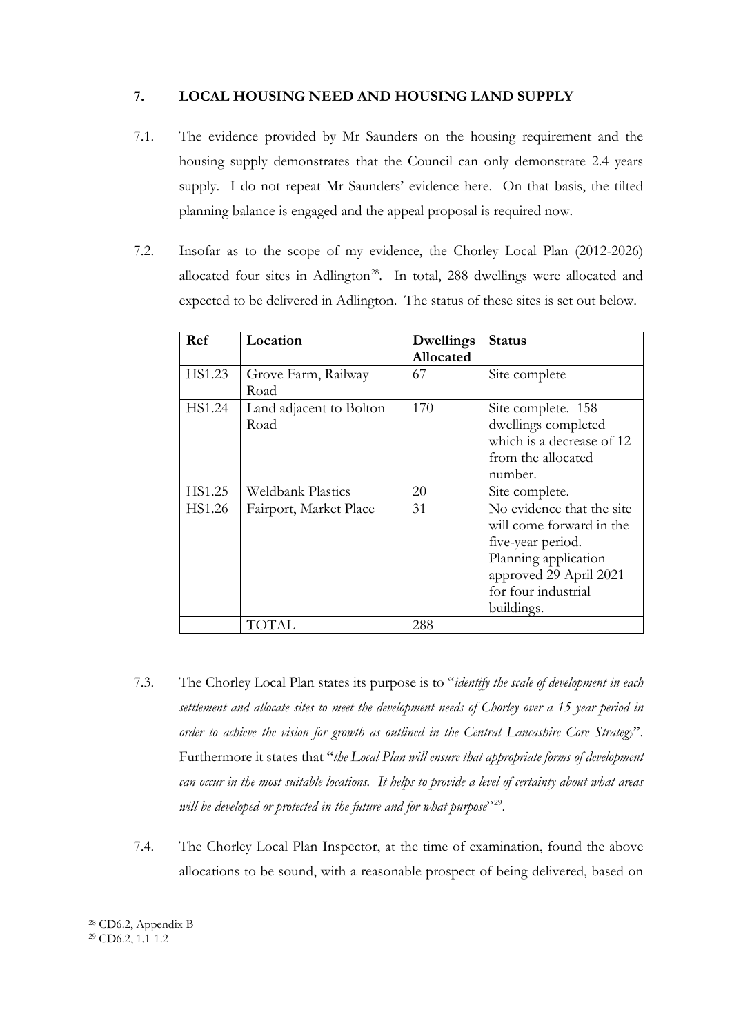## 7. LOCAL HOUSING NEED AND HOUSING LAND SUPPLY

7.1. The evidence provided by Mr Saunders on the housing requirement and the housing supply demonstrates that the Council can only demonstrate 2.4 years supply. I do not repeat Mr Saunders' evidence here. On that basis, the tilted planning balance is engaged and the appeal proposal is required now.

7.2. Insofar as to the scope of my evidence, the Chorley Local Plan (2012-2026) allocated four sites in Adlington[28]. In total, 288 dwellings were allocated and expected to be delivered in Adlington. The status of these sites is set out below.

| Ref | Location | Dwellings Allocated | Status |
|---|---|---|---|
| HS1.23 | Grove Farm, Railway Road | 67 | Site complete |
| HS1.24 | Land adjacent to Bolton Road | 170 | Site complete. 158 dwellings completed which is a decrease of 12 from the allocated number. |
| HS1.25 | Weldbank Plastics | 20 | Site complete. |
| HS1.26 | Fairport, Market Place | 31 | No evidence that the site will come forward in the five-year period. Planning application approved 29 April 2021 for four industrial buildings. |
| | TOTAL | 288 | |

7.3. The Chorley Local Plan states its purpose is to "*identify the scale of development in each settlement and allocate sites to meet the development needs of Chorley over a 15 year period in order to achieve the vision for growth as outlined in the Central Lancashire Core Strategy*". Furthermore it states that "*the Local Plan will ensure that appropriate forms of development can occur in the most suitable locations. It helps to provide a level of certainty about what areas will be developed or protected in the future and for what purpose*"[29].

7.4. The Chorley Local Plan Inspector, at the time of examination, found the above allocations to be sound, with a reasonable prospect of being delivered, based on

---

[28] CD6.2, Appendix B

[29] CD6.2, 1.1-1.2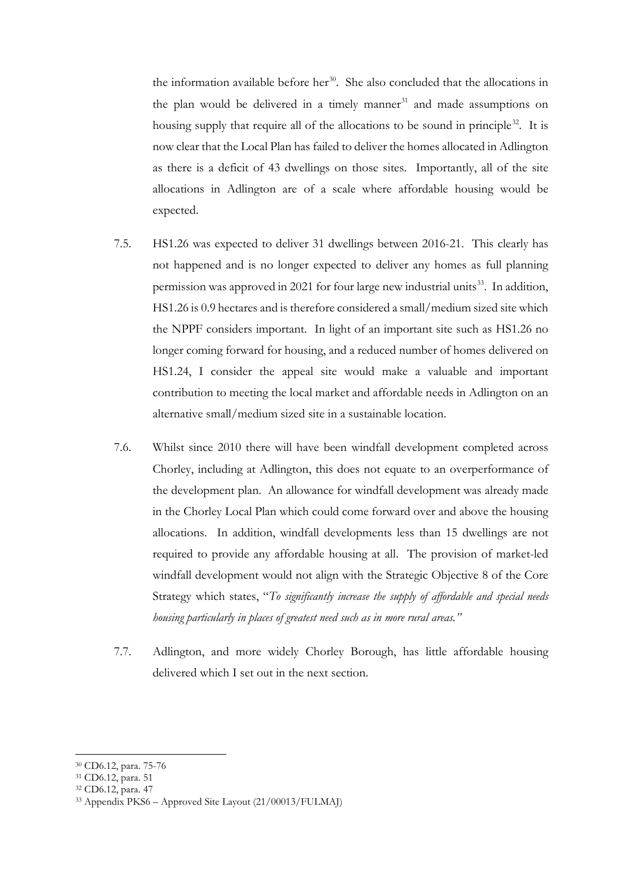the information available before her[30]. She also concluded that the allocations in the plan would be delivered in a timely manner[31] and made assumptions on housing supply that require all of the allocations to be sound in principle[32]. It is now clear that the Local Plan has failed to deliver the homes allocated in Adlington as there is a deficit of 43 dwellings on those sites. Importantly, all of the site allocations in Adlington are of a scale where affordable housing would be expected.

7.5. HS1.26 was expected to deliver 31 dwellings between 2016-21. This clearly has not happened and is no longer expected to deliver any homes as full planning permission was approved in 2021 for four large new industrial units[33]. In addition, HS1.26 is 0.9 hectares and is therefore considered a small/medium sized site which the NPPF considers important. In light of an important site such as HS1.26 no longer coming forward for housing, and a reduced number of homes delivered on HS1.24, I consider the appeal site would make a valuable and important contribution to meeting the local market and affordable needs in Adlington on an alternative small/medium sized site in a sustainable location.

7.6. Whilst since 2010 there will have been windfall development completed across Chorley, including at Adlington, this does not equate to an overperformance of the development plan. An allowance for windfall development was already made in the Chorley Local Plan which could come forward over and above the housing allocations. In addition, windfall developments less than 15 dwellings are not required to provide any affordable housing at all. The provision of market-led windfall development would not align with the Strategic Objective 8 of the Core Strategy which states, "*To significantly increase the supply of affordable and special needs housing particularly in places of greatest need such as in more rural areas.*"

7.7. Adlington, and more widely Chorley Borough, has little affordable housing delivered which I set out in the next section.

---

[30] CD6.12, para. 75-76

[31] CD6.12, para. 51

[32] CD6.12, para. 47

[33] Appendix PKS6 – Approved Site Layout (21/00013/FULMAJ)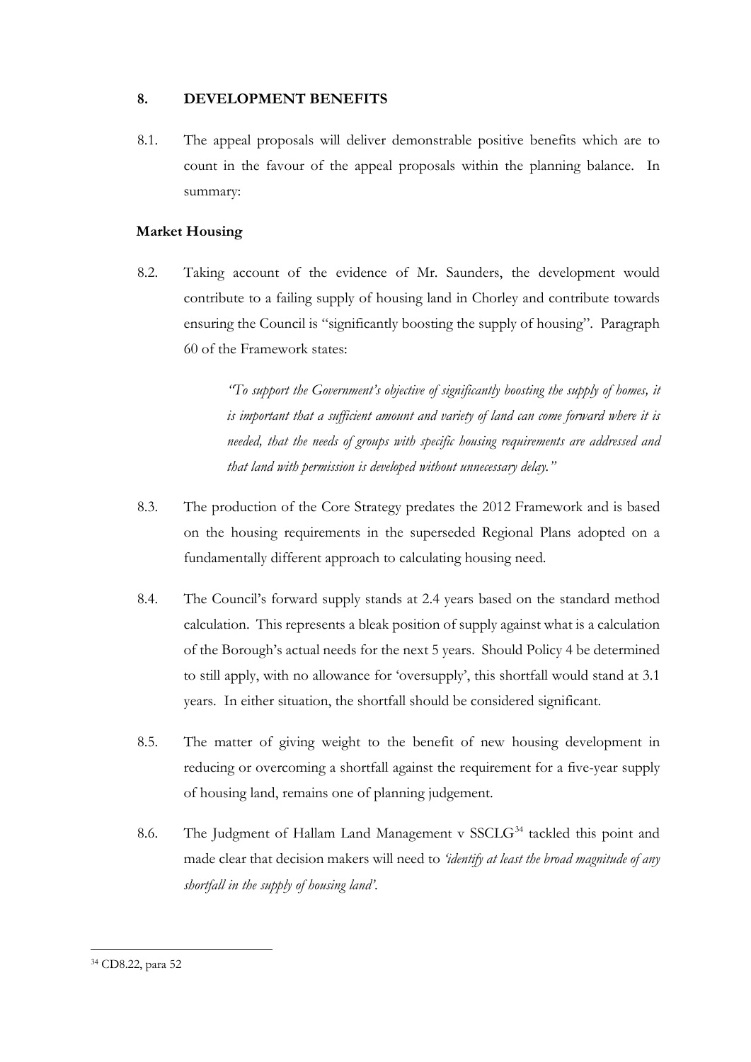## 8. DEVELOPMENT BENEFITS

8.1. The appeal proposals will deliver demonstrable positive benefits which are to count in the favour of the appeal proposals within the planning balance. In summary:

### Market Housing

8.2. Taking account of the evidence of Mr. Saunders, the development would contribute to a failing supply of housing land in Chorley and contribute towards ensuring the Council is "significantly boosting the supply of housing". Paragraph 60 of the Framework states:

> *"To support the Government's objective of significantly boosting the supply of homes, it is important that a sufficient amount and variety of land can come forward where it is needed, that the needs of groups with specific housing requirements are addressed and that land with permission is developed without unnecessary delay."*

8.3. The production of the Core Strategy predates the 2012 Framework and is based on the housing requirements in the superseded Regional Plans adopted on a fundamentally different approach to calculating housing need.

8.4. The Council's forward supply stands at 2.4 years based on the standard method calculation. This represents a bleak position of supply against what is a calculation of the Borough's actual needs for the next 5 years. Should Policy 4 be determined to still apply, with no allowance for 'oversupply', this shortfall would stand at 3.1 years. In either situation, the shortfall should be considered significant.

8.5. The matter of giving weight to the benefit of new housing development in reducing or overcoming a shortfall against the requirement for a five-year supply of housing land, remains one of planning judgement.

8.6. The Judgment of Hallam Land Management v SSCLG[34] tackled this point and made clear that decision makers will need to *'identify at least the broad magnitude of any shortfall in the supply of housing land'*.

[34] CD8.22, para 52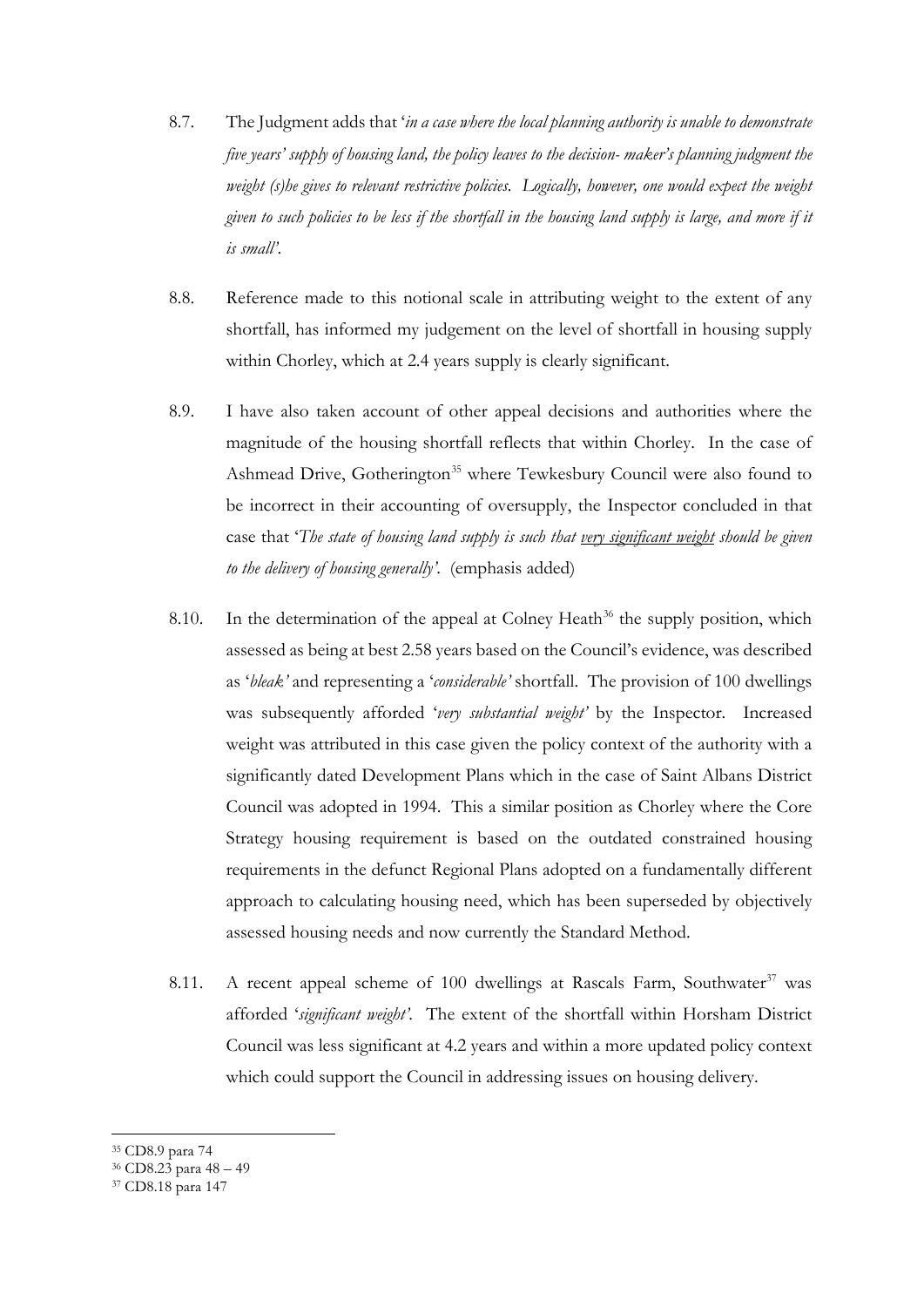8.7. The Judgment adds that '*in a case where the local planning authority is unable to demonstrate five years' supply of housing land, the policy leaves to the decision- maker's planning judgment the weight (s)he gives to relevant restrictive policies. Logically, however, one would expect the weight given to such policies to be less if the shortfall in the housing land supply is large, and more if it is small*'.

8.8. Reference made to this notional scale in attributing weight to the extent of any shortfall, has informed my judgement on the level of shortfall in housing supply within Chorley, which at 2.4 years supply is clearly significant.

8.9. I have also taken account of other appeal decisions and authorities where the magnitude of the housing shortfall reflects that within Chorley. In the case of Ashmead Drive, Gotherington[35] where Tewkesbury Council were also found to be incorrect in their accounting of oversupply, the Inspector concluded in that case that '*The state of housing land supply is such that <u>very significant weight</u> should be given to the delivery of housing generally*'. (emphasis added)

8.10. In the determination of the appeal at Colney Heath[36] the supply position, which assessed as being at best 2.58 years based on the Council's evidence, was described as '*bleak*' and representing a '*considerable*' shortfall. The provision of 100 dwellings was subsequently afforded '*very substantial weight*' by the Inspector. Increased weight was attributed in this case given the policy context of the authority with a significantly dated Development Plans which in the case of Saint Albans District Council was adopted in 1994. This a similar position as Chorley where the Core Strategy housing requirement is based on the outdated constrained housing requirements in the defunct Regional Plans adopted on a fundamentally different approach to calculating housing need, which has been superseded by objectively assessed housing needs and now currently the Standard Method.

8.11. A recent appeal scheme of 100 dwellings at Rascals Farm, Southwater[37] was afforded '*significant weight*'. The extent of the shortfall within Horsham District Council was less significant at 4.2 years and within a more updated policy context which could support the Council in addressing issues on housing delivery.

---

[35] CD8.9 para 74

[36] CD8.23 para 48 – 49

[37] CD8.18 para 147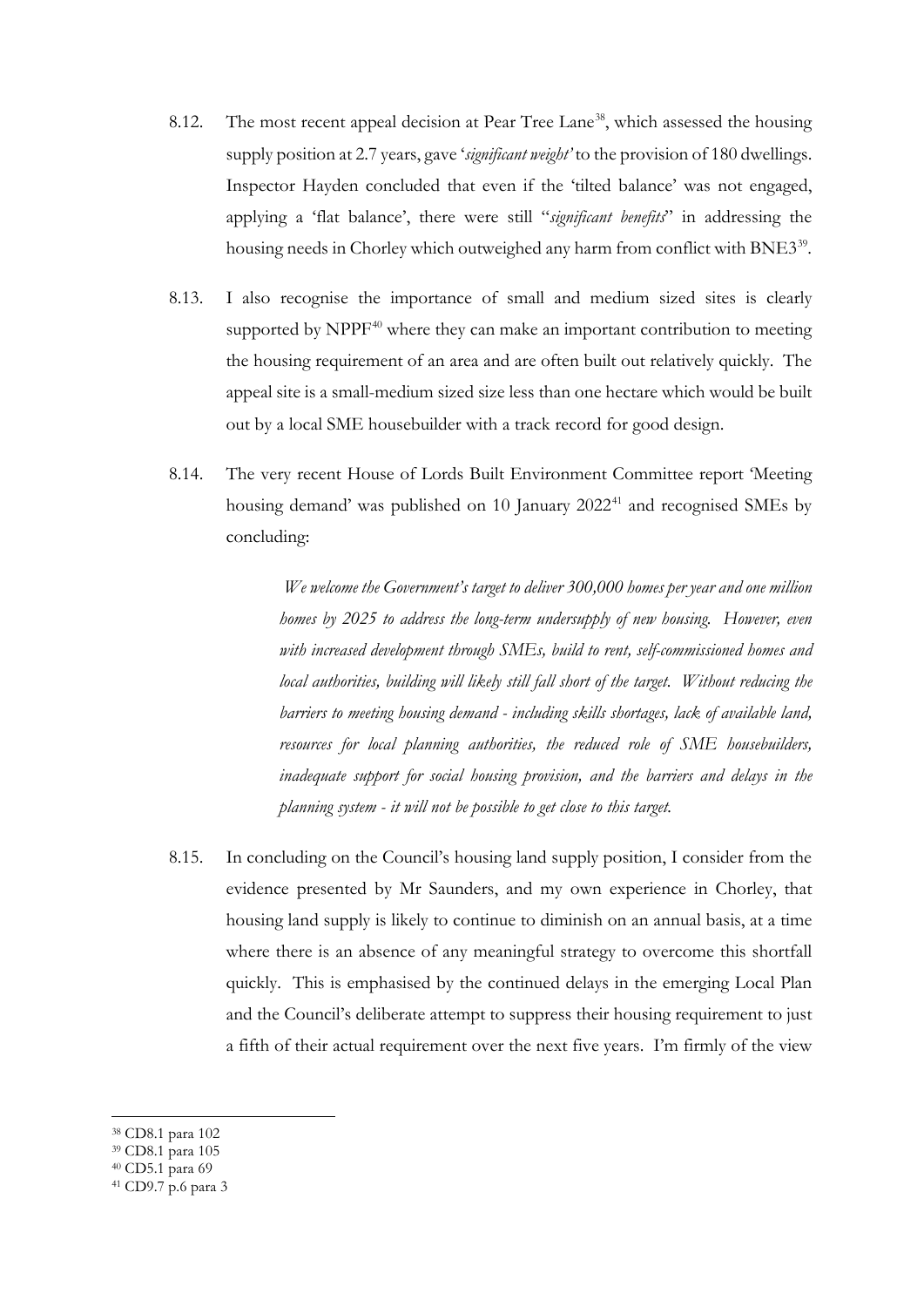8.12. The most recent appeal decision at Pear Tree Lane[38], which assessed the housing supply position at 2.7 years, gave '*significant weight*' to the provision of 180 dwellings. Inspector Hayden concluded that even if the 'tilted balance' was not engaged, applying a 'flat balance', there were still "*significant benefits*" in addressing the housing needs in Chorley which outweighed any harm from conflict with BNE3[39].

8.13. I also recognise the importance of small and medium sized sites is clearly supported by NPPF[40] where they can make an important contribution to meeting the housing requirement of an area and are often built out relatively quickly. The appeal site is a small-medium sized size less than one hectare which would be built out by a local SME housebuilder with a track record for good design.

8.14. The very recent House of Lords Built Environment Committee report 'Meeting housing demand' was published on 10 January 2022[41] and recognised SMEs by concluding:

> *We welcome the Government's target to deliver 300,000 homes per year and one million homes by 2025 to address the long-term undersupply of new housing. However, even with increased development through SMEs, build to rent, self-commissioned homes and local authorities, building will likely still fall short of the target. Without reducing the barriers to meeting housing demand - including skills shortages, lack of available land, resources for local planning authorities, the reduced role of SME housebuilders, inadequate support for social housing provision, and the barriers and delays in the planning system - it will not be possible to get close to this target.*

8.15. In concluding on the Council's housing land supply position, I consider from the evidence presented by Mr Saunders, and my own experience in Chorley, that housing land supply is likely to continue to diminish on an annual basis, at a time where there is an absence of any meaningful strategy to overcome this shortfall quickly. This is emphasised by the continued delays in the emerging Local Plan and the Council's deliberate attempt to suppress their housing requirement to just a fifth of their actual requirement over the next five years. I'm firmly of the view

---

[38] CD8.1 para 102
[39] CD8.1 para 105
[40] CD5.1 para 69
[41] CD9.7 p.6 para 3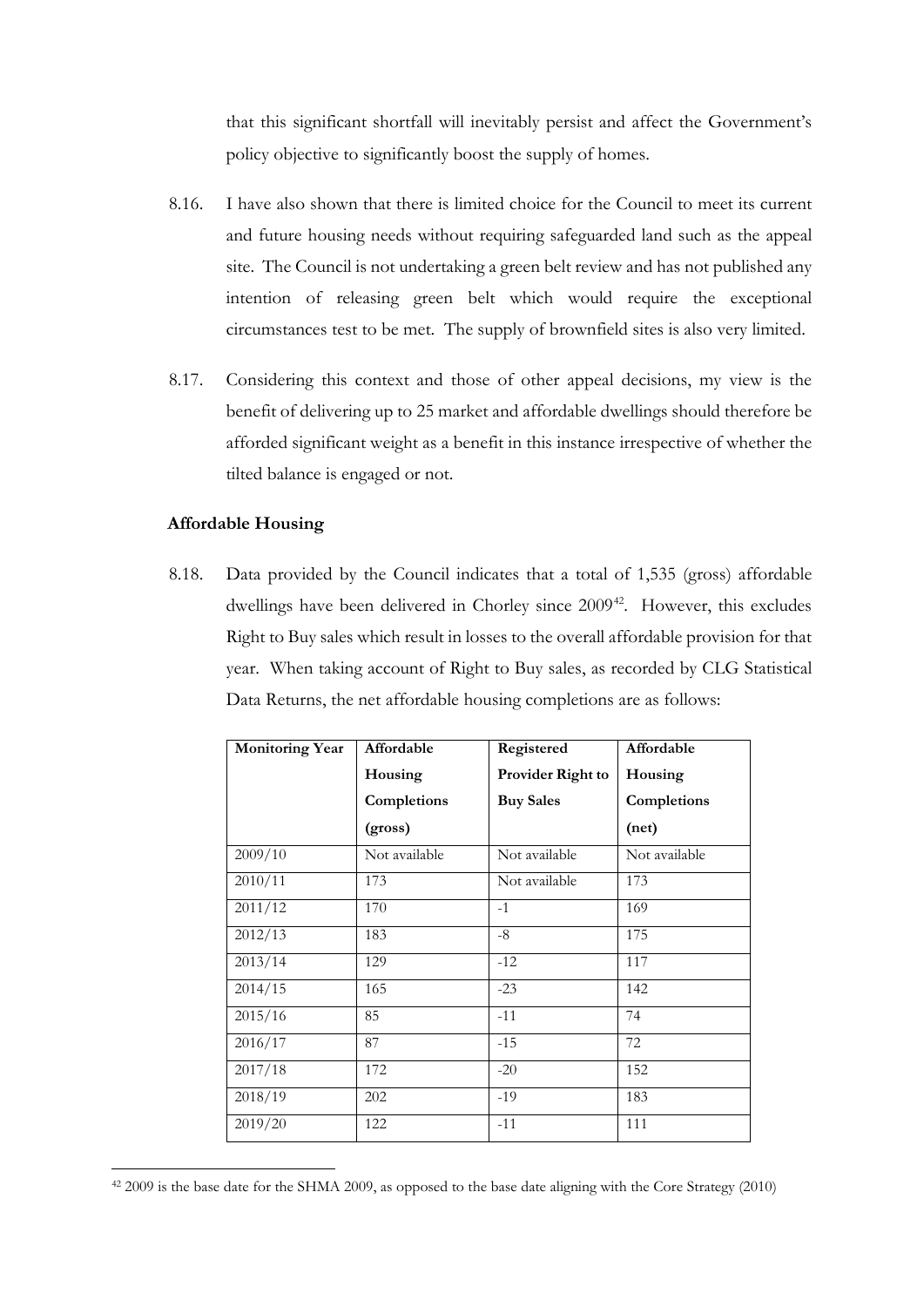that this significant shortfall will inevitably persist and affect the Government's policy objective to significantly boost the supply of homes.

8.16. I have also shown that there is limited choice for the Council to meet its current and future housing needs without requiring safeguarded land such as the appeal site. The Council is not undertaking a green belt review and has not published any intention of releasing green belt which would require the exceptional circumstances test to be met. The supply of brownfield sites is also very limited.

8.17. Considering this context and those of other appeal decisions, my view is the benefit of delivering up to 25 market and affordable dwellings should therefore be afforded significant weight as a benefit in this instance irrespective of whether the tilted balance is engaged or not.

**Affordable Housing**

8.18. Data provided by the Council indicates that a total of 1,535 (gross) affordable dwellings have been delivered in Chorley since 2009[42]. However, this excludes Right to Buy sales which result in losses to the overall affordable provision for that year. When taking account of Right to Buy sales, as recorded by CLG Statistical Data Returns, the net affordable housing completions are as follows:

| Monitoring Year | Affordable Housing Completions (gross) | Registered Provider Right to Buy Sales | Affordable Housing Completions (net) |
|---|---|---|---|
| 2009/10 | Not available | Not available | Not available |
| 2010/11 | 173 | Not available | 173 |
| 2011/12 | 170 | -1 | 169 |
| 2012/13 | 183 | -8 | 175 |
| 2013/14 | 129 | -12 | 117 |
| 2014/15 | 165 | -23 | 142 |
| 2015/16 | 85 | -11 | 74 |
| 2016/17 | 87 | -15 | 72 |
| 2017/18 | 172 | -20 | 152 |
| 2018/19 | 202 | -19 | 183 |
| 2019/20 | 122 | -11 | 111 |

[42] 2009 is the base date for the SHMA 2009, as opposed to the base date aligning with the Core Strategy (2010)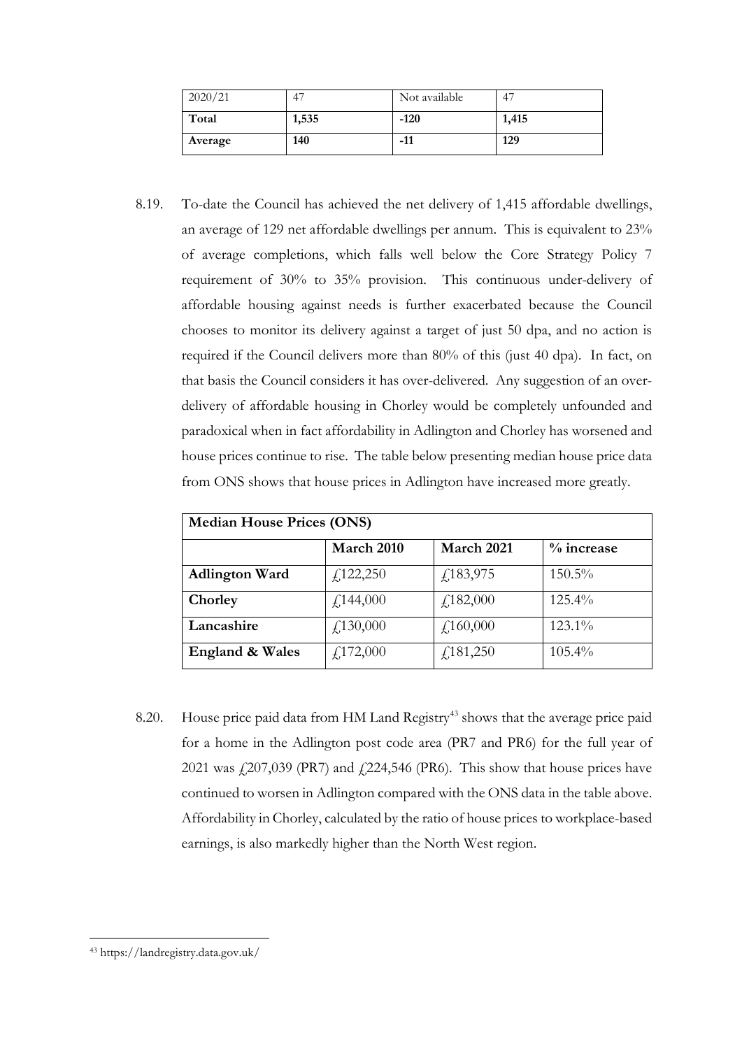| 2020/21 | 47 | Not available | 47 |
|---|---|---|---|
| **Total** | **1,535** | **-120** | **1,415** |
| **Average** | **140** | **-11** | **129** |

8.19. To-date the Council has achieved the net delivery of 1,415 affordable dwellings, an average of 129 net affordable dwellings per annum. This is equivalent to 23% of average completions, which falls well below the Core Strategy Policy 7 requirement of 30% to 35% provision. This continuous under-delivery of affordable housing against needs is further exacerbated because the Council chooses to monitor its delivery against a target of just 50 dpa, and no action is required if the Council delivers more than 80% of this (just 40 dpa). In fact, on that basis the Council considers it has over-delivered. Any suggestion of an over-delivery of affordable housing in Chorley would be completely unfounded and paradoxical when in fact affordability in Adlington and Chorley has worsened and house prices continue to rise. The table below presenting median house price data from ONS shows that house prices in Adlington have increased more greatly.

| **Median House Prices (ONS)** | | | |
|---|---|---|---|
| | **March 2010** | **March 2021** | **% increase** |
| **Adlington Ward** | £122,250 | £183,975 | 150.5% |
| **Chorley** | £144,000 | £182,000 | 125.4% |
| **Lancashire** | £130,000 | £160,000 | 123.1% |
| **England & Wales** | £172,000 | £181,250 | 105.4% |

8.20. House price paid data from HM Land Registry[43] shows that the average price paid for a home in the Adlington post code area (PR7 and PR6) for the full year of 2021 was £207,039 (PR7) and £224,546 (PR6). This show that house prices have continued to worsen in Adlington compared with the ONS data in the table above. Affordability in Chorley, calculated by the ratio of house prices to workplace-based earnings, is also markedly higher than the North West region.

[43] https://landregistry.data.gov.uk/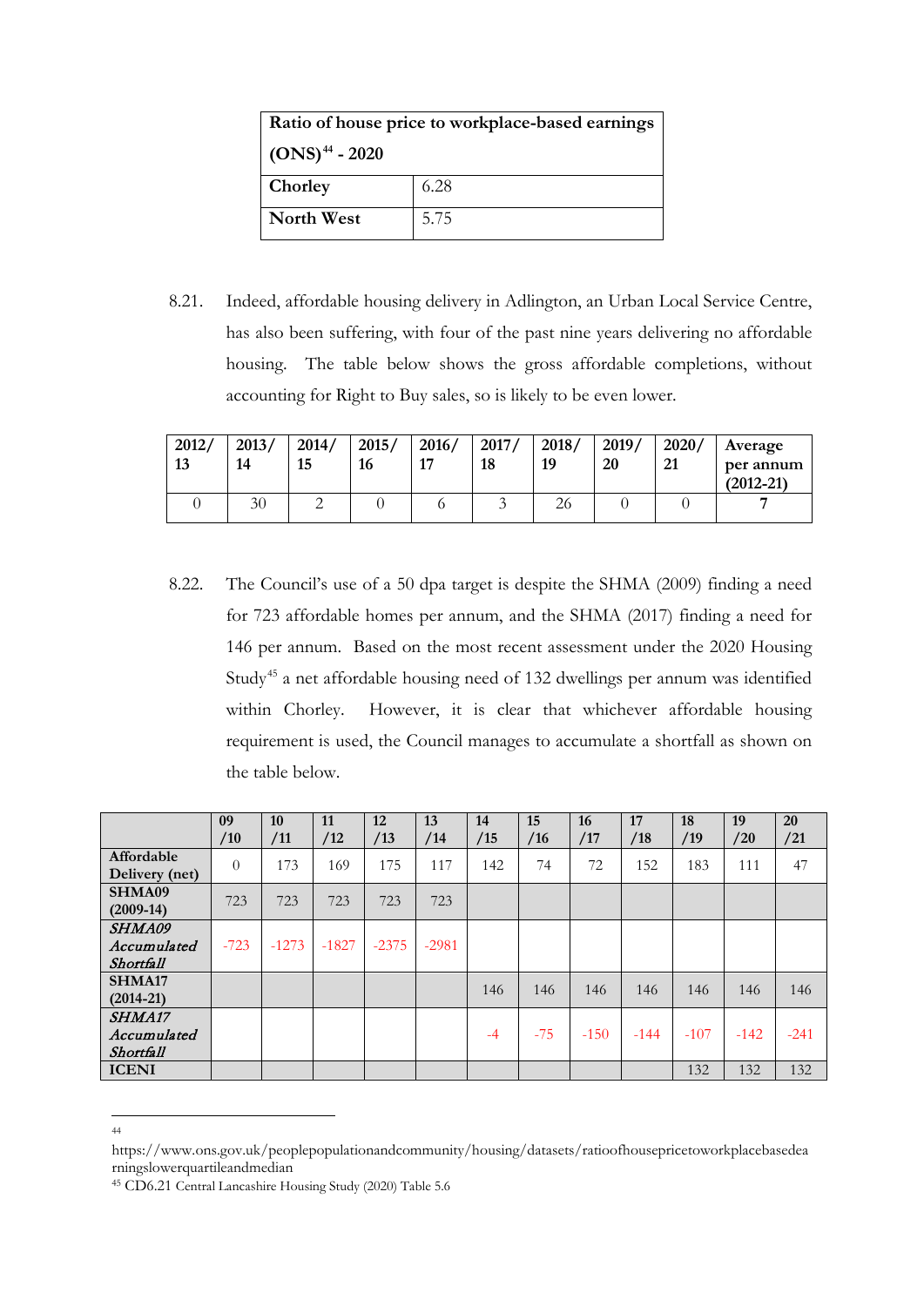| Ratio of house price to workplace-based earnings (ONS)[44] - 2020 | |
|---|---|
| **Chorley** | 6.28 |
| **North West** | 5.75 |

8.21. Indeed, affordable housing delivery in Adlington, an Urban Local Service Centre, has also been suffering, with four of the past nine years delivering no affordable housing. The table below shows the gross affordable completions, without accounting for Right to Buy sales, so is likely to be even lower.

| 2012/13 | 2013/14 | 2014/15 | 2015/16 | 2016/17 | 2017/18 | 2018/19 | 2019/20 | 2020/21 | Average per annum (2012-21) |
|---|---|---|---|---|---|---|---|---|---|
| 0 | 30 | 2 | 0 | 6 | 3 | 26 | 0 | 0 | **7** |

8.22. The Council's use of a 50 dpa target is despite the SHMA (2009) finding a need for 723 affordable homes per annum, and the SHMA (2017) finding a need for 146 per annum. Based on the most recent assessment under the 2020 Housing Study[45] a net affordable housing need of 132 dwellings per annum was identified within Chorley. However, it is clear that whichever affordable housing requirement is used, the Council manages to accumulate a shortfall as shown on the table below.

| | 09/10 | 10/11 | 11/12 | 12/13 | 13/14 | 14/15 | 15/16 | 16/17 | 17/18 | 18/19 | 19/20 | 20/21 |
|---|---|---|---|---|---|---|---|---|---|---|---|---|
| **Affordable Delivery (net)** | 0 | 173 | 169 | 175 | 117 | 142 | 74 | 72 | 152 | 183 | 111 | 47 |
| **SHMA09 (2009-14)** | 723 | 723 | 723 | 723 | 723 | | | | | | | |
| ***SHMA09 Accumulated Shortfall*** | -723 | -1273 | -1827 | -2375 | -2981 | | | | | | | |
| **SHMA17 (2014-21)** | | | | | | 146 | 146 | 146 | 146 | 146 | 146 | 146 |
| ***SHMA17 Accumulated Shortfall*** | | | | | | -4 | -75 | -150 | -144 | -107 | -142 | -241 |
| **ICENI** | | | | | | | | | | 132 | 132 | 132 |

---

[44] https://www.ons.gov.uk/peoplepopulationandcommunity/housing/datasets/ratioofhousepricetoworkplacebasedearningslowerquartileandmedian

[45] CD6.21 Central Lancashire Housing Study (2020) Table 5.6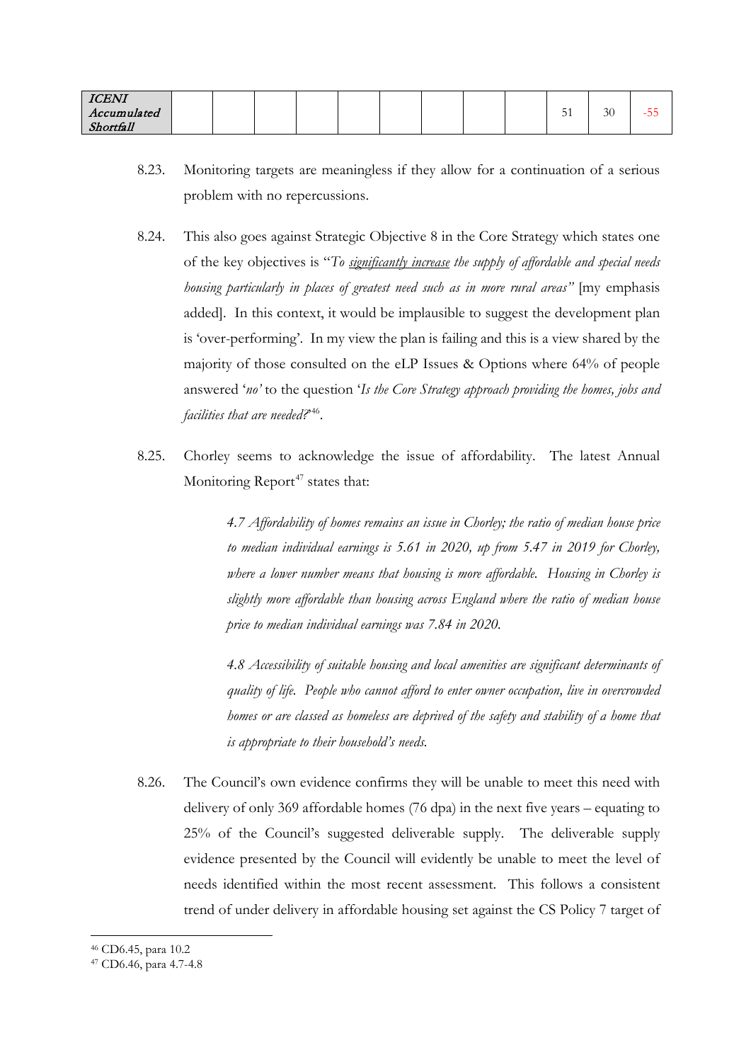| *ICENI Accumulated Shortfall* | | | | | | | | | | 51 | 30 | -55 |
|---|---|---|---|---|---|---|---|---|---|---|---|---|

8.23. Monitoring targets are meaningless if they allow for a continuation of a serious problem with no repercussions.

8.24. This also goes against Strategic Objective 8 in the Core Strategy which states one of the key objectives is "*To significantly increase the supply of affordable and special needs housing particularly in places of greatest need such as in more rural areas"* [my emphasis added]. In this context, it would be implausible to suggest the development plan is 'over-performing'. In my view the plan is failing and this is a view shared by the majority of those consulted on the eLP Issues & Options where 64% of people answered '*no'* to the question '*Is the Core Strategy approach providing the homes, jobs and facilities that are needed?*'[46].

8.25. Chorley seems to acknowledge the issue of affordability. The latest Annual Monitoring Report[47] states that:

> *4.7 Affordability of homes remains an issue in Chorley; the ratio of median house price to median individual earnings is 5.61 in 2020, up from 5.47 in 2019 for Chorley, where a lower number means that housing is more affordable. Housing in Chorley is slightly more affordable than housing across England where the ratio of median house price to median individual earnings was 7.84 in 2020.*
>
> *4.8 Accessibility of suitable housing and local amenities are significant determinants of quality of life. People who cannot afford to enter owner occupation, live in overcrowded homes or are classed as homeless are deprived of the safety and stability of a home that is appropriate to their household's needs.*

8.26. The Council's own evidence confirms they will be unable to meet this need with delivery of only 369 affordable homes (76 dpa) in the next five years – equating to 25% of the Council's suggested deliverable supply. The deliverable supply evidence presented by the Council will evidently be unable to meet the level of needs identified within the most recent assessment. This follows a consistent trend of under delivery in affordable housing set against the CS Policy 7 target of

[46] CD6.45, para 10.2

[47] CD6.46, para 4.7-4.8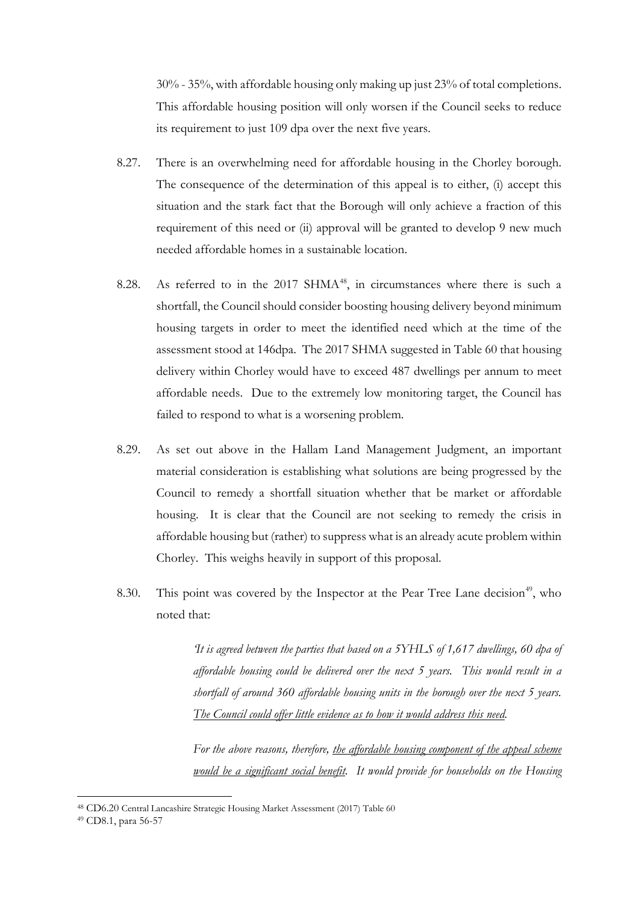30% - 35%, with affordable housing only making up just 23% of total completions. This affordable housing position will only worsen if the Council seeks to reduce its requirement to just 109 dpa over the next five years.

8.27. There is an overwhelming need for affordable housing in the Chorley borough. The consequence of the determination of this appeal is to either, (i) accept this situation and the stark fact that the Borough will only achieve a fraction of this requirement of this need or (ii) approval will be granted to develop 9 new much needed affordable homes in a sustainable location.

8.28. As referred to in the 2017 SHMA[48], in circumstances where there is such a shortfall, the Council should consider boosting housing delivery beyond minimum housing targets in order to meet the identified need which at the time of the assessment stood at 146dpa. The 2017 SHMA suggested in Table 60 that housing delivery within Chorley would have to exceed 487 dwellings per annum to meet affordable needs. Due to the extremely low monitoring target, the Council has failed to respond to what is a worsening problem.

8.29. As set out above in the Hallam Land Management Judgment, an important material consideration is establishing what solutions are being progressed by the Council to remedy a shortfall situation whether that be market or affordable housing. It is clear that the Council are not seeking to remedy the crisis in affordable housing but (rather) to suppress what is an already acute problem within Chorley. This weighs heavily in support of this proposal.

8.30. This point was covered by the Inspector at the Pear Tree Lane decision[49], who noted that:

> *'It is agreed between the parties that based on a 5YHLS of 1,617 dwellings, 60 dpa of affordable housing could be delivered over the next 5 years. This would result in a shortfall of around 360 affordable housing units in the borough over the next 5 years. <u>The Council could offer little evidence as to how it would address this need</u>.*
>
> *For the above reasons, therefore, <u>the affordable housing component of the appeal scheme would be a significant social benefit</u>. It would provide for households on the Housing*

[48] CD6.20 Central Lancashire Strategic Housing Market Assessment (2017) Table 60

[49] CD8.1, para 56-57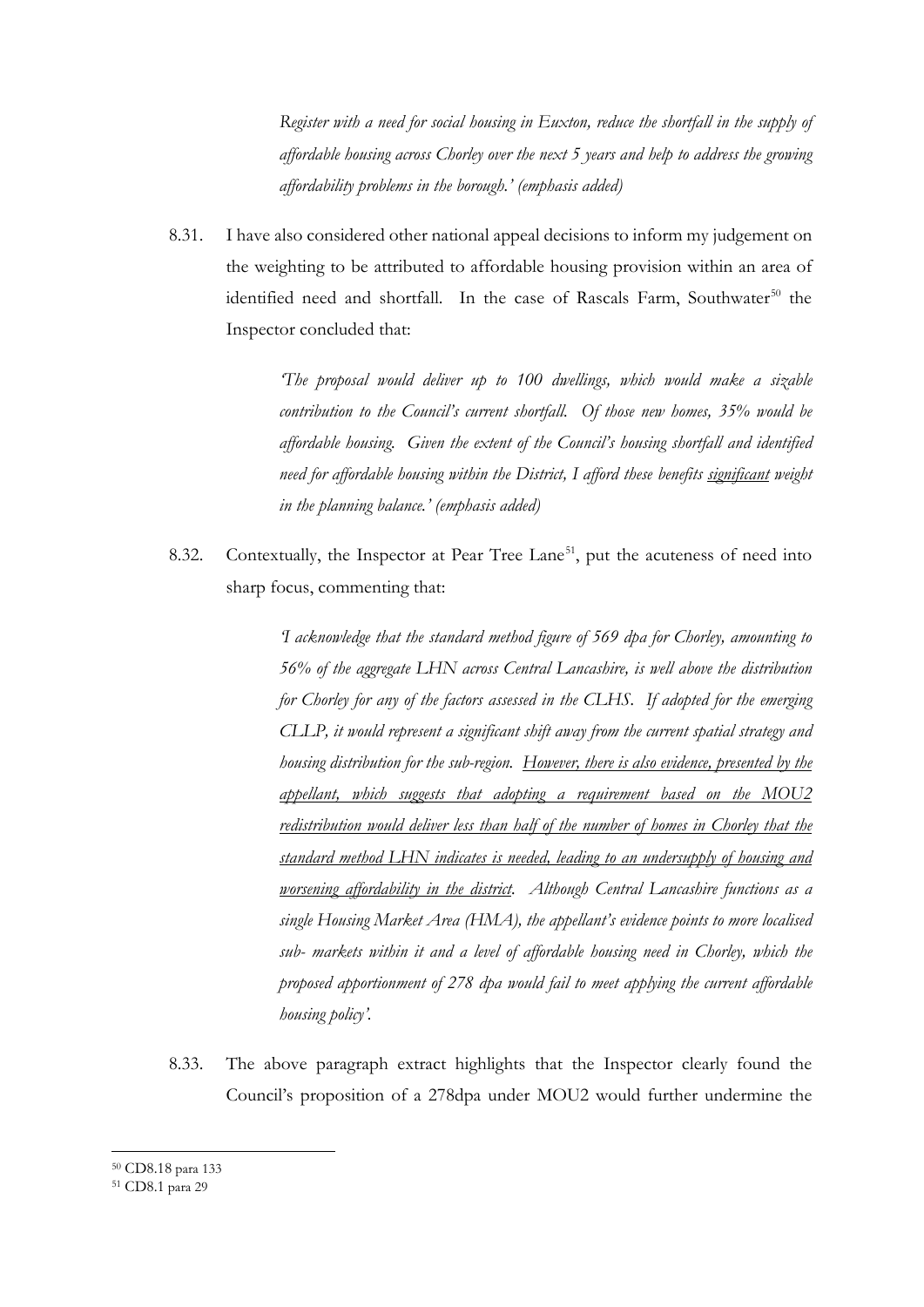*Register with a need for social housing in Euxton, reduce the shortfall in the supply of affordable housing across Chorley over the next 5 years and help to address the growing affordability problems in the borough.' (emphasis added)*

8.31. I have also considered other national appeal decisions to inform my judgement on the weighting to be attributed to affordable housing provision within an area of identified need and shortfall. In the case of Rascals Farm, Southwater[50] the Inspector concluded that:

> *'The proposal would deliver up to 100 dwellings, which would make a sizable contribution to the Council's current shortfall. Of those new homes, 35% would be affordable housing. Given the extent of the Council's housing shortfall and identified need for affordable housing within the District, I afford these benefits <u>significant</u> weight in the planning balance.' (emphasis added)*

8.32. Contextually, the Inspector at Pear Tree Lane[51], put the acuteness of need into sharp focus, commenting that:

> *'I acknowledge that the standard method figure of 569 dpa for Chorley, amounting to 56% of the aggregate LHN across Central Lancashire, is well above the distribution for Chorley for any of the factors assessed in the CLHS. If adopted for the emerging CLLP, it would represent a significant shift away from the current spatial strategy and housing distribution for the sub-region. <u>However, there is also evidence, presented by the appellant, which suggests that adopting a requirement based on the MOU2 redistribution would deliver less than half of the number of homes in Chorley that the standard method LHN indicates is needed, leading to an undersupply of housing and worsening affordability in the district</u>. Although Central Lancashire functions as a single Housing Market Area (HMA), the appellant's evidence points to more localised sub- markets within it and a level of affordable housing need in Chorley, which the proposed apportionment of 278 dpa would fail to meet applying the current affordable housing policy'.*

8.33. The above paragraph extract highlights that the Inspector clearly found the Council's proposition of a 278dpa under MOU2 would further undermine the

---

[50] CD8.18 para 133

[51] CD8.1 para 29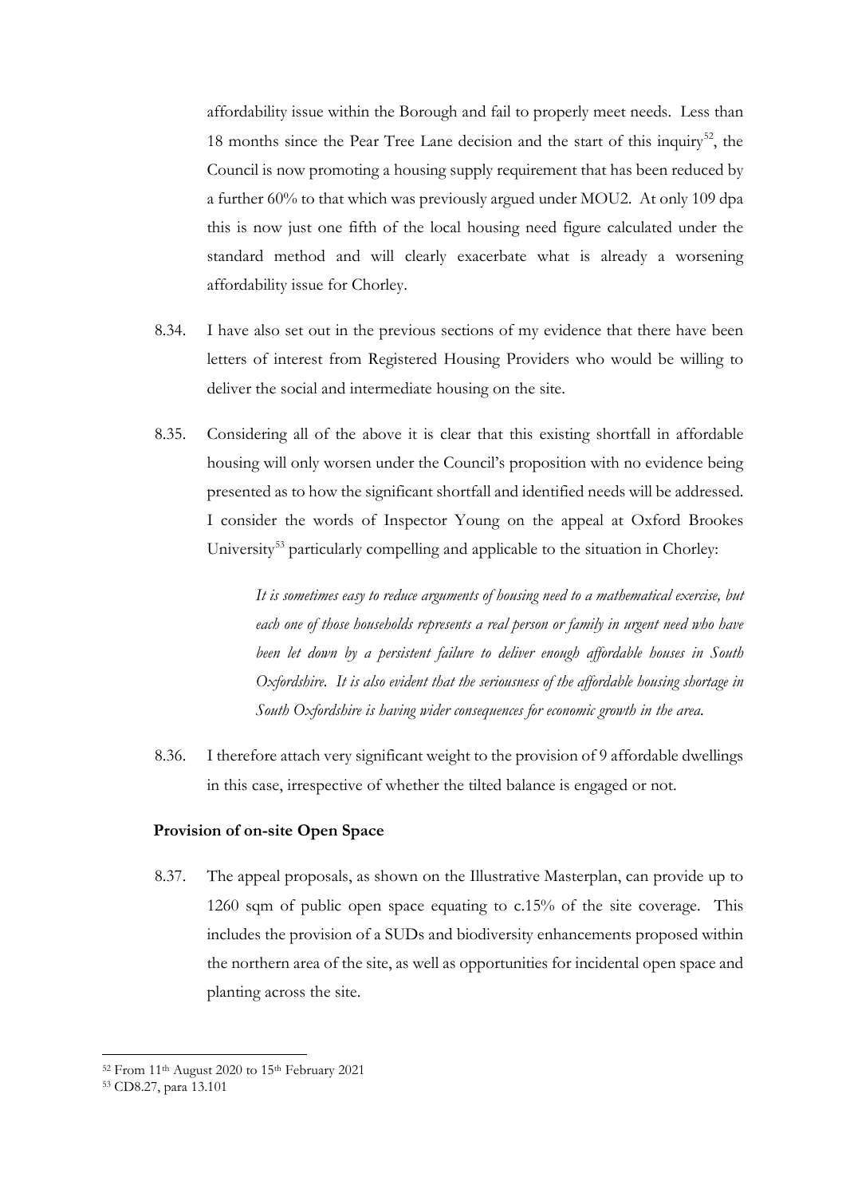affordability issue within the Borough and fail to properly meet needs. Less than 18 months since the Pear Tree Lane decision and the start of this inquiry[52], the Council is now promoting a housing supply requirement that has been reduced by a further 60% to that which was previously argued under MOU2. At only 109 dpa this is now just one fifth of the local housing need figure calculated under the standard method and will clearly exacerbate what is already a worsening affordability issue for Chorley.

8.34. I have also set out in the previous sections of my evidence that there have been letters of interest from Registered Housing Providers who would be willing to deliver the social and intermediate housing on the site.

8.35. Considering all of the above it is clear that this existing shortfall in affordable housing will only worsen under the Council's proposition with no evidence being presented as to how the significant shortfall and identified needs will be addressed. I consider the words of Inspector Young on the appeal at Oxford Brookes University[53] particularly compelling and applicable to the situation in Chorley:

> *It is sometimes easy to reduce arguments of housing need to a mathematical exercise, but each one of those households represents a real person or family in urgent need who have been let down by a persistent failure to deliver enough affordable houses in South Oxfordshire. It is also evident that the seriousness of the affordable housing shortage in South Oxfordshire is having wider consequences for economic growth in the area.*

8.36. I therefore attach very significant weight to the provision of 9 affordable dwellings in this case, irrespective of whether the tilted balance is engaged or not.

**Provision of on-site Open Space**

8.37. The appeal proposals, as shown on the Illustrative Masterplan, can provide up to 1260 sqm of public open space equating to c.15% of the site coverage. This includes the provision of a SUDs and biodiversity enhancements proposed within the northern area of the site, as well as opportunities for incidental open space and planting across the site.

---

[52] From 11th August 2020 to 15th February 2021

[53] CD8.27, para 13.101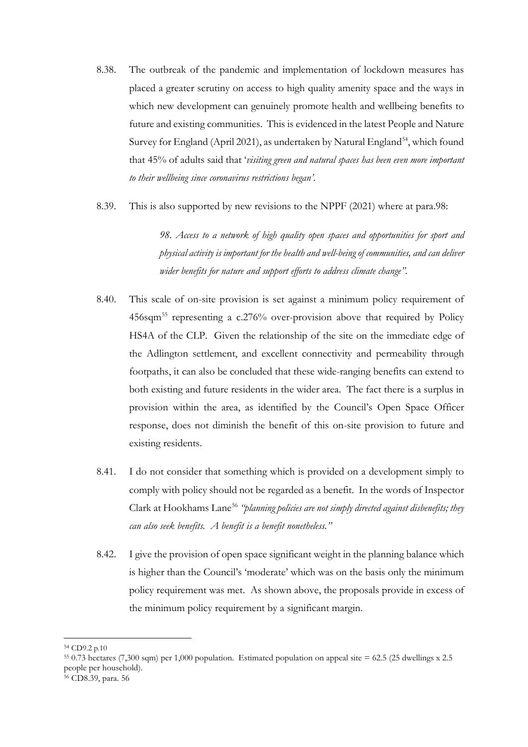8.38. The outbreak of the pandemic and implementation of lockdown measures has placed a greater scrutiny on access to high quality amenity space and the ways in which new development can genuinely promote health and wellbeing benefits to future and existing communities. This is evidenced in the latest People and Nature Survey for England (April 2021), as undertaken by Natural England[54], which found that 45% of adults said that '*visiting green and natural spaces has been even more important to their wellbeing since coronavirus restrictions began'*.

8.39. This is also supported by new revisions to the NPPF (2021) where at para.98:

> *98. Access to a network of high quality open spaces and opportunities for sport and physical activity is important for the health and well-being of communities, and can deliver wider benefits for nature and support efforts to address climate change".*

8.40. This scale of on-site provision is set against a minimum policy requirement of 456sqm[55] representing a c.276% over-provision above that required by Policy HS4A of the CLP. Given the relationship of the site on the immediate edge of the Adlington settlement, and excellent connectivity and permeability through footpaths, it can also be concluded that these wide-ranging benefits can extend to both existing and future residents in the wider area. The fact there is a surplus in provision within the area, as identified by the Council's Open Space Officer response, does not diminish the benefit of this on-site provision to future and existing residents.

8.41. I do not consider that something which is provided on a development simply to comply with policy should not be regarded as a benefit. In the words of Inspector Clark at Hookhams Lane[56] *"planning policies are not simply directed against disbenefits; they can also seek benefits. A benefit is a benefit nonetheless."*

8.42. I give the provision of open space significant weight in the planning balance which is higher than the Council's 'moderate' which was on the basis only the minimum policy requirement was met. As shown above, the proposals provide in excess of the minimum policy requirement by a significant margin.

---

[54] CD9.2 p.10

[55] 0.73 hectares (7,300 sqm) per 1,000 population. Estimated population on appeal site = 62.5 (25 dwellings x 2.5 people per household).

[56] CD8.39, para. 56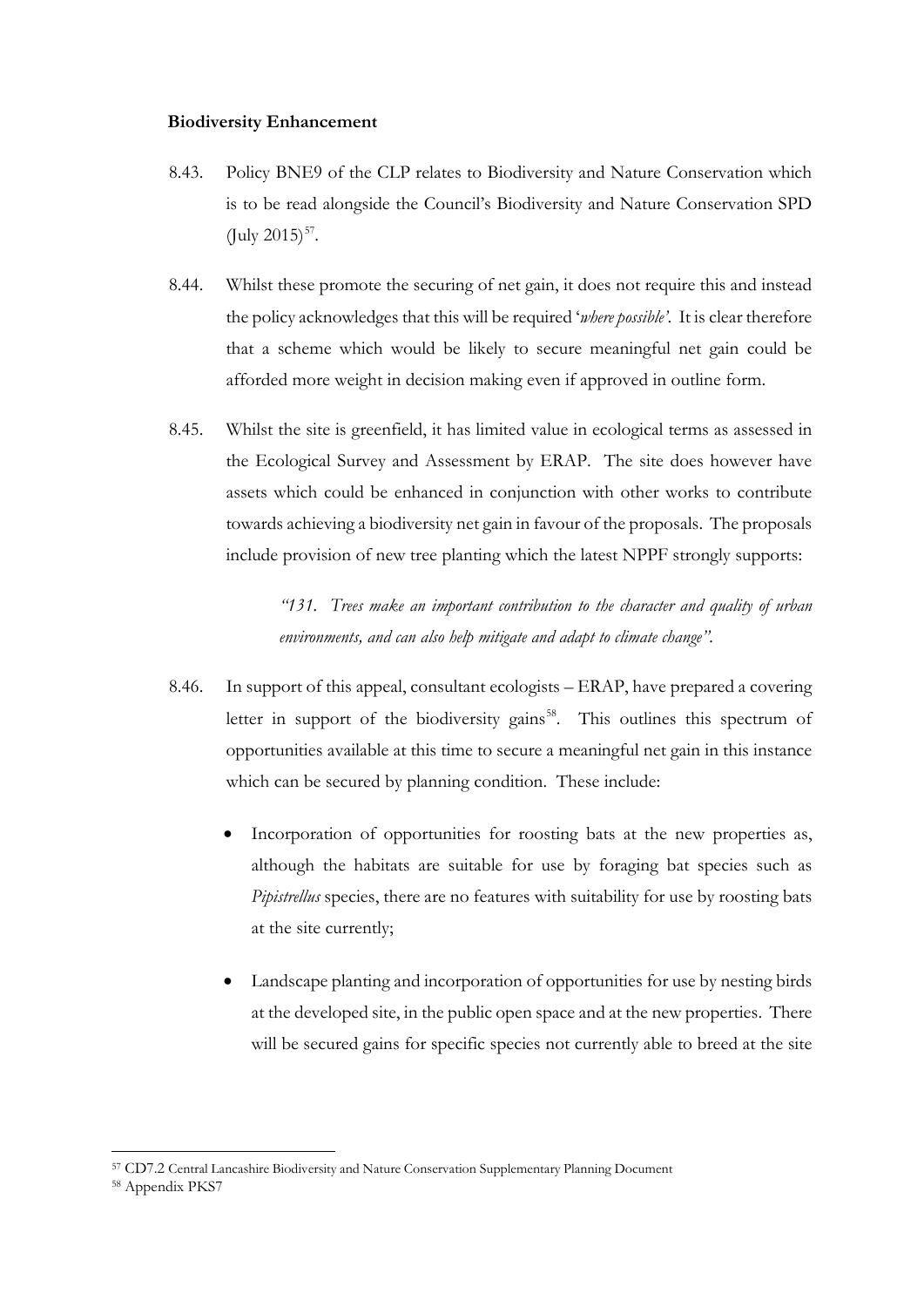**Biodiversity Enhancement**

8.43. Policy BNE9 of the CLP relates to Biodiversity and Nature Conservation which is to be read alongside the Council's Biodiversity and Nature Conservation SPD (July 2015)[57].

8.44. Whilst these promote the securing of net gain, it does not require this and instead the policy acknowledges that this will be required '*where possible'*. It is clear therefore that a scheme which would be likely to secure meaningful net gain could be afforded more weight in decision making even if approved in outline form.

8.45. Whilst the site is greenfield, it has limited value in ecological terms as assessed in the Ecological Survey and Assessment by ERAP. The site does however have assets which could be enhanced in conjunction with other works to contribute towards achieving a biodiversity net gain in favour of the proposals. The proposals include provision of new tree planting which the latest NPPF strongly supports:

> *"131. Trees make an important contribution to the character and quality of urban environments, and can also help mitigate and adapt to climate change".*

8.46. In support of this appeal, consultant ecologists – ERAP, have prepared a covering letter in support of the biodiversity gains[58]. This outlines this spectrum of opportunities available at this time to secure a meaningful net gain in this instance which can be secured by planning condition. These include:

- Incorporation of opportunities for roosting bats at the new properties as, although the habitats are suitable for use by foraging bat species such as *Pipistrellus* species, there are no features with suitability for use by roosting bats at the site currently;
- Landscape planting and incorporation of opportunities for use by nesting birds at the developed site, in the public open space and at the new properties. There will be secured gains for specific species not currently able to breed at the site

---

[57] CD7.2 Central Lancashire Biodiversity and Nature Conservation Supplementary Planning Document

[58] Appendix PKS7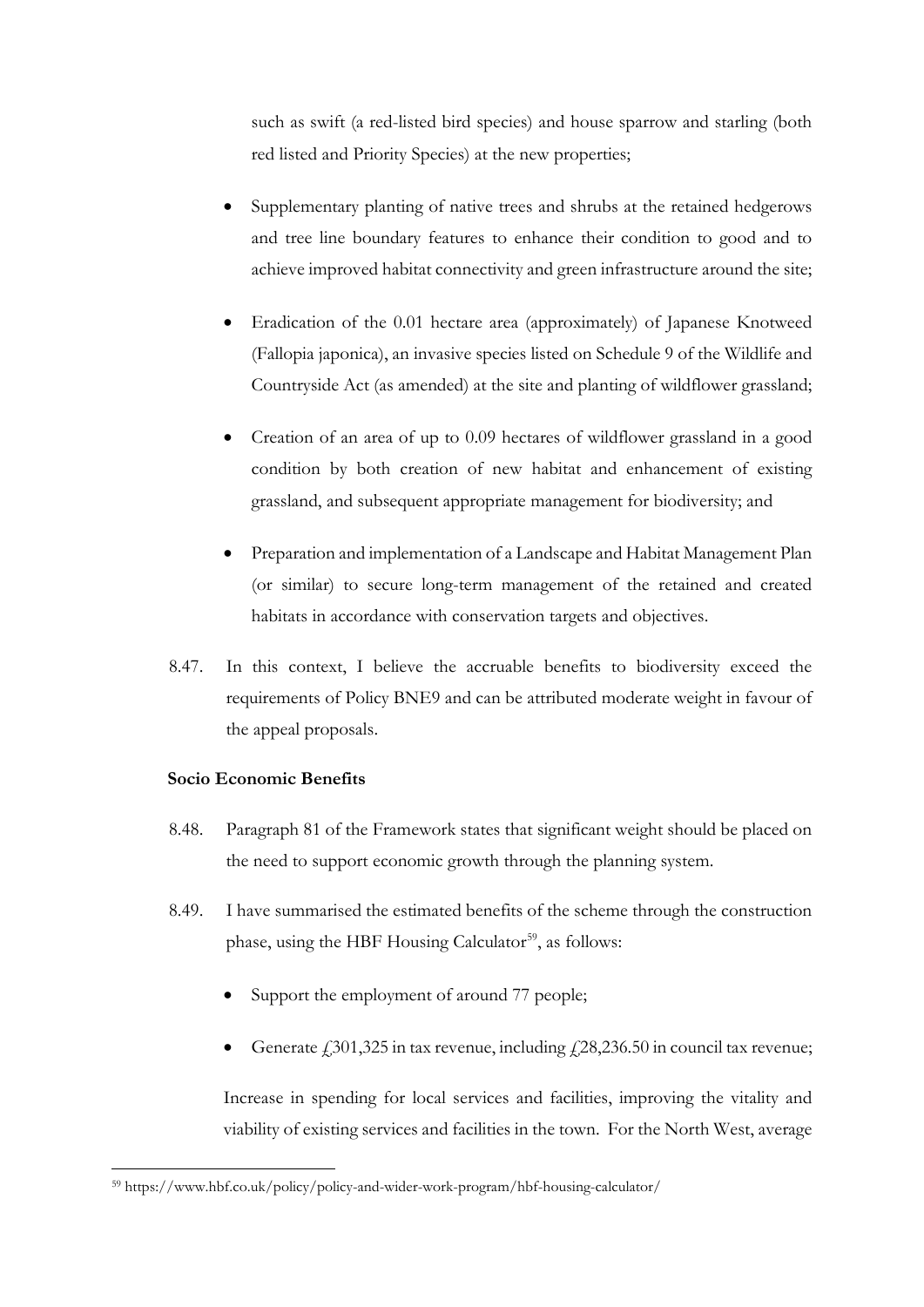such as swift (a red-listed bird species) and house sparrow and starling (both red listed and Priority Species) at the new properties;

- Supplementary planting of native trees and shrubs at the retained hedgerows and tree line boundary features to enhance their condition to good and to achieve improved habitat connectivity and green infrastructure around the site;
- Eradication of the 0.01 hectare area (approximately) of Japanese Knotweed (Fallopia japonica), an invasive species listed on Schedule 9 of the Wildlife and Countryside Act (as amended) at the site and planting of wildflower grassland;
- Creation of an area of up to 0.09 hectares of wildflower grassland in a good condition by both creation of new habitat and enhancement of existing grassland, and subsequent appropriate management for biodiversity; and
- Preparation and implementation of a Landscape and Habitat Management Plan (or similar) to secure long-term management of the retained and created habitats in accordance with conservation targets and objectives.

8.47. In this context, I believe the accruable benefits to biodiversity exceed the requirements of Policy BNE9 and can be attributed moderate weight in favour of the appeal proposals.

**Socio Economic Benefits**

8.48. Paragraph 81 of the Framework states that significant weight should be placed on the need to support economic growth through the planning system.

8.49. I have summarised the estimated benefits of the scheme through the construction phase, using the HBF Housing Calculator[59], as follows:

- Support the employment of around 77 people;
- Generate £301,325 in tax revenue, including £28,236.50 in council tax revenue;

Increase in spending for local services and facilities, improving the vitality and viability of existing services and facilities in the town. For the North West, average

[59] https://www.hbf.co.uk/policy/policy-and-wider-work-program/hbf-housing-calculator/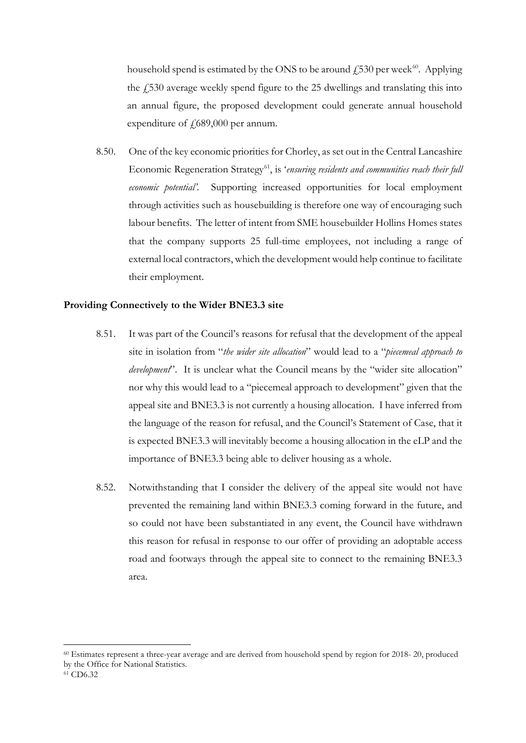household spend is estimated by the ONS to be around £530 per week[60]. Applying the £530 average weekly spend figure to the 25 dwellings and translating this into an annual figure, the proposed development could generate annual household expenditure of £689,000 per annum.

8.50. One of the key economic priorities for Chorley, as set out in the Central Lancashire Economic Regeneration Strategy[61], is '*ensuring residents and communities reach their full economic potential'*. Supporting increased opportunities for local employment through activities such as housebuilding is therefore one way of encouraging such labour benefits. The letter of intent from SME housebuilder Hollins Homes states that the company supports 25 full-time employees, not including a range of external local contractors, which the development would help continue to facilitate their employment.

**Providing Connectively to the Wider BNE3.3 site**

8.51. It was part of the Council's reasons for refusal that the development of the appeal site in isolation from "*the wider site allocation*" would lead to a "*piecemeal approach to development*". It is unclear what the Council means by the "wider site allocation" nor why this would lead to a "piecemeal approach to development" given that the appeal site and BNE3.3 is not currently a housing allocation. I have inferred from the language of the reason for refusal, and the Council's Statement of Case, that it is expected BNE3.3 will inevitably become a housing allocation in the eLP and the importance of BNE3.3 being able to deliver housing as a whole.

8.52. Notwithstanding that I consider the delivery of the appeal site would not have prevented the remaining land within BNE3.3 coming forward in the future, and so could not have been substantiated in any event, the Council have withdrawn this reason for refusal in response to our offer of providing an adoptable access road and footways through the appeal site to connect to the remaining BNE3.3 area.

---

[60] Estimates represent a three-year average and are derived from household spend by region for 2018- 20, produced by the Office for National Statistics.

[61] CD6.32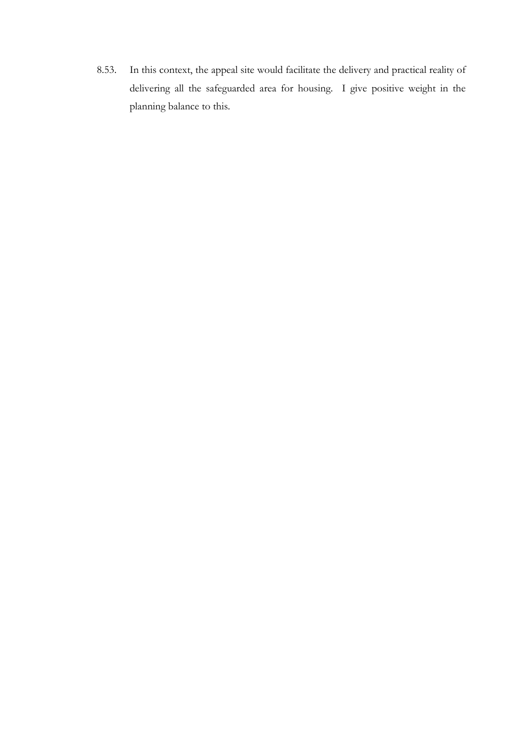8.53. In this context, the appeal site would facilitate the delivery and practical reality of delivering all the safeguarded area for housing. I give positive weight in the planning balance to this.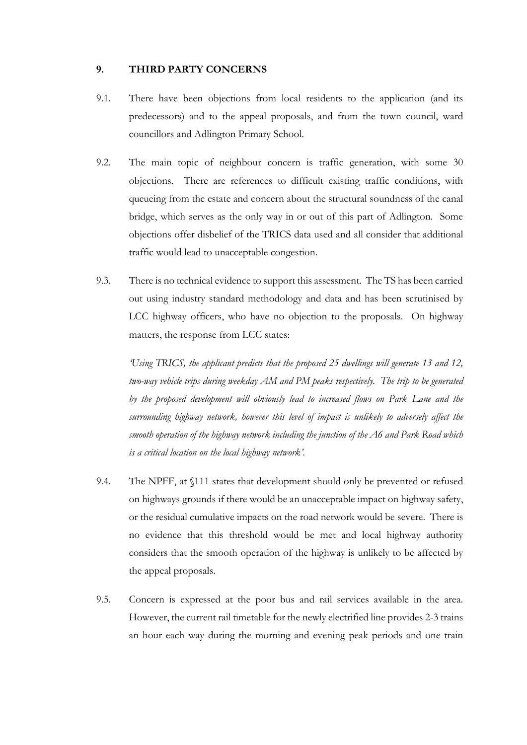## 9. THIRD PARTY CONCERNS

9.1. There have been objections from local residents to the application (and its predecessors) and to the appeal proposals, and from the town council, ward councillors and Adlington Primary School.

9.2. The main topic of neighbour concern is traffic generation, with some 30 objections. There are references to difficult existing traffic conditions, with queueing from the estate and concern about the structural soundness of the canal bridge, which serves as the only way in or out of this part of Adlington. Some objections offer disbelief of the TRICS data used and all consider that additional traffic would lead to unacceptable congestion.

9.3. There is no technical evidence to support this assessment. The TS has been carried out using industry standard methodology and data and has been scrutinised by LCC highway officers, who have no objection to the proposals. On highway matters, the response from LCC states:

*'Using TRICS, the applicant predicts that the proposed 25 dwellings will generate 13 and 12, two-way vehicle trips during weekday AM and PM peaks respectively. The trip to be generated by the proposed development will obviously lead to increased flows on Park Lane and the surrounding highway network, however this level of impact is unlikely to adversely affect the smooth operation of the highway network including the junction of the A6 and Park Road which is a critical location on the local highway network'.*

9.4. The NPFF, at §111 states that development should only be prevented or refused on highways grounds if there would be an unacceptable impact on highway safety, or the residual cumulative impacts on the road network would be severe. There is no evidence that this threshold would be met and local highway authority considers that the smooth operation of the highway is unlikely to be affected by the appeal proposals.

9.5. Concern is expressed at the poor bus and rail services available in the area. However, the current rail timetable for the newly electrified line provides 2-3 trains an hour each way during the morning and evening peak periods and one train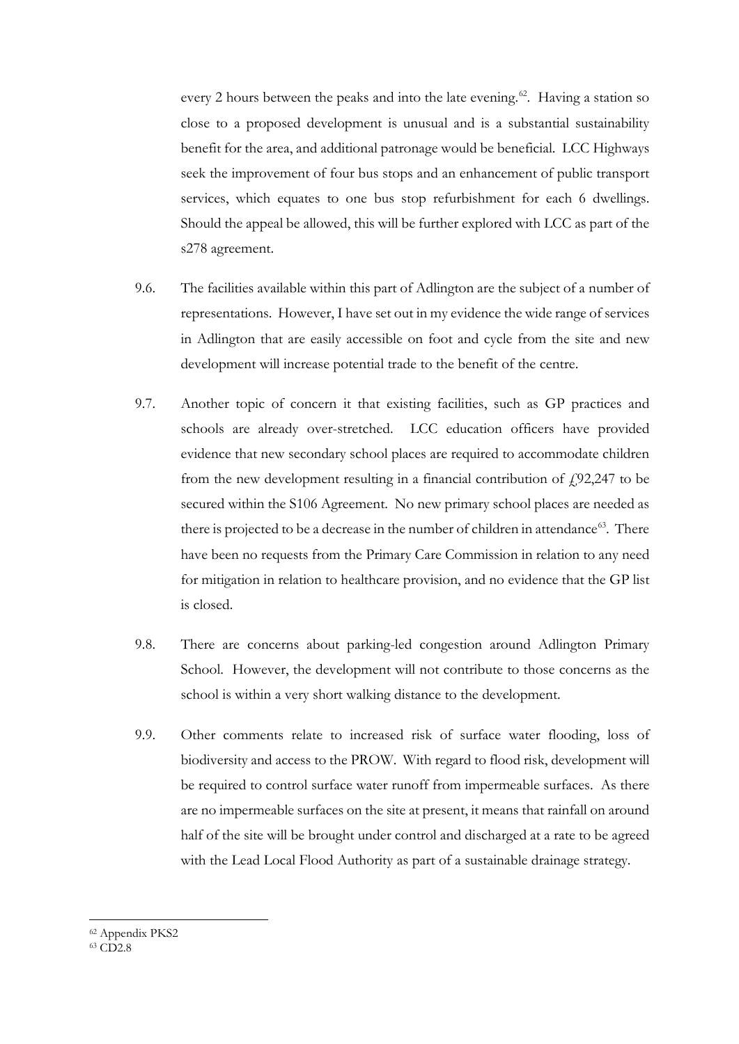every 2 hours between the peaks and into the late evening.[62]. Having a station so close to a proposed development is unusual and is a substantial sustainability benefit for the area, and additional patronage would be beneficial. LCC Highways seek the improvement of four bus stops and an enhancement of public transport services, which equates to one bus stop refurbishment for each 6 dwellings. Should the appeal be allowed, this will be further explored with LCC as part of the s278 agreement.

9.6. The facilities available within this part of Adlington are the subject of a number of representations. However, I have set out in my evidence the wide range of services in Adlington that are easily accessible on foot and cycle from the site and new development will increase potential trade to the benefit of the centre.

9.7. Another topic of concern it that existing facilities, such as GP practices and schools are already over-stretched. LCC education officers have provided evidence that new secondary school places are required to accommodate children from the new development resulting in a financial contribution of £92,247 to be secured within the S106 Agreement. No new primary school places are needed as there is projected to be a decrease in the number of children in attendance[63]. There have been no requests from the Primary Care Commission in relation to any need for mitigation in relation to healthcare provision, and no evidence that the GP list is closed.

9.8. There are concerns about parking-led congestion around Adlington Primary School. However, the development will not contribute to those concerns as the school is within a very short walking distance to the development.

9.9. Other comments relate to increased risk of surface water flooding, loss of biodiversity and access to the PROW. With regard to flood risk, development will be required to control surface water runoff from impermeable surfaces. As there are no impermeable surfaces on the site at present, it means that rainfall on around half of the site will be brought under control and discharged at a rate to be agreed with the Lead Local Flood Authority as part of a sustainable drainage strategy.

---

[62] Appendix PKS2

[63] CD2.8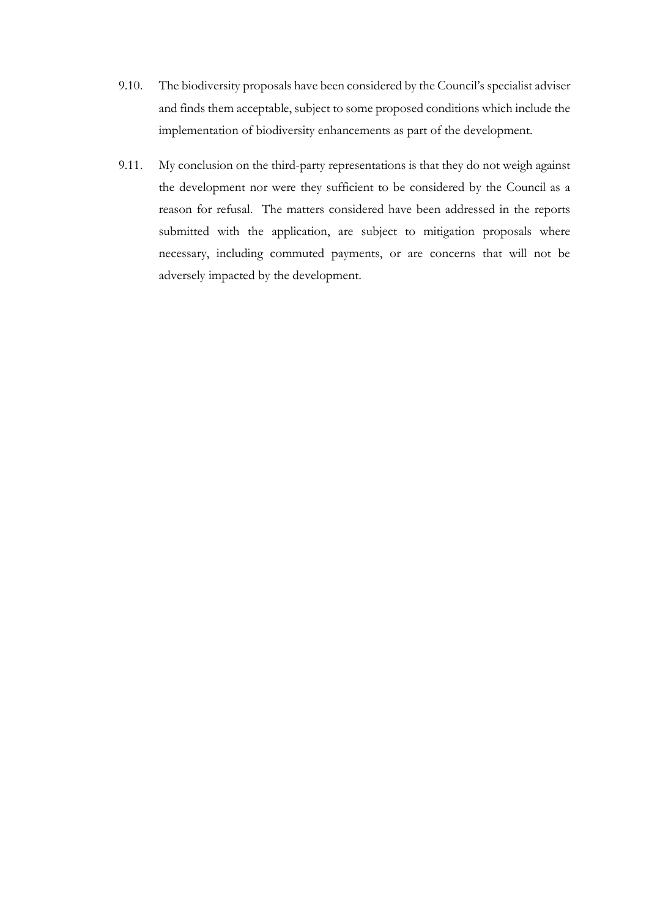9.10. The biodiversity proposals have been considered by the Council's specialist adviser and finds them acceptable, subject to some proposed conditions which include the implementation of biodiversity enhancements as part of the development.

9.11. My conclusion on the third-party representations is that they do not weigh against the development nor were they sufficient to be considered by the Council as a reason for refusal. The matters considered have been addressed in the reports submitted with the application, are subject to mitigation proposals where necessary, including commuted payments, or are concerns that will not be adversely impacted by the development.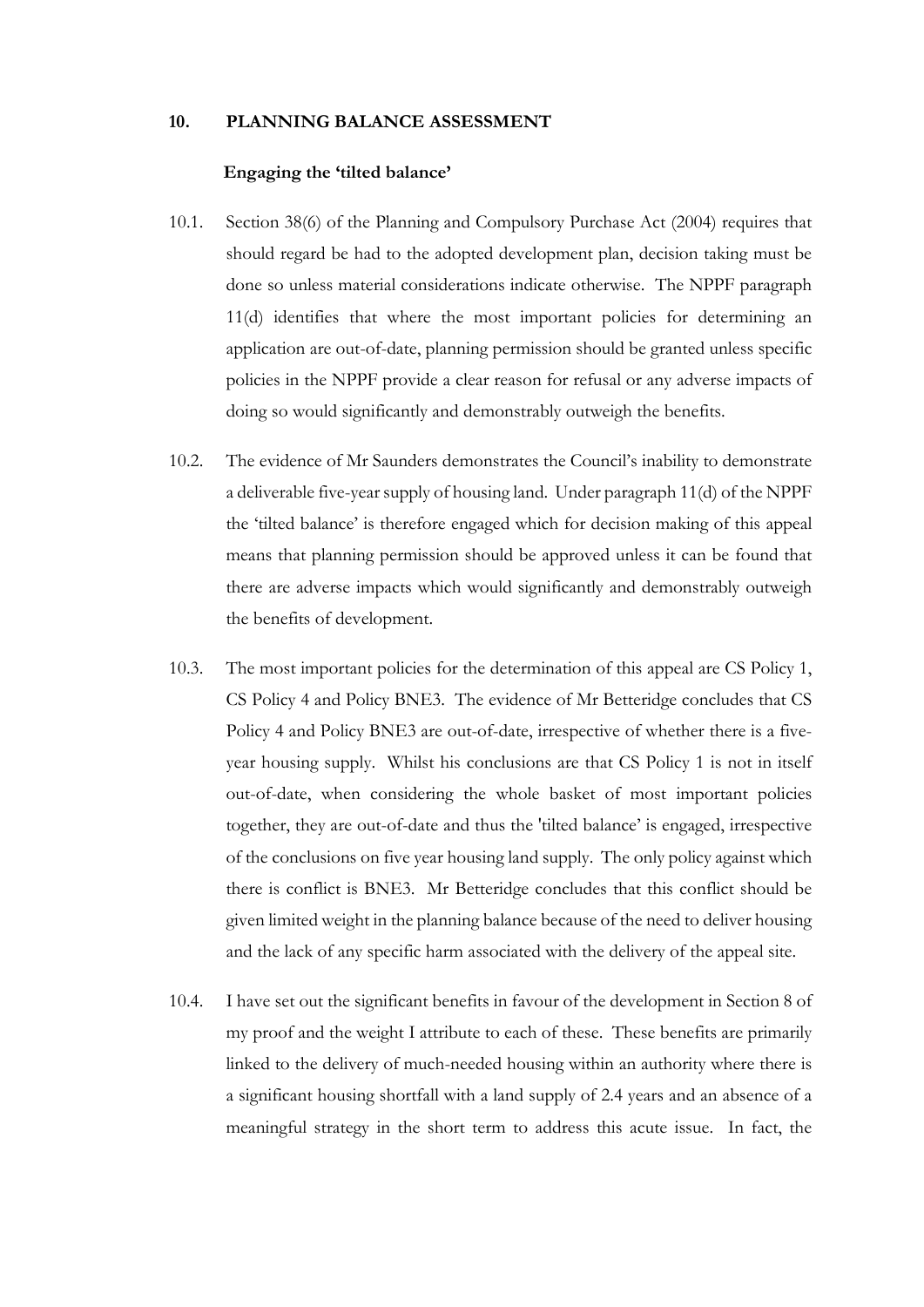## 10. PLANNING BALANCE ASSESSMENT

### Engaging the 'tilted balance'

10.1. Section 38(6) of the Planning and Compulsory Purchase Act (2004) requires that should regard be had to the adopted development plan, decision taking must be done so unless material considerations indicate otherwise. The NPPF paragraph 11(d) identifies that where the most important policies for determining an application are out-of-date, planning permission should be granted unless specific policies in the NPPF provide a clear reason for refusal or any adverse impacts of doing so would significantly and demonstrably outweigh the benefits.

10.2. The evidence of Mr Saunders demonstrates the Council's inability to demonstrate a deliverable five-year supply of housing land. Under paragraph 11(d) of the NPPF the 'tilted balance' is therefore engaged which for decision making of this appeal means that planning permission should be approved unless it can be found that there are adverse impacts which would significantly and demonstrably outweigh the benefits of development.

10.3. The most important policies for the determination of this appeal are CS Policy 1, CS Policy 4 and Policy BNE3. The evidence of Mr Betteridge concludes that CS Policy 4 and Policy BNE3 are out-of-date, irrespective of whether there is a five-year housing supply. Whilst his conclusions are that CS Policy 1 is not in itself out-of-date, when considering the whole basket of most important policies together, they are out-of-date and thus the 'tilted balance' is engaged, irrespective of the conclusions on five year housing land supply. The only policy against which there is conflict is BNE3. Mr Betteridge concludes that this conflict should be given limited weight in the planning balance because of the need to deliver housing and the lack of any specific harm associated with the delivery of the appeal site.

10.4. I have set out the significant benefits in favour of the development in Section 8 of my proof and the weight I attribute to each of these. These benefits are primarily linked to the delivery of much-needed housing within an authority where there is a significant housing shortfall with a land supply of 2.4 years and an absence of a meaningful strategy in the short term to address this acute issue. In fact, the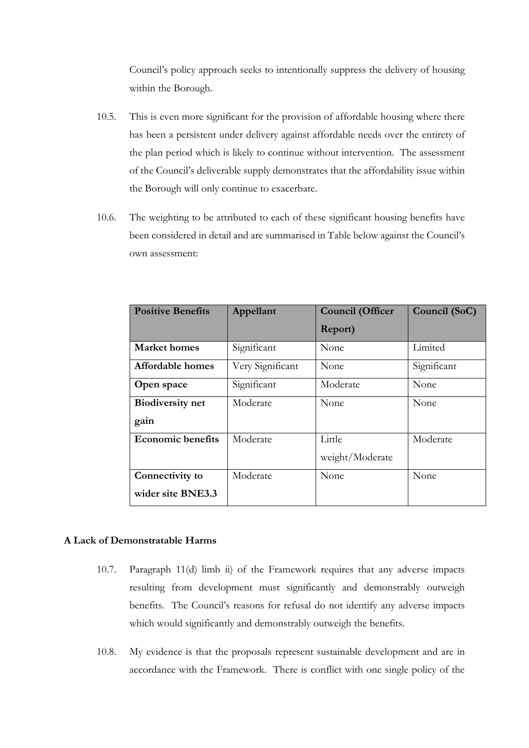Council's policy approach seeks to intentionally suppress the delivery of housing within the Borough.

10.5. This is even more significant for the provision of affordable housing where there has been a persistent under delivery against affordable needs over the entirety of the plan period which is likely to continue without intervention. The assessment of the Council's deliverable supply demonstrates that the affordability issue within the Borough will only continue to exacerbate.

10.6. The weighting to be attributed to each of these significant housing benefits have been considered in detail and are summarised in Table below against the Council's own assessment:

| Positive Benefits | Appellant | Council (Officer Report) | Council (SoC) |
|---|---|---|---|
| **Market homes** | Significant | None | Limited |
| **Affordable homes** | Very Significant | None | Significant |
| **Open space** | Significant | Moderate | None |
| **Biodiversity net gain** | Moderate | None | None |
| **Economic benefits** | Moderate | Little weight/Moderate | Moderate |
| **Connectivity to wider site BNE3.3** | Moderate | None | None |

**A Lack of Demonstratable Harms**

10.7. Paragraph 11(d) limb ii) of the Framework requires that any adverse impacts resulting from development must significantly and demonstrably outweigh benefits. The Council's reasons for refusal do not identify any adverse impacts which would significantly and demonstrably outweigh the benefits.

10.8. My evidence is that the proposals represent sustainable development and are in accordance with the Framework. There is conflict with one single policy of the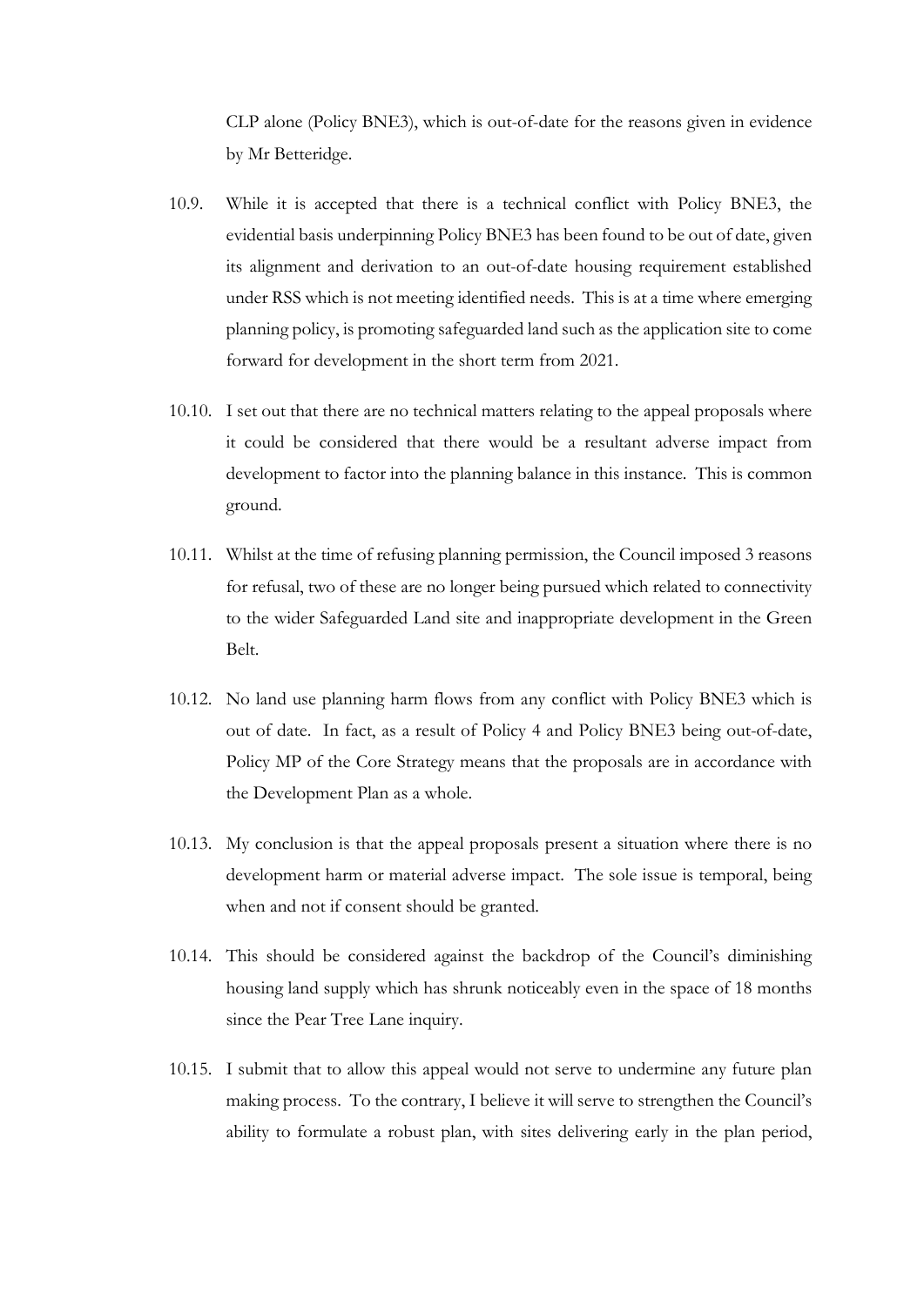CLP alone (Policy BNE3), which is out-of-date for the reasons given in evidence by Mr Betteridge.

10.9. While it is accepted that there is a technical conflict with Policy BNE3, the evidential basis underpinning Policy BNE3 has been found to be out of date, given its alignment and derivation to an out-of-date housing requirement established under RSS which is not meeting identified needs. This is at a time where emerging planning policy, is promoting safeguarded land such as the application site to come forward for development in the short term from 2021.

10.10. I set out that there are no technical matters relating to the appeal proposals where it could be considered that there would be a resultant adverse impact from development to factor into the planning balance in this instance. This is common ground.

10.11. Whilst at the time of refusing planning permission, the Council imposed 3 reasons for refusal, two of these are no longer being pursued which related to connectivity to the wider Safeguarded Land site and inappropriate development in the Green Belt.

10.12. No land use planning harm flows from any conflict with Policy BNE3 which is out of date. In fact, as a result of Policy 4 and Policy BNE3 being out-of-date, Policy MP of the Core Strategy means that the proposals are in accordance with the Development Plan as a whole.

10.13. My conclusion is that the appeal proposals present a situation where there is no development harm or material adverse impact. The sole issue is temporal, being when and not if consent should be granted.

10.14. This should be considered against the backdrop of the Council's diminishing housing land supply which has shrunk noticeably even in the space of 18 months since the Pear Tree Lane inquiry.

10.15. I submit that to allow this appeal would not serve to undermine any future plan making process. To the contrary, I believe it will serve to strengthen the Council's ability to formulate a robust plan, with sites delivering early in the plan period,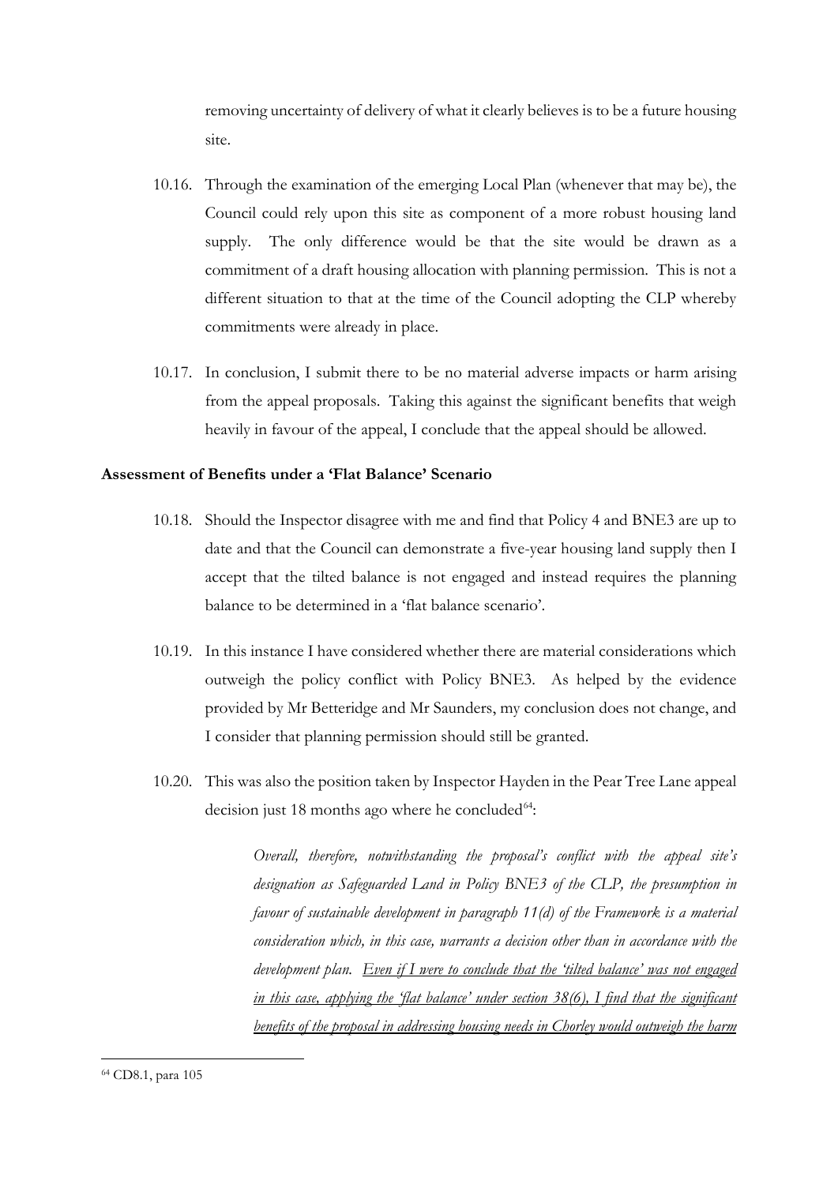removing uncertainty of delivery of what it clearly believes is to be a future housing site.

10.16. Through the examination of the emerging Local Plan (whenever that may be), the Council could rely upon this site as component of a more robust housing land supply. The only difference would be that the site would be drawn as a commitment of a draft housing allocation with planning permission. This is not a different situation to that at the time of the Council adopting the CLP whereby commitments were already in place.

10.17. In conclusion, I submit there to be no material adverse impacts or harm arising from the appeal proposals. Taking this against the significant benefits that weigh heavily in favour of the appeal, I conclude that the appeal should be allowed.

**Assessment of Benefits under a 'Flat Balance' Scenario**

10.18. Should the Inspector disagree with me and find that Policy 4 and BNE3 are up to date and that the Council can demonstrate a five-year housing land supply then I accept that the tilted balance is not engaged and instead requires the planning balance to be determined in a 'flat balance scenario'.

10.19. In this instance I have considered whether there are material considerations which outweigh the policy conflict with Policy BNE3. As helped by the evidence provided by Mr Betteridge and Mr Saunders, my conclusion does not change, and I consider that planning permission should still be granted.

10.20. This was also the position taken by Inspector Hayden in the Pear Tree Lane appeal decision just 18 months ago where he concluded[64]:

> *Overall, therefore, notwithstanding the proposal's conflict with the appeal site's designation as Safeguarded Land in Policy BNE3 of the CLP, the presumption in favour of sustainable development in paragraph 11(d) of the Framework is a material consideration which, in this case, warrants a decision other than in accordance with the development plan. <u>Even if I were to conclude that the 'tilted balance' was not engaged in this case, applying the 'flat balance' under section 38(6), I find that the significant benefits of the proposal in addressing housing needs in Chorley would outweigh the harm</u>*

[64] CD8.1, para 105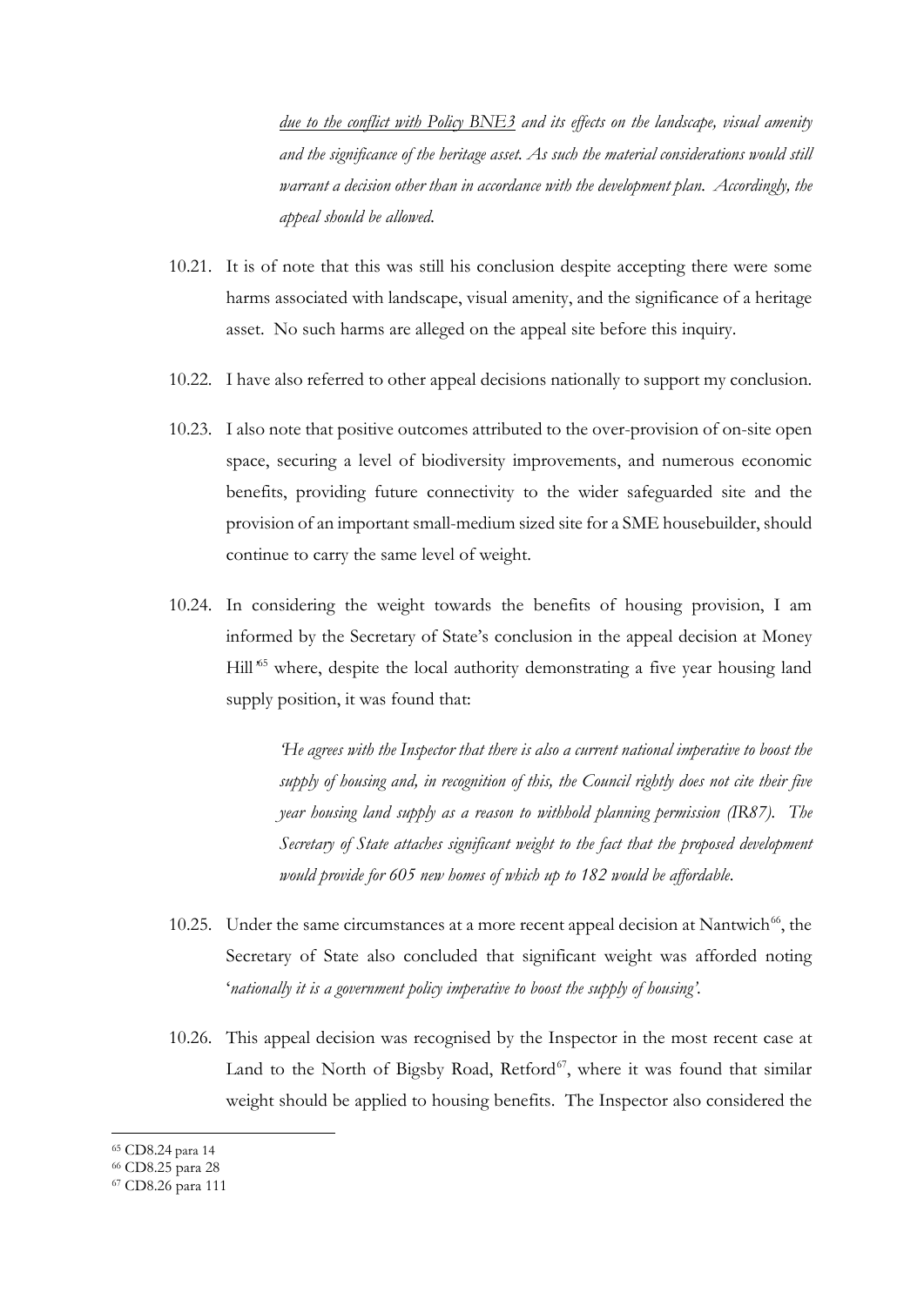> *<u>due to the conflict with Policy BNE3</u> and its effects on the landscape, visual amenity and the significance of the heritage asset. As such the material considerations would still warrant a decision other than in accordance with the development plan. Accordingly, the appeal should be allowed.*

10.21. It is of note that this was still his conclusion despite accepting there were some harms associated with landscape, visual amenity, and the significance of a heritage asset. No such harms are alleged on the appeal site before this inquiry.

10.22. I have also referred to other appeal decisions nationally to support my conclusion.

10.23. I also note that positive outcomes attributed to the over-provision of on-site open space, securing a level of biodiversity improvements, and numerous economic benefits, providing future connectivity to the wider safeguarded site and the provision of an important small-medium sized site for a SME housebuilder, should continue to carry the same level of weight.

10.24. In considering the weight towards the benefits of housing provision, I am informed by the Secretary of State's conclusion in the appeal decision at Money Hill'[65] where, despite the local authority demonstrating a five year housing land supply position, it was found that:

> *'He agrees with the Inspector that there is also a current national imperative to boost the supply of housing and, in recognition of this, the Council rightly does not cite their five year housing land supply as a reason to withhold planning permission (IR87). The Secretary of State attaches significant weight to the fact that the proposed development would provide for 605 new homes of which up to 182 would be affordable.*

10.25. Under the same circumstances at a more recent appeal decision at Nantwich[66], the Secretary of State also concluded that significant weight was afforded noting '*nationally it is a government policy imperative to boost the supply of housing'.*

10.26. This appeal decision was recognised by the Inspector in the most recent case at Land to the North of Bigsby Road, Retford[67], where it was found that similar weight should be applied to housing benefits. The Inspector also considered the

---

[65] CD8.24 para 14

[66] CD8.25 para 28

[67] CD8.26 para 111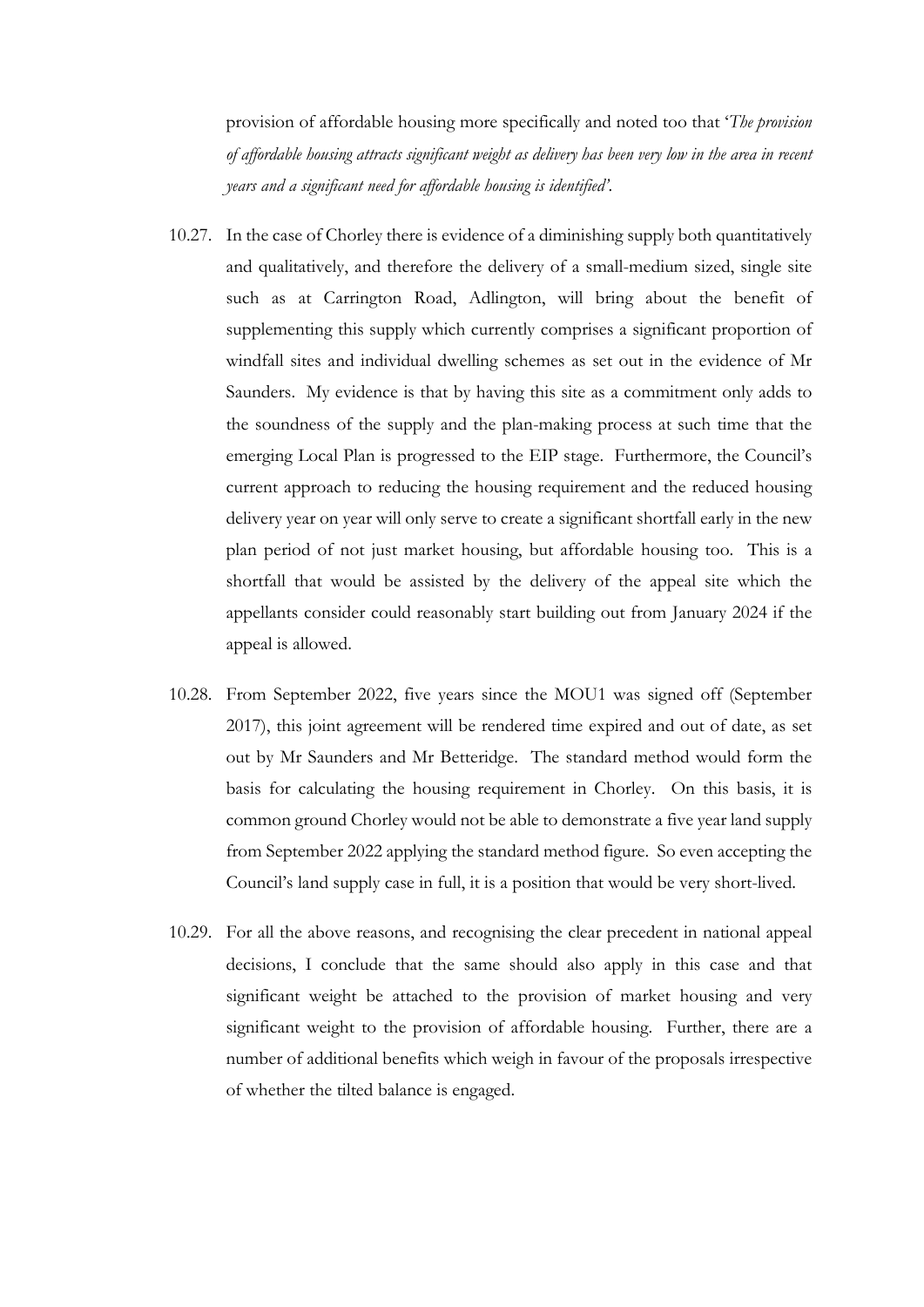provision of affordable housing more specifically and noted too that '*The provision of affordable housing attracts significant weight as delivery has been very low in the area in recent years and a significant need for affordable housing is identified'*.

10.27. In the case of Chorley there is evidence of a diminishing supply both quantitatively and qualitatively, and therefore the delivery of a small-medium sized, single site such as at Carrington Road, Adlington, will bring about the benefit of supplementing this supply which currently comprises a significant proportion of windfall sites and individual dwelling schemes as set out in the evidence of Mr Saunders. My evidence is that by having this site as a commitment only adds to the soundness of the supply and the plan-making process at such time that the emerging Local Plan is progressed to the EIP stage. Furthermore, the Council's current approach to reducing the housing requirement and the reduced housing delivery year on year will only serve to create a significant shortfall early in the new plan period of not just market housing, but affordable housing too. This is a shortfall that would be assisted by the delivery of the appeal site which the appellants consider could reasonably start building out from January 2024 if the appeal is allowed.

10.28. From September 2022, five years since the MOU1 was signed off (September 2017), this joint agreement will be rendered time expired and out of date, as set out by Mr Saunders and Mr Betteridge. The standard method would form the basis for calculating the housing requirement in Chorley. On this basis, it is common ground Chorley would not be able to demonstrate a five year land supply from September 2022 applying the standard method figure. So even accepting the Council's land supply case in full, it is a position that would be very short-lived.

10.29. For all the above reasons, and recognising the clear precedent in national appeal decisions, I conclude that the same should also apply in this case and that significant weight be attached to the provision of market housing and very significant weight to the provision of affordable housing. Further, there are a number of additional benefits which weigh in favour of the proposals irrespective of whether the tilted balance is engaged.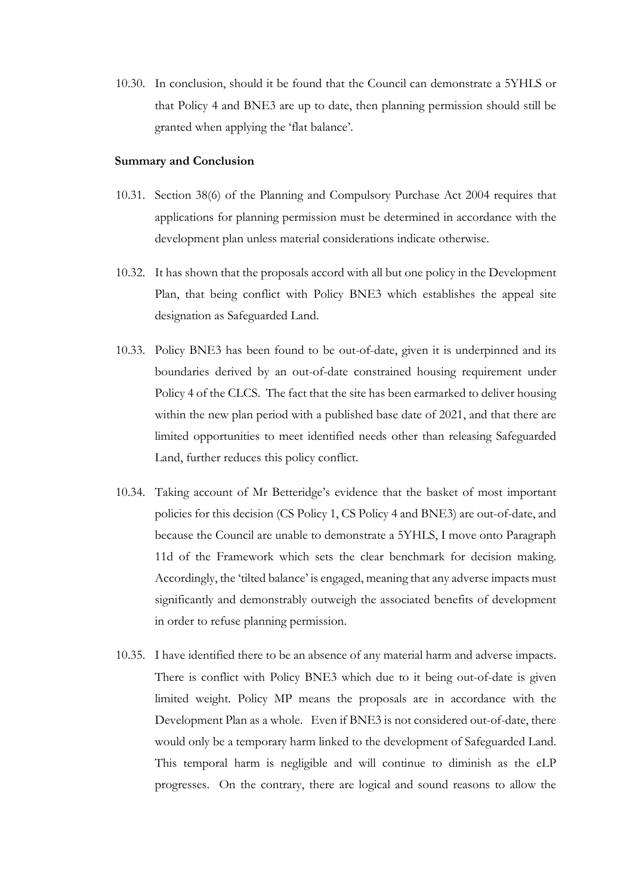10.30. In conclusion, should it be found that the Council can demonstrate a 5YHLS or that Policy 4 and BNE3 are up to date, then planning permission should still be granted when applying the 'flat balance'.

**Summary and Conclusion**

10.31. Section 38(6) of the Planning and Compulsory Purchase Act 2004 requires that applications for planning permission must be determined in accordance with the development plan unless material considerations indicate otherwise.

10.32. It has shown that the proposals accord with all but one policy in the Development Plan, that being conflict with Policy BNE3 which establishes the appeal site designation as Safeguarded Land.

10.33. Policy BNE3 has been found to be out-of-date, given it is underpinned and its boundaries derived by an out-of-date constrained housing requirement under Policy 4 of the CLCS. The fact that the site has been earmarked to deliver housing within the new plan period with a published base date of 2021, and that there are limited opportunities to meet identified needs other than releasing Safeguarded Land, further reduces this policy conflict.

10.34. Taking account of Mr Betteridge's evidence that the basket of most important policies for this decision (CS Policy 1, CS Policy 4 and BNE3) are out-of-date, and because the Council are unable to demonstrate a 5YHLS, I move onto Paragraph 11d of the Framework which sets the clear benchmark for decision making. Accordingly, the 'tilted balance' is engaged, meaning that any adverse impacts must significantly and demonstrably outweigh the associated benefits of development in order to refuse planning permission.

10.35. I have identified there to be an absence of any material harm and adverse impacts. There is conflict with Policy BNE3 which due to it being out-of-date is given limited weight. Policy MP means the proposals are in accordance with the Development Plan as a whole. Even if BNE3 is not considered out-of-date, there would only be a temporary harm linked to the development of Safeguarded Land. This temporal harm is negligible and will continue to diminish as the eLP progresses. On the contrary, there are logical and sound reasons to allow the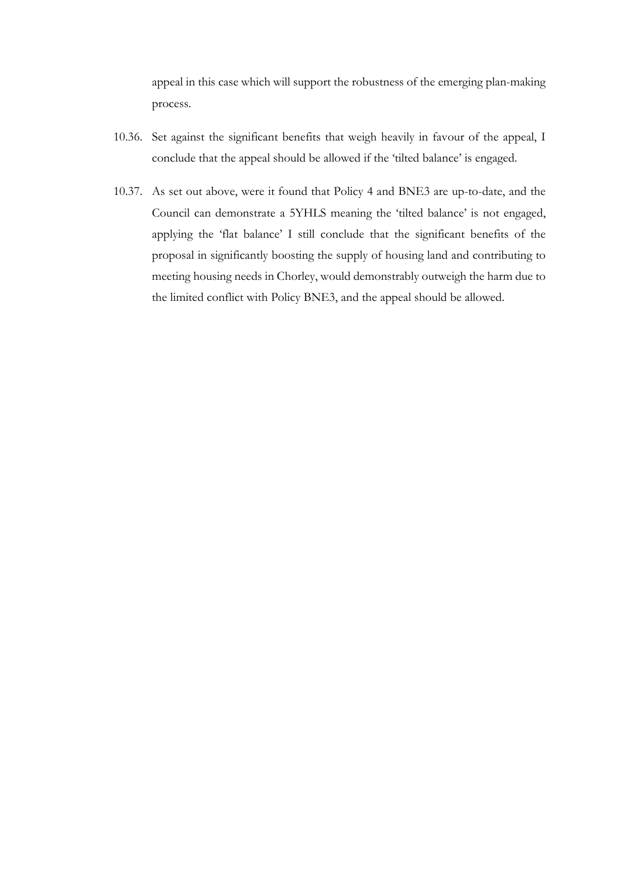appeal in this case which will support the robustness of the emerging plan-making process.

10.36. Set against the significant benefits that weigh heavily in favour of the appeal, I conclude that the appeal should be allowed if the 'tilted balance' is engaged.

10.37. As set out above, were it found that Policy 4 and BNE3 are up-to-date, and the Council can demonstrate a 5YHLS meaning the 'tilted balance' is not engaged, applying the 'flat balance' I still conclude that the significant benefits of the proposal in significantly boosting the supply of housing land and contributing to meeting housing needs in Chorley, would demonstrably outweigh the harm due to the limited conflict with Policy BNE3, and the appeal should be allowed.